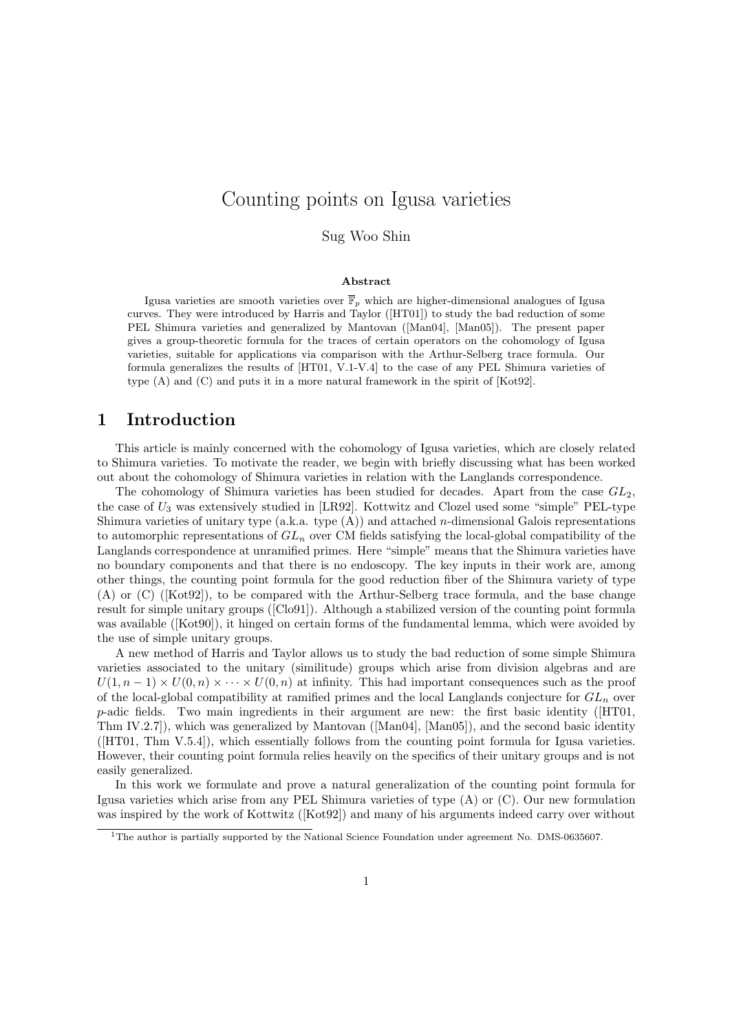# Counting points on Igusa varieties

Sug Woo Shin

### Abstract

Igusa varieties are smooth varieties over $\overline{\mathbb{F}}_p$ which are higher-dimensional analogues of Igusa curves. They were introduced by Harris and Taylor ([HT01]) to study the bad reduction of some PEL Shimura varieties and generalized by Mantovan ([Man04], [Man05]). The present paper gives a group-theoretic formula for the traces of certain operators on the cohomology of Igusa varieties, suitable for applications via comparison with the Arthur-Selberg trace formula. Our formula generalizes the results of [HT01, V.1-V.4] to the case of any PEL Shimura varieties of type (A) and (C) and puts it in a more natural framework in the spirit of [Kot92].

## 1 Introduction

This article is mainly concerned with the cohomology of Igusa varieties, which are closely related to Shimura varieties. To motivate the reader, we begin with briefly discussing what has been worked out about the cohomology of Shimura varieties in relation with the Langlands correspondence.

The cohomology of Shimura varieties has been studied for decades. Apart from the case $GL_2$, the case of $U_3$ was extensively studied in [LR92]. Kottwitz and Clozel used some "simple" PEL-type Shimura varieties of unitary type (a.k.a. type (A)) and attached $n$-dimensional Galois representations to automorphic representations of $GL_n$ over CM fields satisfying the local-global compatibility of the Langlands correspondence at unramified primes. Here "simple" means that the Shimura varieties have no boundary components and that there is no endoscopy. The key inputs in their work are, among other things, the counting point formula for the good reduction fiber of the Shimura variety of type (A) or (C) ([Kot92]), to be compared with the Arthur-Selberg trace formula, and the base change result for simple unitary groups ([Clo91]). Although a stabilized version of the counting point formula was available ([Kot90]), it hinged on certain forms of the fundamental lemma, which were avoided by the use of simple unitary groups.

A new method of Harris and Taylor allows us to study the bad reduction of some simple Shimura varieties associated to the unitary (similitude) groups which arise from division algebras and are $U(1, n-1) \times U(0, n) \times \cdots \times U(0, n)$ at infinity. This had important consequences such as the proof of the local-global compatibility at ramified primes and the local Langlands conjecture for $GL_n$ over $p$-adic fields. Two main ingredients in their argument are new: the first basic identity ([HT01, Thm IV.2.7]), which was generalized by Mantovan ([Man04], [Man05]), and the second basic identity ([HT01, Thm V.5.4]), which essentially follows from the counting point formula for Igusa varieties. However, their counting point formula relies heavily on the specifics of their unitary groups and is not easily generalized.

In this work we formulate and prove a natural generalization of the counting point formula for Igusa varieties which arise from any PEL Shimura varieties of type (A) or (C). Our new formulation was inspired by the work of Kottwitz ([Kot92]) and many of his arguments indeed carry over without

---

[1] The author is partially supported by the National Science Foundation under agreement No. DMS-0635607.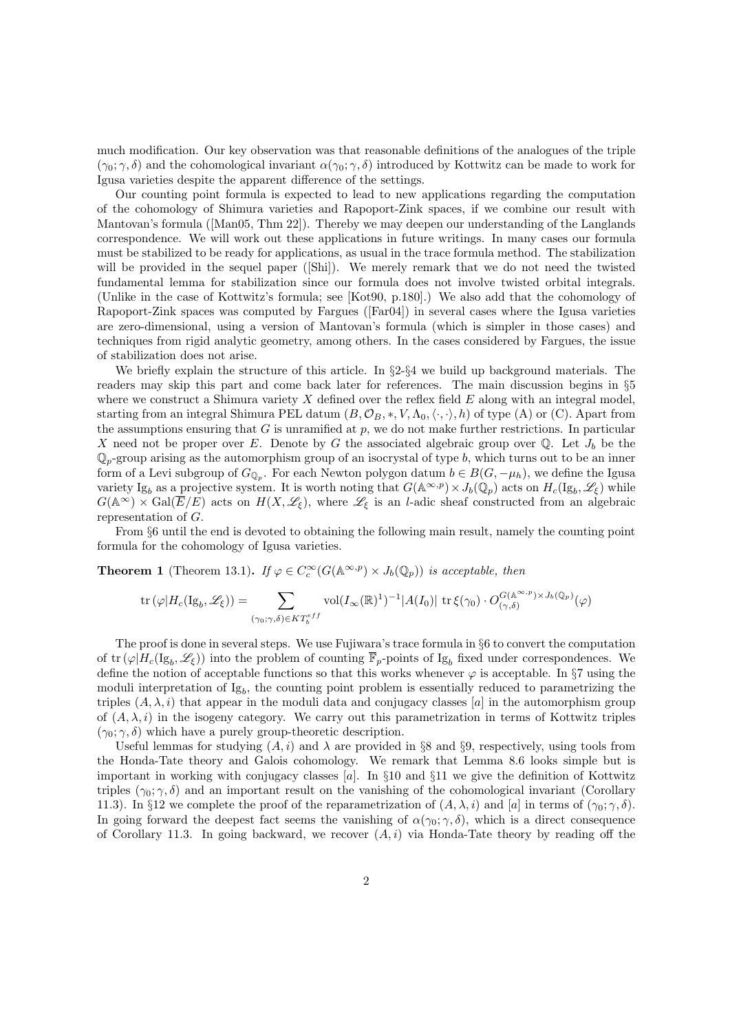much modification. Our key observation was that reasonable definitions of the analogues of the triple $(\gamma_0;\gamma,\delta)$ and the cohomological invariant $\alpha(\gamma_0;\gamma,\delta)$ introduced by Kottwitz can be made to work for Igusa varieties despite the apparent difference of the settings.

Our counting point formula is expected to lead to new applications regarding the computation of the cohomology of Shimura varieties and Rapoport-Zink spaces, if we combine our result with Mantovan's formula ([Man05, Thm 22]). Thereby we may deepen our understanding of the Langlands correspondence. We will work out these applications in future writings. In many cases our formula must be stabilized to be ready for applications, as usual in the trace formula method. The stabilization will be provided in the sequel paper ([Shi]). We merely remark that we do not need the twisted fundamental lemma for stabilization since our formula does not involve twisted orbital integrals. (Unlike in the case of Kottwitz's formula; see [Kot90, p.180].) We also add that the cohomology of Rapoport-Zink spaces was computed by Fargues ([Far04]) in several cases where the Igusa varieties are zero-dimensional, using a version of Mantovan's formula (which is simpler in those cases) and techniques from rigid analytic geometry, among others. In the cases considered by Fargues, the issue of stabilization does not arise.

We briefly explain the structure of this article. In §2-§4 we build up background materials. The readers may skip this part and come back later for references. The main discussion begins in §5 where we construct a Shimura variety $X$ defined over the reflex field $E$ along with an integral model, starting from an integral Shimura PEL datum $(B,\mathcal{O}_B,*,V,\Lambda_0,\langle\cdot,\cdot\rangle,h)$ of type (A) or (C). Apart from the assumptions ensuring that $G$ is unramified at $p$, we do not make further restrictions. In particular $X$ need not be proper over $E$. Denote by $G$ the associated algebraic group over $\mathbb{Q}$. Let $J_b$ be the $\mathbb{Q}_p$-group arising as the automorphism group of an isocrystal of type $b$, which turns out to be an inner form of a Levi subgroup of $G_{\mathbb{Q}_p}$. For each Newton polygon datum $b\in B(G,-\mu_h)$, we define the Igusa variety $\mathrm{Ig}_b$ as a projective system. It is worth noting that $G(\mathbb{A}^{\infty,p})\times J_b(\mathbb{Q}_p)$ acts on $H_c(\mathrm{Ig}_b,\mathscr{L}_\xi)$ while $G(\mathbb{A}^{\infty})\times \mathrm{Gal}(\overline{E}/E)$ acts on $H(X,\mathscr{L}_\xi)$, where $\mathscr{L}_\xi$ is an $l$-adic sheaf constructed from an algebraic representation of $G$.

From §6 until the end is devoted to obtaining the following main result, namely the counting point formula for the cohomology of Igusa varieties.

**Theorem 1** (Theorem 13.1)**.** *If $\varphi\in C_c^\infty(G(\mathbb{A}^{\infty,p})\times J_b(\mathbb{Q}_p))$ is acceptable, then*

$$\mathrm{tr}\,(\varphi|H_c(\mathrm{Ig}_b,\mathscr{L}_\xi))=\sum_{(\gamma_0;\gamma,\delta)\in KT_b^{eff}}\mathrm{vol}(I_\infty(\mathbb{R})^1)^{-1}|A(I_0)|\ \mathrm{tr}\,\xi(\gamma_0)\cdot O_{(\gamma,\delta)}^{G(\mathbb{A}^{\infty,p})\times J_b(\mathbb{Q}_p)}(\varphi)$$

The proof is done in several steps. We use Fujiwara's trace formula in §6 to convert the computation of $\mathrm{tr}\,(\varphi|H_c(\mathrm{Ig}_b,\mathscr{L}_\xi))$ into the problem of counting $\overline{\mathbb{F}}_p$-points of $\mathrm{Ig}_b$ fixed under correspondences. We define the notion of acceptable functions so that this works whenever $\varphi$ is acceptable. In §7 using the moduli interpretation of $\mathrm{Ig}_b$, the counting point problem is essentially reduced to parametrizing the triples $(A,\lambda,i)$ that appear in the moduli data and conjugacy classes $[a]$ in the automorphism group of $(A,\lambda,i)$ in the isogeny category. We carry out this parametrization in terms of Kottwitz triples $(\gamma_0;\gamma,\delta)$ which have a purely group-theoretic description.

Useful lemmas for studying $(A,i)$ and $\lambda$ are provided in §8 and §9, respectively, using tools from the Honda-Tate theory and Galois cohomology. We remark that Lemma 8.6 looks simple but is important in working with conjugacy classes $[a]$. In §10 and §11 we give the definition of Kottwitz triples $(\gamma_0;\gamma,\delta)$ and an important result on the vanishing of the cohomological invariant (Corollary 11.3). In §12 we complete the proof of the reparametrization of $(A,\lambda,i)$ and $[a]$ in terms of $(\gamma_0;\gamma,\delta)$. In going forward the deepest fact seems the vanishing of $\alpha(\gamma_0;\gamma,\delta)$, which is a direct consequence of Corollary 11.3. In going backward, we recover $(A,i)$ via Honda-Tate theory by reading off the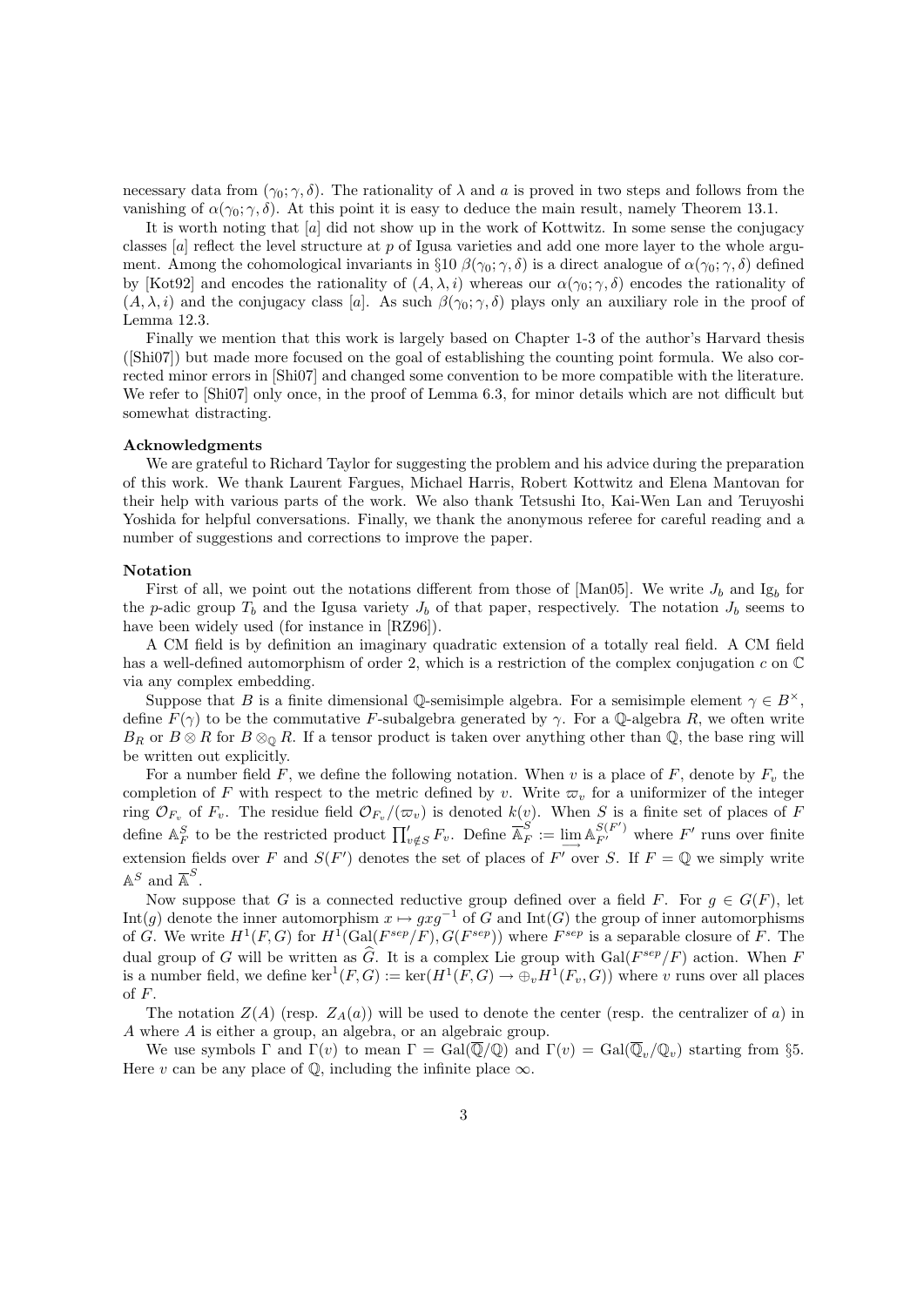necessary data from $(\gamma_0;\gamma,\delta)$. The rationality of $\lambda$ and $a$ is proved in two steps and follows from the vanishing of $\alpha(\gamma_0;\gamma,\delta)$. At this point it is easy to deduce the main result, namely Theorem 13.1.

It is worth noting that $[a]$ did not show up in the work of Kottwitz. In some sense the conjugacy classes $[a]$ reflect the level structure at $p$ of Igusa varieties and add one more layer to the whole argument. Among the cohomological invariants in §10 $\beta(\gamma_0;\gamma,\delta)$ is a direct analogue of $\alpha(\gamma_0;\gamma,\delta)$ defined by [Kot92] and encodes the rationality of $(A,\lambda,i)$ whereas our $\alpha(\gamma_0;\gamma,\delta)$ encodes the rationality of $(A,\lambda,i)$ and the conjugacy class $[a]$. As such $\beta(\gamma_0;\gamma,\delta)$ plays only an auxiliary role in the proof of Lemma 12.3.

Finally we mention that this work is largely based on Chapter 1-3 of the author's Harvard thesis ([Shi07]) but made more focused on the goal of establishing the counting point formula. We also corrected minor errors in [Shi07] and changed some convention to be more compatible with the literature. We refer to [Shi07] only once, in the proof of Lemma 6.3, for minor details which are not difficult but somewhat distracting.

**Acknowledgments**

We are grateful to Richard Taylor for suggesting the problem and his advice during the preparation of this work. We thank Laurent Fargues, Michael Harris, Robert Kottwitz and Elena Mantovan for their help with various parts of the work. We also thank Tetsushi Ito, Kai-Wen Lan and Teruyoshi Yoshida for helpful conversations. Finally, we thank the anonymous referee for careful reading and a number of suggestions and corrections to improve the paper.

**Notation**

First of all, we point out the notations different from those of [Man05]. We write $J_b$ and $\mathrm{Ig}_b$ for the $p$-adic group $T_b$ and the Igusa variety $J_b$ of that paper, respectively. The notation $J_b$ seems to have been widely used (for instance in [RZ96]).

A CM field is by definition an imaginary quadratic extension of a totally real field. A CM field has a well-defined automorphism of order 2, which is a restriction of the complex conjugation $c$ on $\mathbb{C}$ via any complex embedding.

Suppose that $B$ is a finite dimensional $\mathbb{Q}$-semisimple algebra. For a semisimple element $\gamma\in B^\times$, define $F(\gamma)$ to be the commutative $F$-subalgebra generated by $\gamma$. For a $\mathbb{Q}$-algebra $R$, we often write $B_R$ or $B\otimes R$ for $B\otimes_{\mathbb{Q}} R$. If a tensor product is taken over anything other than $\mathbb{Q}$, the base ring will be written out explicitly.

For a number field $F$, we define the following notation. When $v$ is a place of $F$, denote by $F_v$ the completion of $F$ with respect to the metric defined by $v$. Write $\varpi_v$ for a uniformizer of the integer ring $\mathcal{O}_{F_v}$ of $F_v$. The residue field $\mathcal{O}_{F_v}/(\varpi_v)$ is denoted $k(v)$. When $S$ is a finite set of places of $F$ define $\mathbb{A}_F^S$ to be the restricted product $\prod'_{v\notin S} F_v$. Define $\overline{\mathbb{A}}_F^S := \varinjlim \mathbb{A}_{F'}^{S(F')}$ where $F'$ runs over finite extension fields over $F$ and $S(F')$ denotes the set of places of $F'$ over $S$. If $F=\mathbb{Q}$ we simply write $\mathbb{A}^S$ and $\overline{\mathbb{A}}^S$.

Now suppose that $G$ is a connected reductive group defined over a field $F$. For $g\in G(F)$, let $\mathrm{Int}(g)$ denote the inner automorphism $x\mapsto gxg^{-1}$ of $G$ and $\mathrm{Int}(G)$ the group of inner automorphisms of $G$. We write $H^1(F,G)$ for $H^1(\mathrm{Gal}(F^{sep}/F),G(F^{sep}))$ where $F^{sep}$ is a separable closure of $F$. The dual group of $G$ will be written as $\widehat{G}$. It is a complex Lie group with $\mathrm{Gal}(F^{sep}/F)$ action. When $F$ is a number field, we define $\ker^1(F,G) := \ker(H^1(F,G)\to\oplus_v H^1(F_v,G))$ where $v$ runs over all places of $F$.

The notation $Z(A)$ (resp. $Z_A(a)$) will be used to denote the center (resp. the centralizer of $a$) in $A$ where $A$ is either a group, an algebra, or an algebraic group.

We use symbols $\Gamma$ and $\Gamma(v)$ to mean $\Gamma=\mathrm{Gal}(\overline{\mathbb{Q}}/\mathbb{Q})$ and $\Gamma(v)=\mathrm{Gal}(\overline{\mathbb{Q}}_v/\mathbb{Q}_v)$ starting from §5. Here $v$ can be any place of $\mathbb{Q}$, including the infinite place $\infty$.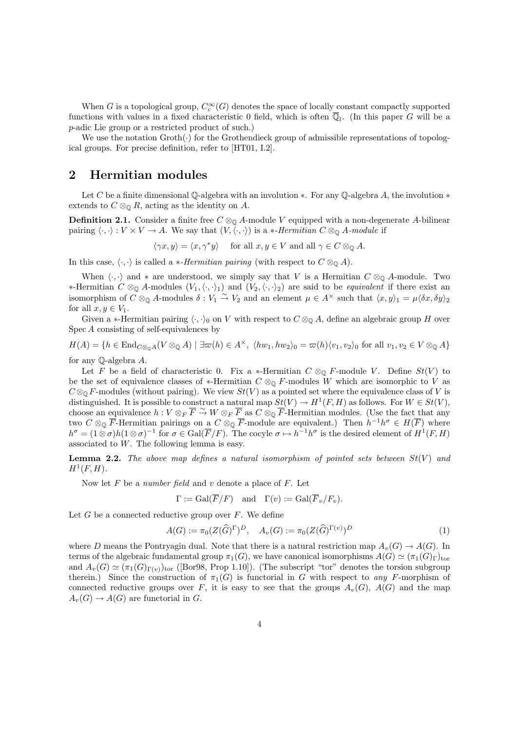When $G$ is a topological group, $C_c^\infty(G)$ denotes the space of locally constant compactly supported functions with values in a fixed characteristic 0 field, which is often $\overline{\mathbb{Q}}_l$. (In this paper $G$ will be a $p$-adic Lie group or a restricted product of such.)

We use the notation $\mathrm{Groth}(\cdot)$ for the Grothendieck group of admissible representations of topological groups. For precise definition, refer to [HT01, I.2].

## 2 Hermitian modules

Let $C$ be a finite dimensional $\mathbb{Q}$-algebra with an involution $*$. For any $\mathbb{Q}$-algebra $A$, the involution $*$ extends to $C \otimes_{\mathbb{Q}} R$, acting as the identity on $A$.

**Definition 2.1.** Consider a finite free $C \otimes_{\mathbb{Q}} A$-module $V$ equipped with a non-degenerate $A$-bilinear pairing $\langle \cdot, \cdot \rangle : V \times V \to A$. We say that $(V, \langle \cdot, \cdot \rangle)$ is a $*$*-Hermitian* $C \otimes_{\mathbb{Q}} A$*-module* if

$$\langle \gamma x, y \rangle = \langle x, \gamma^* y \rangle \quad \text{for all } x, y \in V \text{ and all } \gamma \in C \otimes_{\mathbb{Q}} A.$$

In this case, $\langle \cdot, \cdot \rangle$ is called a $*$*-Hermitian pairing* (with respect to $C \otimes_{\mathbb{Q}} A$).

When $\langle \cdot, \cdot \rangle$ and $*$ are understood, we simply say that $V$ is a Hermitian $C \otimes_{\mathbb{Q}} A$-module. Two $*$-Hermitian $C \otimes_{\mathbb{Q}} A$-modules $(V_1, \langle \cdot, \cdot \rangle_1)$ and $(V_2, \langle \cdot, \cdot \rangle_2)$ are said to be *equivalent* if there exist an isomorphism of $C \otimes_{\mathbb{Q}} A$-modules $\delta : V_1 \stackrel{\sim}{\to} V_2$ and an element $\mu \in A^\times$ such that $\langle x, y \rangle_1 = \mu \langle \delta x, \delta y \rangle_2$ for all $x, y \in V_1$.

Given a $*$-Hermitian pairing $\langle \cdot, \cdot \rangle_0$ on $V$ with respect to $C \otimes_{\mathbb{Q}} A$, define an algebraic group $H$ over $\mathrm{Spec}\, A$ consisting of self-equivalences by

$$H(A) = \{h \in \mathrm{End}_{C \otimes_{\mathbb{Q}} A}(V \otimes_{\mathbb{Q}} A) \mid \exists \varpi(h) \in A^\times,\ \langle h w_1, h w_2 \rangle_0 = \varpi(h) \langle v_1, v_2 \rangle_0 \text{ for all } v_1, v_2 \in V \otimes_{\mathbb{Q}} A\}$$

for any $\mathbb{Q}$-algebra $A$.

Let $F$ be a field of characteristic 0. Fix a $*$-Hermitian $C \otimes_{\mathbb{Q}} F$-module $V$. Define $St(V)$ to be the set of equivalence classes of $*$-Hermitian $C \otimes_{\mathbb{Q}} F$-modules $W$ which are isomorphic to $V$ as $C \otimes_{\mathbb{Q}} F$-modules (without pairing). We view $St(V)$ as a pointed set where the equivalence class of $V$ is distinguished. It is possible to construct a natural map $St(V) \to H^1(F, H)$ as follows. For $W \in St(V)$, choose an equivalence $h : V \otimes_F \overline{F} \stackrel{\sim}{\to} W \otimes_F \overline{F}$ as $C \otimes_{\mathbb{Q}} \overline{F}$-Hermitian modules. (Use the fact that any two $C \otimes_{\mathbb{Q}} \overline{F}$-Hermitian pairings on a $C \otimes_{\mathbb{Q}} \overline{F}$-module are equivalent.) Then $h^{-1} h^\sigma \in H(\overline{F})$ where $h^\sigma = (1 \otimes \sigma) h (1 \otimes \sigma)^{-1}$ for $\sigma \in \mathrm{Gal}(\overline{F}/F)$. The cocyle $\sigma \mapsto h^{-1} h^\sigma$ is the desired element of $H^1(F, H)$ associated to $W$. The following lemma is easy.

**Lemma 2.2.** *The above map defines a natural isomorphism of pointed sets between $St(V)$ and $H^1(F, H)$.*

Now let $F$ be a *number field* and $v$ denote a place of $F$. Let

$$\Gamma := \mathrm{Gal}(\overline{F}/F) \quad \text{and} \quad \Gamma(v) := \mathrm{Gal}(\overline{F}_v/F_v).$$

Let $G$ be a connected reductive group over $F$. We define

$$A(G) := \pi_0(Z(\widehat{G})^\Gamma)^D, \quad A_v(G) := \pi_0(Z(\widehat{G})^{\Gamma(v)})^D \tag{1}$$

where $D$ means the Pontryagin dual. Note that there is a natural restriction map $A_v(G) \to A(G)$. In terms of the algebraic fundamental group $\pi_1(G)$, we have canonical isomorphisms $A(G) \simeq (\pi_1(G)_\Gamma)_{\mathrm{tor}}$ and $A_v(G) \simeq (\pi_1(G)_{\Gamma(v)})_{\mathrm{tor}}$ ([Bor98, Prop 1.10]). (The subscript "tor" denotes the torsion subgroup therein.) Since the construction of $\pi_1(G)$ is functorial in $G$ with respect to *any* $F$-morphism of connected reductive groups over $F$, it is easy to see that the groups $A_v(G)$, $A(G)$ and the map $A_v(G) \to A(G)$ are functorial in $G$.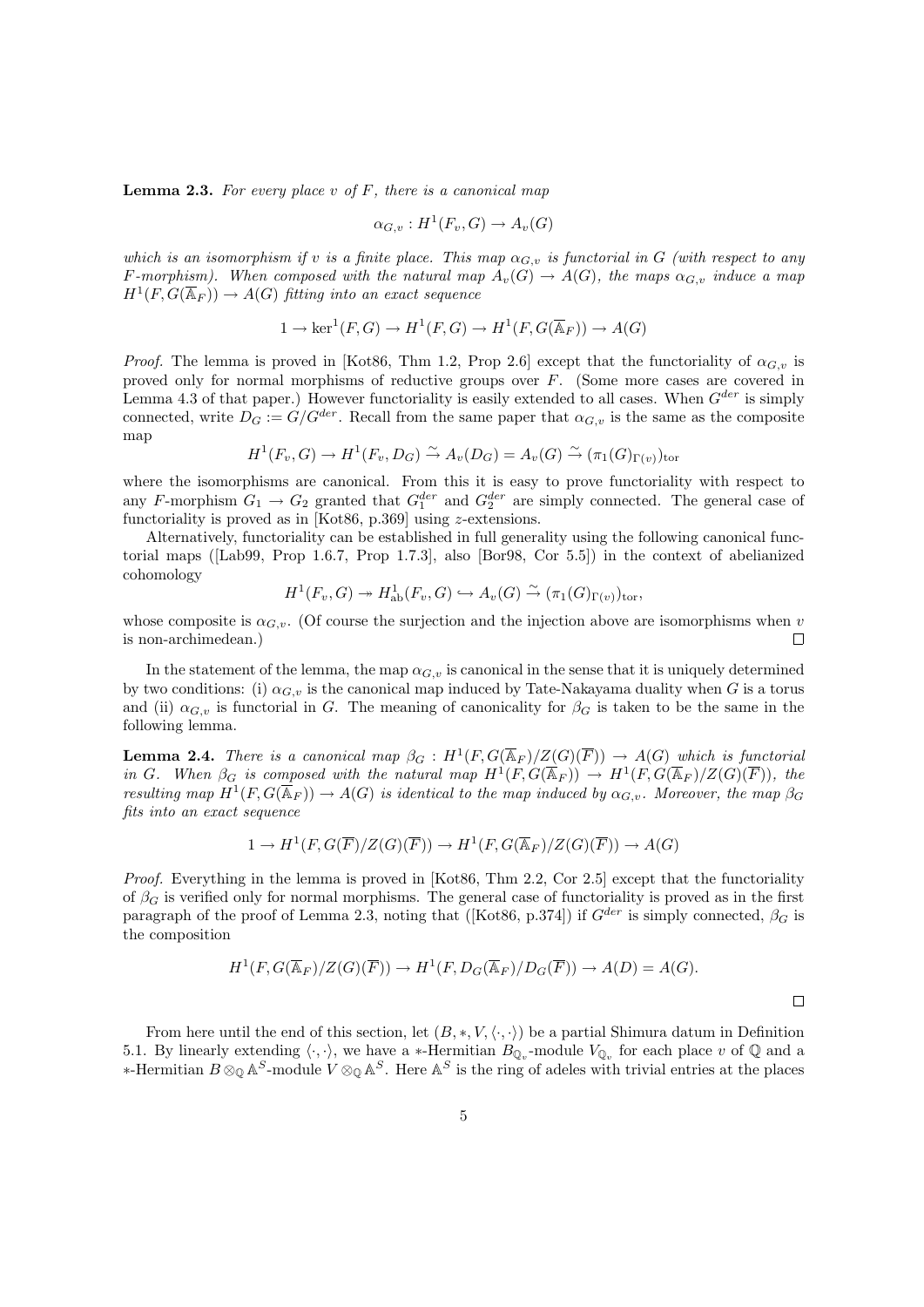**Lemma 2.3.** *For every place $v$ of $F$, there is a canonical map*

$$\alpha_{G,v} : H^1(F_v, G) \to A_v(G)$$

*which is an isomorphism if $v$ is a finite place. This map $\alpha_{G,v}$ is functorial in $G$ (with respect to any $F$-morphism). When composed with the natural map $A_v(G) \to A(G)$, the maps $\alpha_{G,v}$ induce a map $H^1(F, G(\overline{\mathbb{A}}_F)) \to A(G)$ fitting into an exact sequence*

$$1 \to \ker^1(F, G) \to H^1(F, G) \to H^1(F, G(\overline{\mathbb{A}}_F)) \to A(G)$$

*Proof.* The lemma is proved in [Kot86, Thm 1.2, Prop 2.6] except that the functoriality of $\alpha_{G,v}$ is proved only for normal morphisms of reductive groups over $F$. (Some more cases are covered in Lemma 4.3 of that paper.) However functoriality is easily extended to all cases. When $G^{der}$ is simply connected, write $D_G := G/G^{der}$. Recall from the same paper that $\alpha_{G,v}$ is the same as the composite map

$$H^1(F_v, G) \to H^1(F_v, D_G) \stackrel{\sim}{\to} A_v(D_G) = A_v(G) \stackrel{\sim}{\to} (\pi_1(G)_{\Gamma(v)})_{\mathrm{tor}}$$

where the isomorphisms are canonical. From this it is easy to prove functoriality with respect to any $F$-morphism $G_1 \to G_2$ granted that $G_1^{der}$ and $G_2^{der}$ are simply connected. The general case of functoriality is proved as in [Kot86, p.369] using $z$-extensions.

Alternatively, functoriality can be established in full generality using the following canonical functorial maps ([Lab99, Prop 1.6.7, Prop 1.7.3], also [Bor98, Cor 5.5]) in the context of abelianized cohomology

$$H^1(F_v, G) \twoheadrightarrow H^1_{\mathrm{ab}}(F_v, G) \hookrightarrow A_v(G) \stackrel{\sim}{\to} (\pi_1(G)_{\Gamma(v)})_{\mathrm{tor}},$$

whose composite is $\alpha_{G,v}$. (Of course the surjection and the injection above are isomorphisms when $v$ is non-archimedean.) $\square$

In the statement of the lemma, the map $\alpha_{G,v}$ is canonical in the sense that it is uniquely determined by two conditions: (i) $\alpha_{G,v}$ is the canonical map induced by Tate-Nakayama duality when $G$ is a torus and (ii) $\alpha_{G,v}$ is functorial in $G$. The meaning of canonicality for $\beta_G$ is taken to be the same in the following lemma.

**Lemma 2.4.** *There is a canonical map $\beta_G : H^1(F, G(\overline{\mathbb{A}}_F)/Z(G)(\overline{F})) \to A(G)$ which is functorial in $G$. When $\beta_G$ is composed with the natural map $H^1(F, G(\overline{\mathbb{A}}_F)) \to H^1(F, G(\overline{\mathbb{A}}_F)/Z(G)(\overline{F}))$, the resulting map $H^1(F, G(\overline{\mathbb{A}}_F)) \to A(G)$ is identical to the map induced by $\alpha_{G,v}$. Moreover, the map $\beta_G$ fits into an exact sequence*

$$1 \to H^1(F, G(\overline{F})/Z(G)(\overline{F})) \to H^1(F, G(\overline{\mathbb{A}}_F)/Z(G)(\overline{F})) \to A(G)$$

*Proof.* Everything in the lemma is proved in [Kot86, Thm 2.2, Cor 2.5] except that the functoriality of $\beta_G$ is verified only for normal morphisms. The general case of functoriality is proved as in the first paragraph of the proof of Lemma 2.3, noting that ([Kot86, p.374]) if $G^{der}$ is simply connected, $\beta_G$ is the composition

$$H^1(F, G(\overline{\mathbb{A}}_F)/Z(G)(\overline{F})) \to H^1(F, D_G(\overline{\mathbb{A}}_F)/D_G(\overline{F})) \to A(D) = A(G).$$

$\square$

From here until the end of this section, let $(B, *, V, \langle\cdot,\cdot\rangle)$ be a partial Shimura datum in Definition 5.1. By linearly extending $\langle\cdot,\cdot\rangle$, we have a $*$-Hermitian $B_{\mathbb{Q}_v}$-module $V_{\mathbb{Q}_v}$ for each place $v$ of $\mathbb{Q}$ and a $*$-Hermitian $B \otimes_{\mathbb{Q}} \mathbb{A}^S$-module $V \otimes_{\mathbb{Q}} \mathbb{A}^S$. Here $\mathbb{A}^S$ is the ring of adeles with trivial entries at the places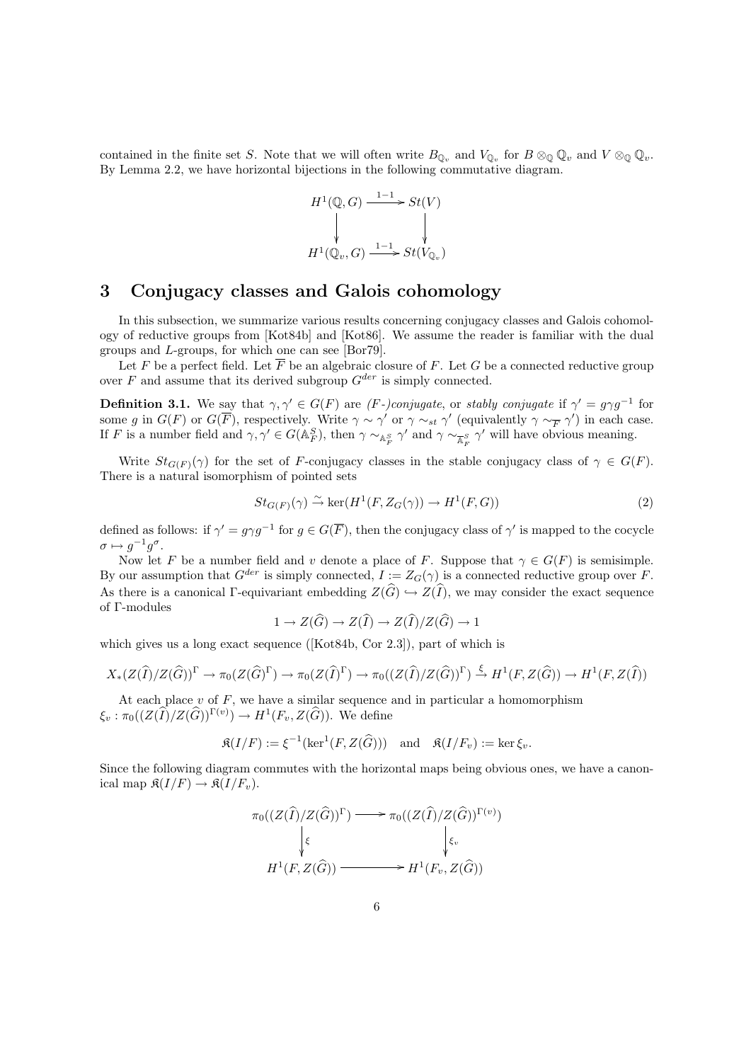contained in the finite set $S$. Note that we will often write $B_{\mathbb{Q}_v}$ and $V_{\mathbb{Q}_v}$ for $B \otimes_{\mathbb{Q}} \mathbb{Q}_v$ and $V \otimes_{\mathbb{Q}} \mathbb{Q}_v$. By Lemma 2.2, we have horizontal bijections in the following commutative diagram.

$$\begin{array}{ccc} H^1(\mathbb{Q}, G) & \xrightarrow{1-1} & St(V) \\ \downarrow & & \downarrow \\ H^1(\mathbb{Q}_v, G) & \xrightarrow{1-1} & St(V_{\mathbb{Q}_v}) \end{array}$$

# 3 Conjugacy classes and Galois cohomology

In this subsection, we summarize various results concerning conjugacy classes and Galois cohomology of reductive groups from [Kot84b] and [Kot86]. We assume the reader is familiar with the dual groups and $L$-groups, for which one can see [Bor79].

Let $F$ be a perfect field. Let $\overline{F}$ be an algebraic closure of $F$. Let $G$ be a connected reductive group over $F$ and assume that its derived subgroup $G^{der}$ is simply connected.

**Definition 3.1.** We say that $\gamma, \gamma' \in G(F)$ are *($F$-)conjugate*, or *stably conjugate* if $\gamma' = g\gamma g^{-1}$ for some $g$ in $G(F)$ or $G(\overline{F})$, respectively. Write $\gamma \sim \gamma'$ or $\gamma \sim_{st} \gamma'$ (equivalently $\gamma \sim_{\overline{F}} \gamma'$) in each case. If $F$ is a number field and $\gamma, \gamma' \in G(\mathbb{A}_F^S)$, then $\gamma \sim_{\mathbb{A}_F^S} \gamma'$ and $\gamma \sim_{\overline{\mathbb{A}}_F^S} \gamma'$ will have obvious meaning.

Write $St_{G(F)}(\gamma)$ for the set of $F$-conjugacy classes in the stable conjugacy class of $\gamma \in G(F)$. There is a natural isomorphism of pointed sets

$$St_{G(F)}(\gamma) \xrightarrow{\sim} \ker(H^1(F, Z_G(\gamma)) \to H^1(F, G)) \tag{2}$$

defined as follows: if $\gamma' = g\gamma g^{-1}$ for $g \in G(\overline{F})$, then the conjugacy class of $\gamma'$ is mapped to the cocycle $\sigma \mapsto g^{-1}g^{\sigma}$.

Now let $F$ be a number field and $v$ denote a place of $F$. Suppose that $\gamma \in G(F)$ is semisimple. By our assumption that $G^{der}$ is simply connected, $I := Z_G(\gamma)$ is a connected reductive group over $F$. As there is a canonical $\Gamma$-equivariant embedding $Z(\widehat{G}) \hookrightarrow Z(\widehat{I})$, we may consider the exact sequence of $\Gamma$-modules

$$1 \to Z(\widehat{G}) \to Z(\widehat{I}) \to Z(\widehat{I})/Z(\widehat{G}) \to 1$$

which gives us a long exact sequence ([Kot84b, Cor 2.3]), part of which is

$$X_*(Z(\widehat{I})/Z(\widehat{G}))^{\Gamma} \to \pi_0(Z(\widehat{G})^{\Gamma}) \to \pi_0(Z(\widehat{I})^{\Gamma}) \to \pi_0((Z(\widehat{I})/Z(\widehat{G}))^{\Gamma}) \xrightarrow{\xi} H^1(F, Z(\widehat{G})) \to H^1(F, Z(\widehat{I}))$$

At each place $v$ of $F$, we have a similar sequence and in particular a homomorphism $\xi_v : \pi_0((Z(\widehat{I})/Z(\widehat{G}))^{\Gamma(v)}) \to H^1(F_v, Z(\widehat{G}))$. We define

$$\mathfrak{K}(I/F) := \xi^{-1}(\ker^1(F, Z(\widehat{G}))) \quad \text{and} \quad \mathfrak{K}(I/F_v) := \ker \xi_v.$$

Since the following diagram commutes with the horizontal maps being obvious ones, we have a canonical map $\mathfrak{K}(I/F) \to \mathfrak{K}(I/F_v)$.

$$\begin{array}{ccc} \pi_0((Z(\widehat{I})/Z(\widehat{G}))^{\Gamma}) & \longrightarrow & \pi_0((Z(\widehat{I})/Z(\widehat{G}))^{\Gamma(v)}) \\ \downarrow{\scriptstyle \xi} & & \downarrow{\scriptstyle \xi_v} \\ H^1(F, Z(\widehat{G})) & \longrightarrow & H^1(F_v, Z(\widehat{G})) \end{array}$$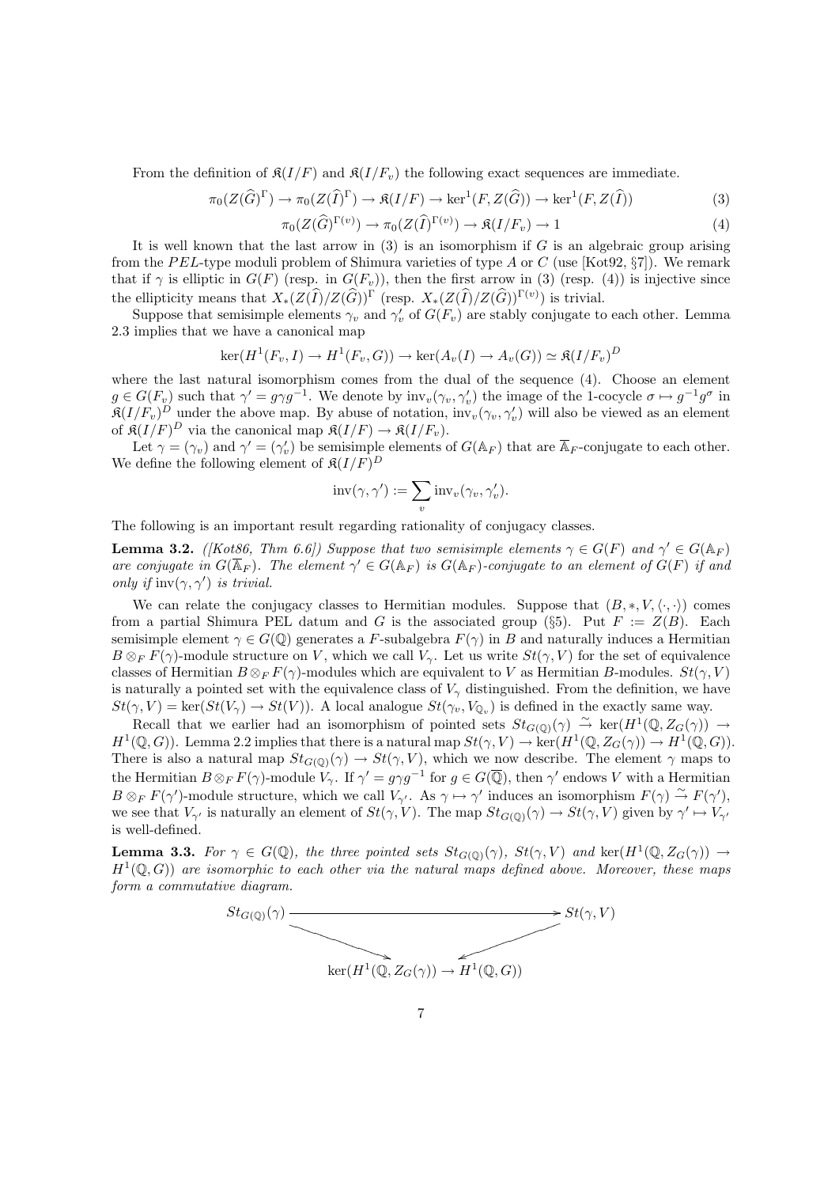From the definition of $\mathfrak{K}(I/F)$ and $\mathfrak{K}(I/F_v)$ the following exact sequences are immediate.

$$\pi_0(Z(\widehat{G})^\Gamma) \to \pi_0(Z(\widehat{I})^\Gamma) \to \mathfrak{K}(I/F) \to \ker^1(F, Z(\widehat{G})) \to \ker^1(F, Z(\widehat{I})) \tag{3}$$

$$\pi_0(Z(\widehat{G})^{\Gamma(v)}) \to \pi_0(Z(\widehat{I})^{\Gamma(v)}) \to \mathfrak{K}(I/F_v) \to 1 \tag{4}$$

It is well known that the last arrow in (3) is an isomorphism if $G$ is an algebraic group arising from the $PEL$-type moduli problem of Shimura varieties of type A or C (use [Kot92, §7]). We remark that if $\gamma$ is elliptic in $G(F)$ (resp. in $G(F_v)$), then the first arrow in (3) (resp. (4)) is injective since the ellipticity means that $X_*(Z(\widehat{I})/Z(\widehat{G}))^\Gamma$ (resp. $X_*(Z(\widehat{I})/Z(\widehat{G}))^{\Gamma(v)}$) is trivial.

Suppose that semisimple elements $\gamma_v$ and $\gamma'_v$ of $G(F_v)$ are stably conjugate to each other. Lemma 2.3 implies that we have a canonical map

$$\ker(H^1(F_v, I) \to H^1(F_v, G)) \to \ker(A_v(I) \to A_v(G)) \simeq \mathfrak{K}(I/F_v)^D$$

where the last natural isomorphism comes from the dual of the sequence (4). Choose an element $g \in G(F_v)$ such that $\gamma' = g\gamma g^{-1}$. We denote by $\mathrm{inv}_v(\gamma_v, \gamma'_v)$ the image of the 1-cocycle $\sigma \mapsto g^{-1}g^\sigma$ in $\mathfrak{K}(I/F_v)^D$ under the above map. By abuse of notation, $\mathrm{inv}_v(\gamma_v, \gamma'_v)$ will also be viewed as an element of $\mathfrak{K}(I/F)^D$ via the canonical map $\mathfrak{K}(I/F) \to \mathfrak{K}(I/F_v)$.

Let $\gamma = (\gamma_v)$ and $\gamma' = (\gamma'_v)$ be semisimple elements of $G(\mathbb{A}_F)$ that are $\overline{\mathbb{A}}_F$-conjugate to each other. We define the following element of $\mathfrak{K}(I/F)^D$

$$\mathrm{inv}(\gamma, \gamma') := \sum_v \mathrm{inv}_v(\gamma_v, \gamma'_v).$$

The following is an important result regarding rationality of conjugacy classes.

**Lemma 3.2.** *([Kot86, Thm 6.6]) Suppose that two semisimple elements $\gamma \in G(F)$ and $\gamma' \in G(\mathbb{A}_F)$ are conjugate in $G(\overline{\mathbb{A}}_F)$. The element $\gamma' \in G(\mathbb{A}_F)$ is $G(\mathbb{A}_F)$-conjugate to an element of $G(F)$ if and only if $\mathrm{inv}(\gamma, \gamma')$ is trivial.*

We can relate the conjugacy classes to Hermitian modules. Suppose that $(B, *, V, \langle\cdot,\cdot\rangle)$ comes from a partial Shimura PEL datum and $G$ is the associated group (§5). Put $F := Z(B)$. Each semisimple element $\gamma \in G(\mathbb{Q})$ generates a $F$-subalgebra $F(\gamma)$ in $B$ and naturally induces a Hermitian $B \otimes_F F(\gamma)$-module structure on $V$, which we call $V_\gamma$. Let us write $St(\gamma, V)$ for the set of equivalence classes of Hermitian $B \otimes_F F(\gamma)$-modules which are equivalent to $V$ as Hermitian $B$-modules. $St(\gamma, V)$ is naturally a pointed set with the equivalence class of $V_\gamma$ distinguished. From the definition, we have $St(\gamma, V) = \ker(St(V_\gamma) \to St(V))$. A local analogue $St(\gamma_v, V_{\mathbb{Q}_v})$ is defined in the exactly same way.

Recall that we earlier had an isomorphism of pointed sets $St_{G(\mathbb{Q})}(\gamma) \xrightarrow{\sim} \ker(H^1(\mathbb{Q}, Z_G(\gamma)) \to H^1(\mathbb{Q}, G))$. Lemma 2.2 implies that there is a natural map $St(\gamma, V) \to \ker(H^1(\mathbb{Q}, Z_G(\gamma)) \to H^1(\mathbb{Q}, G))$. There is also a natural map $St_{G(\mathbb{Q})}(\gamma) \to St(\gamma, V)$, which we now describe. The element $\gamma$ maps to the Hermitian $B \otimes_F F(\gamma)$-module $V_\gamma$. If $\gamma' = g\gamma g^{-1}$ for $g \in G(\overline{\mathbb{Q}})$, then $\gamma'$ endows $V$ with a Hermitian $B \otimes_F F(\gamma')$-module structure, which we call $V_{\gamma'}$. As $\gamma \mapsto \gamma'$ induces an isomorphism $F(\gamma) \xrightarrow{\sim} F(\gamma')$, we see that $V_{\gamma'}$ is naturally an element of $St(\gamma, V)$. The map $St_{G(\mathbb{Q})}(\gamma) \to St(\gamma, V)$ given by $\gamma' \mapsto V_{\gamma'}$ is well-defined.

**Lemma 3.3.** *For $\gamma \in G(\mathbb{Q})$, the three pointed sets $St_{G(\mathbb{Q})}(\gamma)$, $St(\gamma, V)$ and $\ker(H^1(\mathbb{Q}, Z_G(\gamma)) \to H^1(\mathbb{Q}, G))$ are isomorphic to each other via the natural maps defined above. Moreover, these maps form a commutative diagram.*

$$\begin{array}{ccc} St_{G(\mathbb{Q})}(\gamma) & \longrightarrow & St(\gamma, V) \\ & \searrow \quad \swarrow & \\ & \ker(H^1(\mathbb{Q}, Z_G(\gamma)) \to H^1(\mathbb{Q}, G)) & \end{array}$$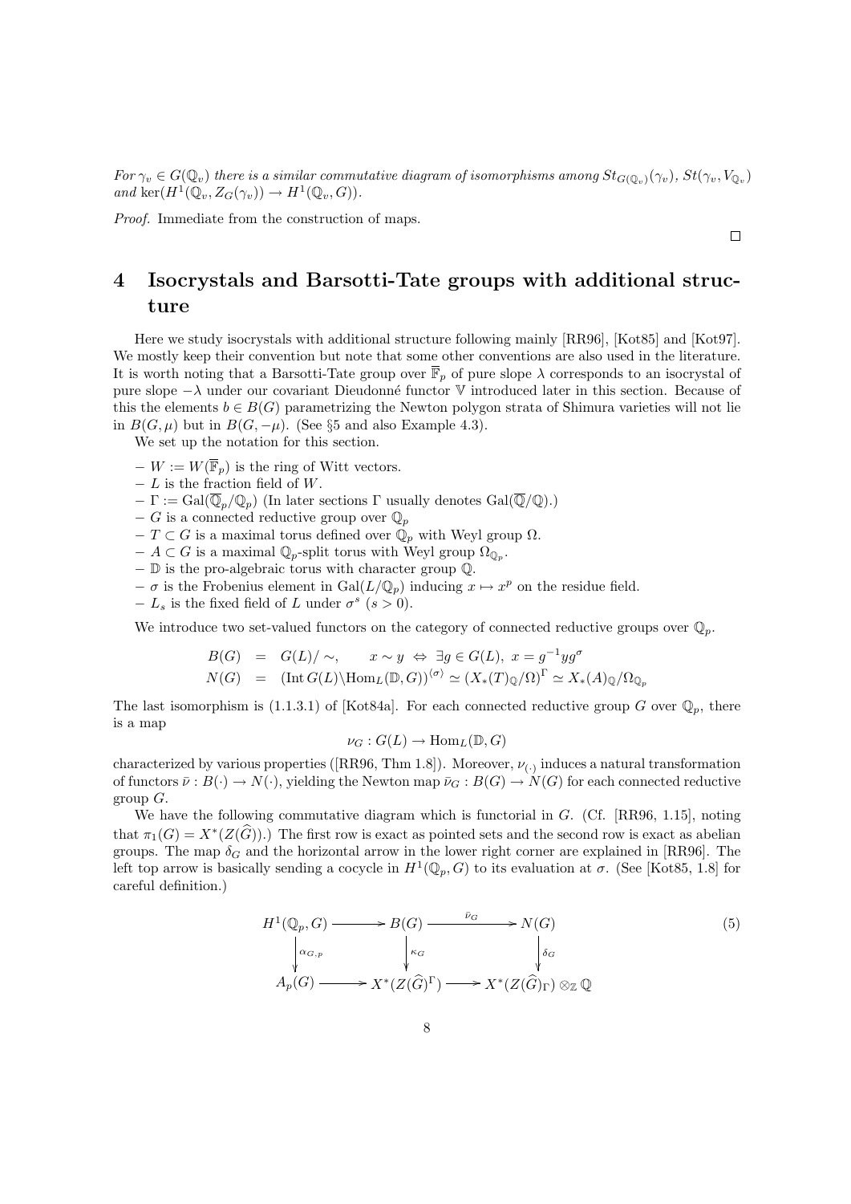*For $\gamma_v \in G(\mathbb{Q}_v)$ there is a similar commutative diagram of isomorphisms among $St_{G(\mathbb{Q}_v)}(\gamma_v)$, $St(\gamma_v, V_{\mathbb{Q}_v})$ and $\ker(H^1(\mathbb{Q}_v, Z_G(\gamma_v)) \to H^1(\mathbb{Q}_v, G))$.*

*Proof.* Immediate from the construction of maps. □

# 4 Isocrystals and Barsotti-Tate groups with additional structure

Here we study isocrystals with additional structure following mainly [RR96], [Kot85] and [Kot97]. We mostly keep their convention but note that some other conventions are also used in the literature. It is worth noting that a Barsotti-Tate group over $\overline{\mathbb{F}}_p$ of pure slope $\lambda$ corresponds to an isocrystal of pure slope $-\lambda$ under our covariant Dieudonné functor $\mathbb{V}$ introduced later in this section. Because of this the elements $b \in B(G)$ parametrizing the Newton polygon strata of Shimura varieties will not lie in $B(G, \mu)$ but in $B(G, -\mu)$. (See §5 and also Example 4.3).

We set up the notation for this section.

- $W := W(\overline{\mathbb{F}}_p)$ is the ring of Witt vectors.
- $L$ is the fraction field of $W$.
- $\Gamma := \mathrm{Gal}(\overline{\mathbb{Q}}_p/\mathbb{Q}_p)$ (In later sections $\Gamma$ usually denotes $\mathrm{Gal}(\overline{\mathbb{Q}}/\mathbb{Q})$.)
- $G$ is a connected reductive group over $\mathbb{Q}_p$
- $T \subset G$ is a maximal torus defined over $\mathbb{Q}_p$ with Weyl group $\Omega$.
- $A \subset G$ is a maximal $\mathbb{Q}_p$-split torus with Weyl group $\Omega_{\mathbb{Q}_p}$.
- $\mathbb{D}$ is the pro-algebraic torus with character group $\mathbb{Q}$.
- $\sigma$ is the Frobenius element in $\mathrm{Gal}(L/\mathbb{Q}_p)$ inducing $x \mapsto x^p$ on the residue field.
- $L_s$ is the fixed field of $L$ under $\sigma^s$ $(s > 0)$.

We introduce two set-valued functors on the category of connected reductive groups over $\mathbb{Q}_p$.

$$
\begin{aligned}
B(G) &= G(L)/\sim, \qquad x \sim y \;\Leftrightarrow\; \exists g \in G(L),\; x = g^{-1} y g^{\sigma} \\
N(G) &= \left(\mathrm{Int}\, G(L) \backslash \mathrm{Hom}_L(\mathbb{D}, G)\right)^{\langle \sigma \rangle} \simeq \left(X_*(T)_{\mathbb{Q}}/\Omega\right)^{\Gamma} \simeq X_*(A)_{\mathbb{Q}}/\Omega_{\mathbb{Q}_p}
\end{aligned}
$$

The last isomorphism is (1.1.3.1) of [Kot84a]. For each connected reductive group $G$ over $\mathbb{Q}_p$, there is a map

$$\nu_G : G(L) \to \mathrm{Hom}_L(\mathbb{D}, G)$$

characterized by various properties ([RR96, Thm 1.8]). Moreover, $\nu_{(\cdot)}$ induces a natural transformation of functors $\bar{\nu} : B(\cdot) \to N(\cdot)$, yielding the Newton map $\bar{\nu}_G : B(G) \to N(G)$ for each connected reductive group $G$.

We have the following commutative diagram which is functorial in $G$. (Cf. [RR96, 1.15], noting that $\pi_1(G) = X^*(Z(\widehat{G}))$.) The first row is exact as pointed sets and the second row is exact as abelian groups. The map $\delta_G$ and the horizontal arrow in the lower right corner are explained in [RR96]. The left top arrow is basically sending a cocycle in $H^1(\mathbb{Q}_p, G)$ to its evaluation at $\sigma$. (See [Kot85, 1.8] for careful definition.)

$$
\begin{array}{ccccc}
H^1(\mathbb{Q}_p, G) & \longrightarrow & B(G) & \xrightarrow{\;\bar{\nu}_G\;} & N(G) \\
\Big\downarrow {\scriptstyle \alpha_{G,p}} & & \Big\downarrow {\scriptstyle \kappa_G} & & \Big\downarrow {\scriptstyle \delta_G} \\
A_p(G) & \longrightarrow & X^*(Z(\widehat{G})^{\Gamma}) & \longrightarrow & X^*(Z(\widehat{G})_{\Gamma}) \otimes_{\mathbb{Z}} \mathbb{Q}
\end{array}
\tag{5}
$$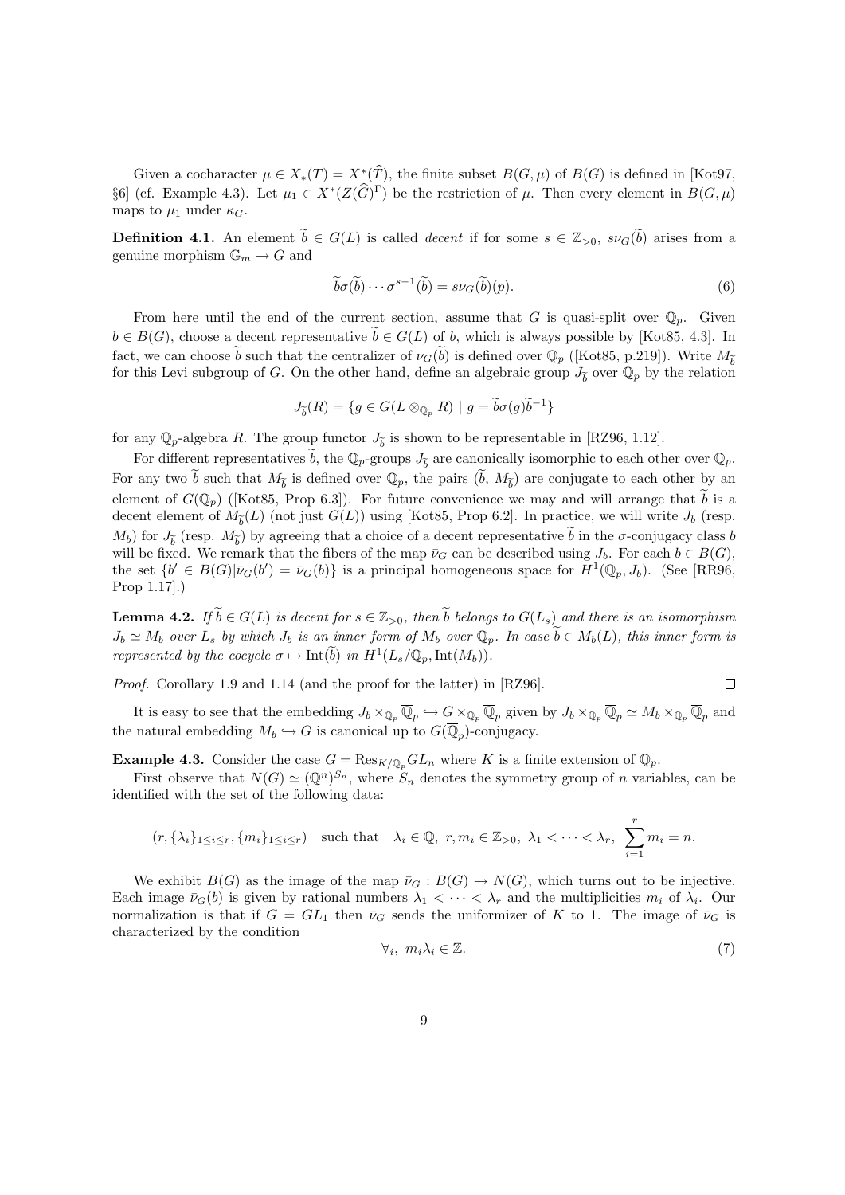Given a cocharacter $\mu \in X_*(T) = X^*(\widehat{T})$, the finite subset $B(G,\mu)$ of $B(G)$ is defined in [Kot97, §6] (cf. Example 4.3). Let $\mu_1 \in X^*(Z(\widehat{G})^\Gamma)$ be the restriction of $\mu$. Then every element in $B(G,\mu)$ maps to $\mu_1$ under $\kappa_G$.

**Definition 4.1.** An element $\widetilde{b} \in G(L)$ is called *decent* if for some $s \in \mathbb{Z}_{>0}$, $s\nu_G(\widetilde{b})$ arises from a genuine morphism $\mathbb{G}_m \to G$ and

$$\widetilde{b}\sigma(\widetilde{b})\cdots\sigma^{s-1}(\widetilde{b}) = s\nu_G(\widetilde{b})(p). \tag{6}$$

From here until the end of the current section, assume that $G$ is quasi-split over $\mathbb{Q}_p$. Given $b \in B(G)$, choose a decent representative $\widetilde{b} \in G(L)$ of $b$, which is always possible by [Kot85, 4.3]. In fact, we can choose $\widetilde{b}$ such that the centralizer of $\nu_G(\widetilde{b})$ is defined over $\mathbb{Q}_p$ ([Kot85, p.219]). Write $M_{\widetilde{b}}$ for this Levi subgroup of $G$. On the other hand, define an algebraic group $J_{\widetilde{b}}$ over $\mathbb{Q}_p$ by the relation

$$J_{\widetilde{b}}(R) = \{g \in G(L \otimes_{\mathbb{Q}_p} R) \mid g = \widetilde{b}\sigma(g)\widetilde{b}^{-1}\}$$

for any $\mathbb{Q}_p$-algebra $R$. The group functor $J_{\widetilde{b}}$ is shown to be representable in [RZ96, 1.12].

For different representatives $\widetilde{b}$, the $\mathbb{Q}_p$-groups $J_{\widetilde{b}}$ are canonically isomorphic to each other over $\mathbb{Q}_p$. For any two $\widetilde{b}$ such that $M_{\widetilde{b}}$ is defined over $\mathbb{Q}_p$, the pairs $(\widetilde{b}, M_{\widetilde{b}})$ are conjugate to each other by an element of $G(\mathbb{Q}_p)$ ([Kot85, Prop 6.3]). For future convenience we may and will arrange that $\widetilde{b}$ is a decent element of $M_{\widetilde{b}}(L)$ (not just $G(L)$) using [Kot85, Prop 6.2]. In practice, we will write $J_b$ (resp. $M_b$) for $J_{\widetilde{b}}$ (resp. $M_{\widetilde{b}}$) by agreeing that a choice of a decent representative $\widetilde{b}$ in the $\sigma$-conjugacy class $b$ will be fixed. We remark that the fibers of the map $\bar{\nu}_G$ can be described using $J_b$. For each $b \in B(G)$, the set $\{b' \in B(G) | \bar{\nu}_G(b') = \bar{\nu}_G(b)\}$ is a principal homogeneous space for $H^1(\mathbb{Q}_p, J_b)$. (See [RR96, Prop 1.17].)

**Lemma 4.2.** *If $\widetilde{b} \in G(L)$ is decent for $s \in \mathbb{Z}_{>0}$, then $\widetilde{b}$ belongs to $G(L_s)$ and there is an isomorphism $J_b \simeq M_b$ over $L_s$ by which $J_b$ is an inner form of $M_b$ over $\mathbb{Q}_p$. In case $\widetilde{b} \in M_b(L)$, this inner form is represented by the cocycle $\sigma \mapsto \mathrm{Int}(\widetilde{b})$ in $H^1(L_s/\mathbb{Q}_p, \mathrm{Int}(M_b))$.*

*Proof.* Corollary 1.9 and 1.14 (and the proof for the latter) in [RZ96]. $\square$

It is easy to see that the embedding $J_b \times_{\mathbb{Q}_p} \overline{\mathbb{Q}}_p \hookrightarrow G \times_{\mathbb{Q}_p} \overline{\mathbb{Q}}_p$ given by $J_b \times_{\mathbb{Q}_p} \overline{\mathbb{Q}}_p \simeq M_b \times_{\mathbb{Q}_p} \overline{\mathbb{Q}}_p$ and the natural embedding $M_b \hookrightarrow G$ is canonical up to $G(\overline{\mathbb{Q}}_p)$-conjugacy.

**Example 4.3.** Consider the case $G = \mathrm{Res}_{K/\mathbb{Q}_p} GL_n$ where $K$ is a finite extension of $\mathbb{Q}_p$.

First observe that $N(G) \simeq (\mathbb{Q}^n)^{S_n}$, where $S_n$ denotes the symmetry group of $n$ variables, can be identified with the set of the following data:

$$(r, \{\lambda_i\}_{1\le i\le r}, \{m_i\}_{1\le i\le r}) \quad \text{such that} \quad \lambda_i \in \mathbb{Q},\ r, m_i \in \mathbb{Z}_{>0},\ \lambda_1 < \cdots < \lambda_r,\ \sum_{i=1}^r m_i = n.$$

We exhibit $B(G)$ as the image of the map $\bar{\nu}_G : B(G) \to N(G)$, which turns out to be injective. Each image $\bar{\nu}_G(b)$ is given by rational numbers $\lambda_1 < \cdots < \lambda_r$ and the multiplicities $m_i$ of $\lambda_i$. Our normalization is that if $G = GL_1$ then $\bar{\nu}_G$ sends the uniformizer of $K$ to 1. The image of $\bar{\nu}_G$ is characterized by the condition

$$\forall_i,\ m_i\lambda_i \in \mathbb{Z}. \tag{7}$$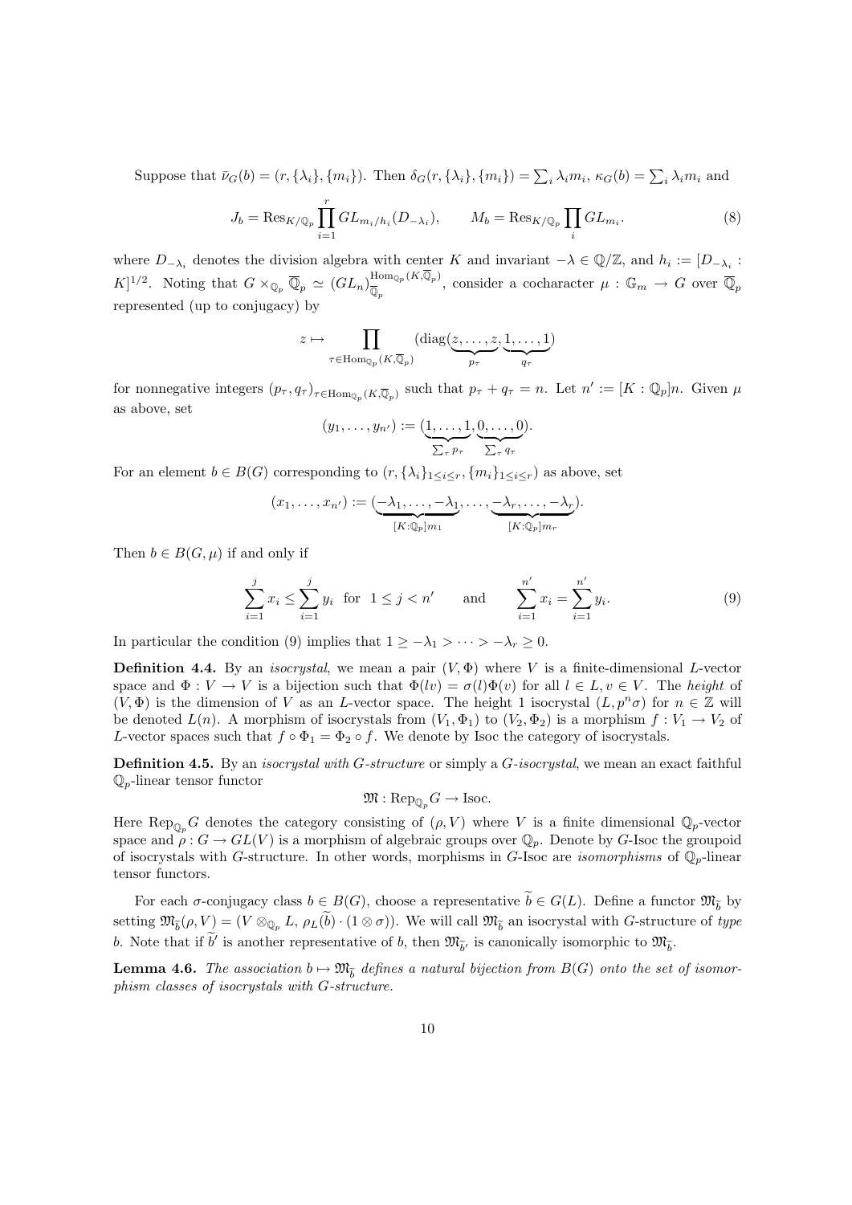Suppose that $\bar{\nu}_G(b) = (r, \{\lambda_i\}, \{m_i\})$. Then $\delta_G(r, \{\lambda_i\}, \{m_i\}) = \sum_i \lambda_i m_i$, $\kappa_G(b) = \sum_i \lambda_i m_i$ and

$$J_b = \mathrm{Res}_{K/\mathbb{Q}_p} \prod_{i=1}^{r} GL_{m_i/h_i}(D_{-\lambda_i}), \qquad M_b = \mathrm{Res}_{K/\mathbb{Q}_p} \prod_i GL_{m_i}. \tag{8}$$

where $D_{-\lambda_i}$ denotes the division algebra with center $K$ and invariant $-\lambda \in \mathbb{Q}/\mathbb{Z}$, and $h_i := [D_{-\lambda_i} : K]^{1/2}$. Noting that $G \times_{\mathbb{Q}_p} \overline{\mathbb{Q}}_p \simeq (GL_n)_{\overline{\mathbb{Q}}_p}^{\mathrm{Hom}_{\mathbb{Q}_p}(K,\overline{\mathbb{Q}}_p)}$, consider a cocharacter $\mu : \mathbb{G}_m \to G$ over $\overline{\mathbb{Q}}_p$ represented (up to conjugacy) by

$$z \mapsto \prod_{\tau \in \mathrm{Hom}_{\mathbb{Q}_p}(K,\overline{\mathbb{Q}}_p)} (\mathrm{diag}(\underbrace{z, \ldots, z}_{p_\tau}, \underbrace{1, \ldots, 1}_{q_\tau})$$

for nonnegative integers $(p_\tau, q_\tau)_{\tau \in \mathrm{Hom}_{\mathbb{Q}_p}(K,\overline{\mathbb{Q}}_p)}$ such that $p_\tau + q_\tau = n$. Let $n' := [K : \mathbb{Q}_p]n$. Given $\mu$ as above, set

$$(y_1, \ldots, y_{n'}) := (\underbrace{1, \ldots, 1}_{\sum_\tau p_\tau}, \underbrace{0, \ldots, 0}_{\sum_\tau q_\tau}).$$

For an element $b \in B(G)$ corresponding to $(r, \{\lambda_i\}_{1 \le i \le r}, \{m_i\}_{1 \le i \le r})$ as above, set

$$(x_1, \ldots, x_{n'}) := (\underbrace{-\lambda_1, \ldots, -\lambda_1}_{[K:\mathbb{Q}_p]m_1}, \ldots, \underbrace{-\lambda_r, \ldots, -\lambda_r}_{[K:\mathbb{Q}_p]m_r}).$$

Then $b \in B(G, \mu)$ if and only if

$$\sum_{i=1}^{j} x_i \le \sum_{i=1}^{j} y_i \quad \text{for} \quad 1 \le j < n' \qquad \text{and} \qquad \sum_{i=1}^{n'} x_i = \sum_{i=1}^{n'} y_i. \tag{9}$$

In particular the condition (9) implies that $1 \ge -\lambda_1 > \cdots > -\lambda_r \ge 0$.

**Definition 4.4.** By an *isocrystal*, we mean a pair $(V, \Phi)$ where $V$ is a finite-dimensional $L$-vector space and $\Phi : V \to V$ is a bijection such that $\Phi(lv) = \sigma(l)\Phi(v)$ for all $l \in L, v \in V$. The *height* of $(V, \Phi)$ is the dimension of $V$ as an $L$-vector space. The height 1 isocrystal $(L, p^n\sigma)$ for $n \in \mathbb{Z}$ will be denoted $L(n)$. A morphism of isocrystals from $(V_1, \Phi_1)$ to $(V_2, \Phi_2)$ is a morphism $f : V_1 \to V_2$ of $L$-vector spaces such that $f \circ \Phi_1 = \Phi_2 \circ f$. We denote by Isoc the category of isocrystals.

**Definition 4.5.** By an *isocrystal with $G$-structure* or simply a *$G$-isocrystal*, we mean an exact faithful $\mathbb{Q}_p$-linear tensor functor

$$\mathfrak{M} : \mathrm{Rep}_{\mathbb{Q}_p} G \to \mathrm{Isoc}.$$

Here $\mathrm{Rep}_{\mathbb{Q}_p} G$ denotes the category consisting of $(\rho, V)$ where $V$ is a finite dimensional $\mathbb{Q}_p$-vector space and $\rho : G \to GL(V)$ is a morphism of algebraic groups over $\mathbb{Q}_p$. Denote by $G$-Isoc the groupoid of isocrystals with $G$-structure. In other words, morphisms in $G$-Isoc are *isomorphisms* of $\mathbb{Q}_p$-linear tensor functors.

For each $\sigma$-conjugacy class $b \in B(G)$, choose a representative $\widetilde{b} \in G(L)$. Define a functor $\mathfrak{M}_{\widetilde{b}}$ by setting $\mathfrak{M}_{\widetilde{b}}(\rho, V) = (V \otimes_{\mathbb{Q}_p} L,\, \rho_L(\widetilde{b}) \cdot (1 \otimes \sigma))$. We will call $\mathfrak{M}_{\widetilde{b}}$ an isocrystal with $G$-structure of *type* $b$. Note that if $\widetilde{b}'$ is another representative of $b$, then $\mathfrak{M}_{\widetilde{b}'}$ is canonically isomorphic to $\mathfrak{M}_{\widetilde{b}}$.

**Lemma 4.6.** *The association $b \mapsto \mathfrak{M}_{\widetilde{b}}$ defines a natural bijection from $B(G)$ onto the set of isomorphism classes of isocrystals with $G$-structure.*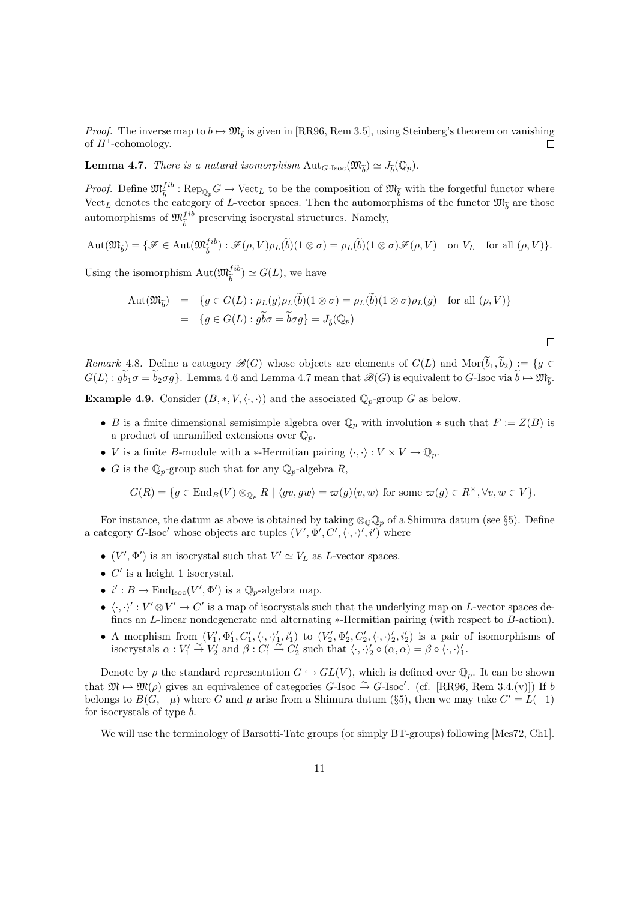*Proof.* The inverse map to $b \mapsto \mathfrak{M}_{\widetilde{b}}$ is given in [RR96, Rem 3.5], using Steinberg's theorem on vanishing of $H^1$-cohomology. $\square$

**Lemma 4.7.** *There is a natural isomorphism* $\mathrm{Aut}_{G\text{-Isoc}}(\mathfrak{M}_{\widetilde{b}}) \simeq J_{\widetilde{b}}(\mathbb{Q}_p)$.

*Proof.* Define $\mathfrak{M}_{\widetilde{b}}^{fib} : \mathrm{Rep}_{\mathbb{Q}_p} G \to \mathrm{Vect}_L$ to be the composition of $\mathfrak{M}_{\widetilde{b}}$ with the forgetful functor where $\mathrm{Vect}_L$ denotes the category of $L$-vector spaces. Then the automorphisms of the functor $\mathfrak{M}_{\widetilde{b}}$ are those automorphisms of $\mathfrak{M}_{\widetilde{b}}^{fib}$ preserving isocrystal structures. Namely,

$$\mathrm{Aut}(\mathfrak{M}_{\widetilde{b}}) = \{\mathscr{F} \in \mathrm{Aut}(\mathfrak{M}_{\widetilde{b}}^{fib}) : \mathscr{F}(\rho, V)\rho_L(\widetilde{b})(1 \otimes \sigma) = \rho_L(\widetilde{b})(1 \otimes \sigma)\mathscr{F}(\rho, V) \quad \text{on } V_L \quad \text{for all } (\rho, V)\}.$$

Using the isomorphism $\mathrm{Aut}(\mathfrak{M}_{\widetilde{b}}^{fib}) \simeq G(L)$, we have

$$\begin{aligned}
\mathrm{Aut}(\mathfrak{M}_{\widetilde{b}}) &= \{g \in G(L) : \rho_L(g)\rho_L(\widetilde{b})(1 \otimes \sigma) = \rho_L(\widetilde{b})(1 \otimes \sigma)\rho_L(g) \quad \text{for all } (\rho, V)\} \\
&= \{g \in G(L) : g\widetilde{b}\sigma = \widetilde{b}\sigma g\} = J_{\widetilde{b}}(\mathbb{Q}_p)
\end{aligned}$$

$\square$

*Remark* 4.8. Define a category $\mathscr{B}(G)$ whose objects are elements of $G(L)$ and $\mathrm{Mor}(\widetilde{b}_1, \widetilde{b}_2) := \{g \in G(L) : g\widetilde{b}_1\sigma = \widetilde{b}_2\sigma g\}$. Lemma 4.6 and Lemma 4.7 mean that $\mathscr{B}(G)$ is equivalent to $G$-Isoc via $\widetilde{b} \mapsto \mathfrak{M}_{\widetilde{b}}$.

**Example 4.9.** Consider $(B, *, V, \langle\cdot,\cdot\rangle)$ and the associated $\mathbb{Q}_p$-group $G$ as below.

- $B$ is a finite dimensional semisimple algebra over $\mathbb{Q}_p$ with involution $*$ such that $F := Z(B)$ is a product of unramified extensions over $\mathbb{Q}_p$.
- $V$ is a finite $B$-module with a $*$-Hermitian pairing $\langle\cdot,\cdot\rangle : V \times V \to \mathbb{Q}_p$.
- $G$ is the $\mathbb{Q}_p$-group such that for any $\mathbb{Q}_p$-algebra $R$,

$$G(R) = \{g \in \mathrm{End}_B(V) \otimes_{\mathbb{Q}_p} R \mid \langle gv, gw\rangle = \varpi(g)\langle v, w\rangle \text{ for some } \varpi(g) \in R^\times, \forall v, w \in V\}.$$

For instance, the datum as above is obtained by taking $\otimes_{\mathbb{Q}}\mathbb{Q}_p$ of a Shimura datum (see §5). Define a category $G$-Isoc$'$ whose objects are tuples $(V', \Phi', C', \langle\cdot,\cdot\rangle', i')$ where

- $(V', \Phi')$ is an isocrystal such that $V' \simeq V_L$ as $L$-vector spaces.
- $C'$ is a height 1 isocrystal.
- $i' : B \to \mathrm{End}_{\mathrm{Isoc}}(V', \Phi')$ is a $\mathbb{Q}_p$-algebra map.
- $\langle\cdot,\cdot\rangle' : V' \otimes V' \to C'$ is a map of isocrystals such that the underlying map on $L$-vector spaces defines an $L$-linear nondegenerate and alternating $*$-Hermitian pairing (with respect to $B$-action).
- A morphism from $(V_1', \Phi_1', C_1', \langle\cdot,\cdot\rangle_1', i_1')$ to $(V_2', \Phi_2', C_2', \langle\cdot,\cdot\rangle_2', i_2')$ is a pair of isomorphisms of isocrystals $\alpha : V_1' \overset{\sim}{\to} V_2'$ and $\beta : C_1' \overset{\sim}{\to} C_2'$ such that $\langle\cdot,\cdot\rangle_2' \circ (\alpha, \alpha) = \beta \circ \langle\cdot,\cdot\rangle_1'$.

Denote by $\rho$ the standard representation $G \hookrightarrow GL(V)$, which is defined over $\mathbb{Q}_p$. It can be shown that $\mathfrak{M} \mapsto \mathfrak{M}(\rho)$ gives an equivalence of categories $G$-Isoc $\overset{\sim}{\to}$ $G$-Isoc$'$. (cf. [RR96, Rem 3.4.(v)]) If $b$ belongs to $B(G, -\mu)$ where $G$ and $\mu$ arise from a Shimura datum (§5), then we may take $C' = L(-1)$ for isocrystals of type $b$.

We will use the terminology of Barsotti-Tate groups (or simply BT-groups) following [Mes72, Ch1].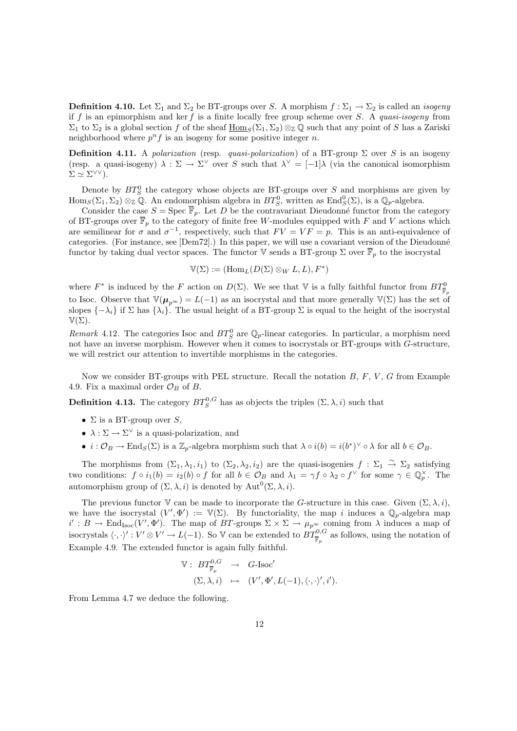**Definition 4.10.** Let $\Sigma_1$ and $\Sigma_2$ be BT-groups over $S$. A morphism $f : \Sigma_1 \to \Sigma_2$ is called an *isogeny* if $f$ is an epimorphism and $\ker f$ is a finite locally free group scheme over $S$. A *quasi-isogeny* from $\Sigma_1$ to $\Sigma_2$ is a global section $f$ of the sheaf $\underline{\mathrm{Hom}}_S(\Sigma_1, \Sigma_2) \otimes_{\mathbb{Z}} \mathbb{Q}$ such that any point of $S$ has a Zariski neighborhood where $p^n f$ is an isogeny for some positive integer $n$.

**Definition 4.11.** A *polarization* (resp. *quasi-polarization*) of a BT-group $\Sigma$ over $S$ is an isogeny (resp. a quasi-isogeny) $\lambda : \Sigma \to \Sigma^\vee$ over $S$ such that $\lambda^\vee = [-1]\lambda$ (via the canonical isomorphism $\Sigma \simeq \Sigma^{\vee\vee}$).

Denote by $BT^0_S$ the category whose objects are BT-groups over $S$ and morphisms are given by $\mathrm{Hom}_S(\Sigma_1, \Sigma_2) \otimes_{\mathbb{Z}} \mathbb{Q}$. An endomorphism algebra in $BT^0_S$, written as $\mathrm{End}^0_S(\Sigma)$, is a $\mathbb{Q}_p$-algebra.

Consider the case $S = \mathrm{Spec}\, \overline{\mathbb{F}}_p$. Let $D$ be the contravariant Dieudonné functor from the category of BT-groups over $\overline{\mathbb{F}}_p$ to the category of finite free $W$-modules equipped with $F$ and $V$ actions which are semilinear for $\sigma$ and $\sigma^{-1}$, respectively, such that $FV = VF = p$. This is an anti-equivalence of categories. (For instance, see [Dem72].) In this paper, we will use a covariant version of the Dieudonné functor by taking dual vector spaces. The functor $\mathbb{V}$ sends a BT-group $\Sigma$ over $\overline{\mathbb{F}}_p$ to the isocrystal

$$\mathbb{V}(\Sigma) := (\mathrm{Hom}_L(D(\Sigma) \otimes_W L, L), F^*)$$

where $F^*$ is induced by the $F$ action on $D(\Sigma)$. We see that $\mathbb{V}$ is a fully faithful functor from $BT^0_{\overline{\mathbb{F}}_p}$ to Isoc. Observe that $\mathbb{V}(\boldsymbol{\mu}_{p^\infty}) = L(-1)$ as an isocrystal and that more generally $\mathbb{V}(\Sigma)$ has the set of slopes $\{-\lambda_i\}$ if $\Sigma$ has $\{\lambda_i\}$. The usual height of a BT-group $\Sigma$ is equal to the height of the isocrystal $\mathbb{V}(\Sigma)$.

*Remark* 4.12. The categories Isoc and $BT^0_S$ are $\mathbb{Q}_p$-linear categories. In particular, a morphism need not have an inverse morphism. However when it comes to isocrystals or BT-groups with $G$-structure, we will restrict our attention to invertible morphisms in the categories.

Now we consider BT-groups with PEL structure. Recall the notation $B$, $F$, $V$, $G$ from Example 4.9. Fix a maximal order $\mathcal{O}_B$ of $B$.

**Definition 4.13.** The category $BT^{0,G}_S$ has as objects the triples $(\Sigma, \lambda, i)$ such that

- $\Sigma$ is a BT-group over $S$,
- $\lambda : \Sigma \to \Sigma^\vee$ is a quasi-polarization, and
- $i : \mathcal{O}_B \to \mathrm{End}_S(\Sigma)$ is a $\mathbb{Z}_p$-algebra morphism such that $\lambda \circ i(b) = i(b^*)^\vee \circ \lambda$ for all $b \in \mathcal{O}_B$.

The morphisms from $(\Sigma_1, \lambda_1, i_1)$ to $(\Sigma_2, \lambda_2, i_2)$ are the quasi-isogenies $f : \Sigma_1 \xrightarrow{\sim} \Sigma_2$ satisfying two conditions: $f \circ i_1(b) = i_2(b) \circ f$ for all $b \in \mathcal{O}_B$ and $\lambda_1 = \gamma f \circ \lambda_2 \circ f^\vee$ for some $\gamma \in \mathbb{Q}_p^\times$. The automorphism group of $(\Sigma, \lambda, i)$ is denoted by $\mathrm{Aut}^0(\Sigma, \lambda, i)$.

The previous functor $\mathbb{V}$ can be made to incorporate the $G$-structure in this case. Given $(\Sigma, \lambda, i)$, we have the isocrystal $(V', \Phi') := \mathbb{V}(\Sigma)$. By functoriality, the map $i$ induces a $\mathbb{Q}_p$-algebra map $i' : B \to \mathrm{End}_{\mathrm{Isoc}}(V', \Phi')$. The map of *BT*-groups $\Sigma \times \Sigma \to \mu_{p^\infty}$ coming from $\lambda$ induces a map of isocrystals $\langle \cdot, \cdot \rangle' : V' \otimes V' \to L(-1)$. So $\mathbb{V}$ can be extended to $BT^{0,G}_{\overline{\mathbb{F}}_p}$ as follows, using the notation of Example 4.9. The extended functor is again fully faithful.

$$\begin{array}{rccc} \mathbb{V}: & BT^{0,G}_{\overline{\mathbb{F}}_p} & \to & G\text{-}\mathrm{Isoc}' \\ & (\Sigma, \lambda, i) & \mapsto & (V', \Phi', L(-1), \langle \cdot, \cdot \rangle', i'). \end{array}$$

From Lemma 4.7 we deduce the following.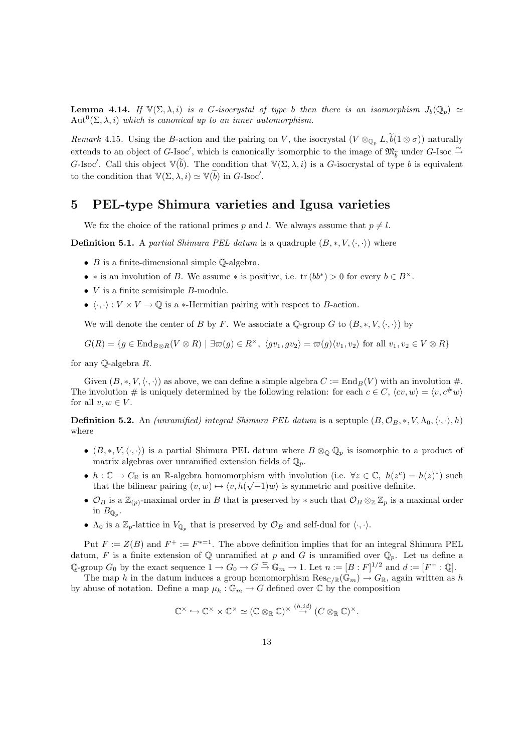**Lemma 4.14.** *If $\mathbb{V}(\Sigma, \lambda, i)$ is a $G$-isocrystal of type $b$ then there is an isomorphism $J_b(\mathbb{Q}_p) \simeq \mathrm{Aut}^0(\Sigma, \lambda, i)$ which is canonical up to an inner automorphism.*

*Remark* 4.15. Using the $B$-action and the pairing on $V$, the isocrystal $(V \otimes_{\mathbb{Q}_p} L, \widetilde{b}(1 \otimes \sigma))$ naturally extends to an object of $G$-Isoc$'$, which is canonically isomorphic to the image of $\mathfrak{M}_{\widetilde{b}}$ under $G\text{-Isoc} \xrightarrow{\sim} G\text{-Isoc}'$. Call this object $\mathbb{V}(\widetilde{b})$. The condition that $\mathbb{V}(\Sigma, \lambda, i)$ is a $G$-isocrystal of type $b$ is equivalent to the condition that $\mathbb{V}(\Sigma, \lambda, i) \simeq \mathbb{V}(\widetilde{b})$ in $G$-Isoc$'$.

# 5 PEL-type Shimura varieties and Igusa varieties

We fix the choice of the rational primes $p$ and $l$. We always assume that $p \neq l$.

**Definition 5.1.** A *partial Shimura PEL datum* is a quadruple $(B, *, V, \langle \cdot, \cdot \rangle)$ where

- $B$ is a finite-dimensional simple $\mathbb{Q}$-algebra.
- $*$ is an involution of $B$. We assume $*$ is positive, i.e. $\mathrm{tr}\,(bb^*) > 0$ for every $b \in B^\times$.
- $V$ is a finite semisimple $B$-module.
- $\langle \cdot, \cdot \rangle : V \times V \to \mathbb{Q}$ is a $*$-Hermitian pairing with respect to $B$-action.

We will denote the center of $B$ by $F$. We associate a $\mathbb{Q}$-group $G$ to $(B, *, V, \langle \cdot, \cdot \rangle)$ by

$$G(R) = \{g \in \mathrm{End}_{B \otimes R}(V \otimes R) \mid \exists \varpi(g) \in R^\times,\ \langle gv_1, gv_2 \rangle = \varpi(g)\langle v_1, v_2 \rangle \text{ for all } v_1, v_2 \in V \otimes R\}$$

for any $\mathbb{Q}$-algebra $R$.

Given $(B, *, V, \langle \cdot, \cdot \rangle)$ as above, we can define a simple algebra $C := \mathrm{End}_B(V)$ with an involution $\#$. The involution $\#$ is uniquely determined by the following relation: for each $c \in C$, $\langle cv, w \rangle = \langle v, c^\# w \rangle$ for all $v, w \in V$.

**Definition 5.2.** An *(unramified) integral Shimura PEL datum* is a septuple $(B, \mathcal{O}_B, *, V, \Lambda_0, \langle \cdot, \cdot \rangle, h)$ where

- $(B, *, V, \langle \cdot, \cdot \rangle)$ is a partial Shimura PEL datum where $B \otimes_{\mathbb{Q}} \mathbb{Q}_p$ is isomorphic to a product of matrix algebras over unramified extension fields of $\mathbb{Q}_p$.
- $h : \mathbb{C} \to C_{\mathbb{R}}$ is an $\mathbb{R}$-algebra homomorphism with involution (i.e. $\forall z \in \mathbb{C},\ h(z^c) = h(z)^*$) such that the bilinear pairing $(v, w) \mapsto \langle v, h(\sqrt{-1})w \rangle$ is symmetric and positive definite.
- $\mathcal{O}_B$ is a $\mathbb{Z}_{(p)}$-maximal order in $B$ that is preserved by $*$ such that $\mathcal{O}_B \otimes_{\mathbb{Z}} \mathbb{Z}_p$ is a maximal order in $B_{\mathbb{Q}_p}$.
- $\Lambda_0$ is a $\mathbb{Z}_p$-lattice in $V_{\mathbb{Q}_p}$ that is preserved by $\mathcal{O}_B$ and self-dual for $\langle \cdot, \cdot \rangle$.

Put $F := Z(B)$ and $F^+ := F^{*=1}$. The above definition implies that for an integral Shimura PEL datum, $F$ is a finite extension of $\mathbb{Q}$ unramified at $p$ and $G$ is unramified over $\mathbb{Q}_p$. Let us define a $\mathbb{Q}$-group $G_0$ by the exact sequence $1 \to G_0 \to G \xrightarrow{\varpi} \mathbb{G}_m \to 1$. Let $n := [B : F]^{1/2}$ and $d := [F^+ : \mathbb{Q}]$.

The map $h$ in the datum induces a group homomorphism $\mathrm{Res}_{\mathbb{C}/\mathbb{R}}(\mathbb{G}_m) \to G_{\mathbb{R}}$, again written as $h$ by abuse of notation. Define a map $\mu_h : \mathbb{G}_m \to G$ defined over $\mathbb{C}$ by the composition

$$\mathbb{C}^\times \hookrightarrow \mathbb{C}^\times \times \mathbb{C}^\times \simeq (\mathbb{C} \otimes_{\mathbb{R}} \mathbb{C})^\times \overset{(h,id)}{\to} (C \otimes_{\mathbb{R}} \mathbb{C})^\times.$$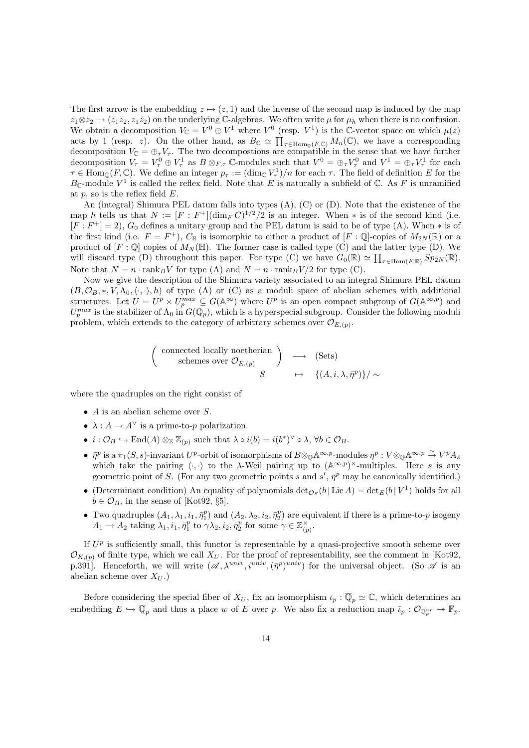The first arrow is the embedding $z \mapsto (z, 1)$ and the inverse of the second map is induced by the map $z_1 \otimes z_2 \mapsto (z_1 z_2, z_1 \bar{z}_2)$ on the underlying $\mathbb{C}$-algebras. We often write $\mu$ for $\mu_h$ when there is no confusion. We obtain a decomposition $V_{\mathbb{C}} = V^0 \oplus V^1$ where $V^0$ (resp. $V^1$) is the $\mathbb{C}$-vector space on which $\mu(z)$ acts by 1 (resp. $z$). On the other hand, as $B_{\mathbb{C}} \simeq \prod_{\tau \in \mathrm{Hom}_{\mathbb{Q}}(F,\mathbb{C})} M_n(\mathbb{C})$, we have a corresponding decomposition $V_{\mathbb{C}} = \oplus_\tau V_\tau$. The two decompostions are compatible in the sense that we have further decomposition $V_\tau = V_\tau^0 \oplus V_\tau^1$ as $B \otimes_{F,\tau} \mathbb{C}$-modules such that $V^0 = \oplus_\tau V_\tau^0$ and $V^1 = \oplus_\tau V_\tau^1$ for each $\tau \in \mathrm{Hom}_{\mathbb{Q}}(F, \mathbb{C})$. We define an integer $p_\tau := (\dim_{\mathbb{C}} V_\tau^1)/n$ for each $\tau$. The field of definition $E$ for the $B_{\mathbb{C}}$-module $V^1$ is called the reflex field. Note that $E$ is naturally a subfield of $\mathbb{C}$. As $F$ is unramified at $p$, so is the reflex field $E$.

An (integral) Shimura PEL datum falls into types (A), (C) or (D). Note that the existence of the map $h$ tells us that $N := [F : F^+](\dim_F C)^{1/2}/2$ is an integer. When $*$ is of the second kind (i.e. $[F : F^+] = 2$), $G_0$ defines a unitary group and the PEL datum is said to be of type (A). When $*$ is of the first kind (i.e. $F = F^+$), $C_{\mathbb{R}}$ is isomorphic to either a product of $[F : \mathbb{Q}]$-copies of $M_{2N}(\mathbb{R})$ or a product of $[F : \mathbb{Q}]$ copies of $M_N(\mathbb{H})$. The former case is called type (C) and the latter type (D). We will discard type (D) throughout this paper. For type (C) we have $G_0(\mathbb{R}) \simeq \prod_{\tau \in \mathrm{Hom}(F,\mathbb{R})} Sp_{2N}(\mathbb{R})$. Note that $N = n \cdot \mathrm{rank}_B V$ for type (A) and $N = n \cdot \mathrm{rank}_B V/2$ for type (C).

Now we give the description of the Shimura variety associated to an integral Shimura PEL datum $(B, \mathcal{O}_B, *, V, \Lambda_0, \langle \cdot, \cdot \rangle, h)$ of type (A) or (C) as a moduli space of abelian schemes with additional structures. Let $U = U^p \times U_p^{max} \subseteq G(\mathbb{A}^\infty)$ where $U^p$ is an open compact subgroup of $G(\mathbb{A}^{\infty,p})$ and $U_p^{max}$ is the stabilizer of $\Lambda_0$ in $G(\mathbb{Q}_p)$, which is a hyperspecial subgroup. Consider the following moduli problem, which extends to the category of arbitrary schemes over $\mathcal{O}_{E,(p)}$.

$$\begin{pmatrix} \text{connected locally noetherian} \\ \text{schemes over } \mathcal{O}_{E,(p)} \end{pmatrix} \longrightarrow (\text{Sets})$$
$$S \quad \mapsto \quad \{(A, i, \lambda, \bar{\eta}^p)\}/\sim$$

where the quadruples on the right consist of

- $A$ is an abelian scheme over $S$.
- $\lambda : A \to A^\vee$ is a prime-to-$p$ polarization.
- $i : \mathcal{O}_B \hookrightarrow \mathrm{End}(A) \otimes_{\mathbb{Z}} \mathbb{Z}_{(p)}$ such that $\lambda \circ i(b) = i(b^*)^\vee \circ \lambda$, $\forall b \in \mathcal{O}_B$.
- $\bar{\eta}^p$ is a $\pi_1(S, s)$-invariant $U^p$-orbit of isomorphisms of $B \otimes_{\mathbb{Q}} \mathbb{A}^{\infty,p}$-modules $\eta^p : V \otimes_{\mathbb{Q}} \mathbb{A}^{\infty,p} \xrightarrow{\sim} V^p A_s$ which take the pairing $\langle \cdot, \cdot \rangle$ to the $\lambda$-Weil pairing up to $(\mathbb{A}^{\infty,p})^\times$-multiples. Here $s$ is any geometric point of $S$. (For any two geometric points $s$ and $s'$, $\bar{\eta}^p$ may be canonically identified.)
- (Determinant condition) An equality of polynomials $\det_{\mathcal{O}_S}(b \,|\, \mathrm{Lie}\, A) = \det_E(b \,|\, V^1)$ holds for all $b \in \mathcal{O}_B$, in the sense of [Kot92, §5].
- Two quadruples $(A_1, \lambda_1, i_1, \bar{\eta}_1^p)$ and $(A_2, \lambda_2, i_2, \bar{\eta}_2^p)$ are equivalent if there is a prime-to-$p$ isogeny $A_1 \to A_2$ taking $\lambda_1, i_1, \bar{\eta}_1^p$ to $\gamma\lambda_2, i_2, \bar{\eta}_2^p$ for some $\gamma \in \mathbb{Z}_{(p)}^\times$.

If $U^p$ is sufficiently small, this functor is representable by a quasi-projective smooth scheme over $\mathcal{O}_{K,(p)}$ of finite type, which we call $X_U$. For the proof of representability, see the comment in [Kot92, p.391]. Henceforth, we will write $(\mathscr{A}, \lambda^{univ}, i^{univ}, (\bar{\eta}^p)^{univ})$ for the universal object. (So $\mathscr{A}$ is an abelian scheme over $X_U$.)

Before considering the special fiber of $X_U$, fix an isomorphism $\iota_p : \overline{\mathbb{Q}}_p \simeq \mathbb{C}$, which determines an embedding $E \hookrightarrow \overline{\mathbb{Q}}_p$ and thus a place $w$ of $E$ over $p$. We also fix a reduction map $\bar{\iota}_p : \mathcal{O}_{\mathbb{Q}_p^{ur}} \twoheadrightarrow \overline{\mathbb{F}}_p$.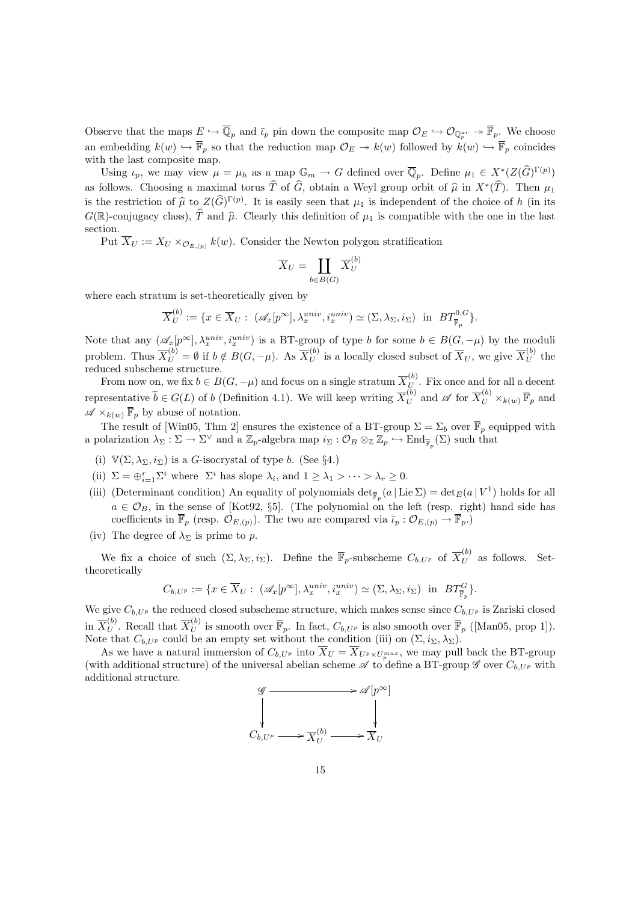Observe that the maps $E \hookrightarrow \overline{\mathbb{Q}}_p$ and $\bar{\iota}_p$ pin down the composite map $\mathcal{O}_E \hookrightarrow \mathcal{O}_{\mathbb{Q}_p^{ur}} \twoheadrightarrow \overline{\mathbb{F}}_p$. We choose an embedding $k(w) \hookrightarrow \overline{\mathbb{F}}_p$ so that the reduction map $\mathcal{O}_E \twoheadrightarrow k(w)$ followed by $k(w) \hookrightarrow \overline{\mathbb{F}}_p$ coincides with the last composite map.

Using $\iota_p$, we may view $\mu = \mu_h$ as a map $\mathbb{G}_m \to G$ defined over $\overline{\mathbb{Q}}_p$. Define $\mu_1 \in X^*(Z(\widehat{G})^{\Gamma(p)})$ as follows. Choosing a maximal torus $\widehat{T}$ of $\widehat{G}$, obtain a Weyl group orbit of $\widehat{\mu}$ in $X^*(\widehat{T})$. Then $\mu_1$ is the restriction of $\widehat{\mu}$ to $Z(\widehat{G})^{\Gamma(p)}$. It is easily seen that $\mu_1$ is independent of the choice of $h$ (in its $G(\mathbb{R})$-conjugacy class), $\widehat{T}$ and $\widehat{\mu}$. Clearly this definition of $\mu_1$ is compatible with the one in the last section.

Put $\overline{X}_U := X_U \times_{\mathcal{O}_{E,(p)}} k(w)$. Consider the Newton polygon stratification

$$\overline{X}_U = \coprod_{b \in B(G)} \overline{X}_U^{(b)}$$

where each stratum is set-theoretically given by

$$\overline{X}_U^{(b)} := \{x \in \overline{X}_U : (\mathscr{A}_x[p^\infty], \lambda_x^{univ}, i_x^{univ}) \simeq (\Sigma, \lambda_\Sigma, i_\Sigma) \text{ in } BT^{0,G}_{\overline{\mathbb{F}}_p}\}.$$

Note that any $(\mathscr{A}_x[p^\infty], \lambda_x^{univ}, i_x^{univ})$ is a BT-group of type $b$ for some $b \in B(G, -\mu)$ by the moduli problem. Thus $\overline{X}_U^{(b)} = \emptyset$ if $b \notin B(G, -\mu)$. As $\overline{X}_U^{(b)}$ is a locally closed subset of $\overline{X}_U$, we give $\overline{X}_U^{(b)}$ the reduced subscheme structure.

From now on, we fix $b \in B(G, -\mu)$ and focus on a single stratum $\overline{X}_U^{(b)}$. Fix once and for all a decent representative $\widetilde{b} \in G(L)$ of $b$ (Definition 4.1). We will keep writing $\overline{X}_U^{(b)}$ and $\mathscr{A}$ for $\overline{X}_U^{(b)} \times_{k(w)} \overline{\mathbb{F}}_p$ and $\mathscr{A} \times_{k(w)} \overline{\mathbb{F}}_p$ by abuse of notation.

The result of [Win05, Thm 2] ensures the existence of a BT-group $\Sigma = \Sigma_b$ over $\overline{\mathbb{F}}_p$ equipped with a polarization $\lambda_\Sigma : \Sigma \to \Sigma^\vee$ and a $\mathbb{Z}_p$-algebra map $i_\Sigma : \mathcal{O}_B \otimes_{\mathbb{Z}} \mathbb{Z}_p \hookrightarrow \mathrm{End}_{\overline{\mathbb{F}}_p}(\Sigma)$ such that

- (i) $\mathbb{V}(\Sigma, \lambda_\Sigma, i_\Sigma)$ is a $G$-isocrystal of type $b$. (See §4.)
- (ii) $\Sigma = \oplus_{i=1}^r \Sigma^i$ where $\Sigma^i$ has slope $\lambda_i$, and $1 \geq \lambda_1 > \cdots > \lambda_r \geq 0$.
- (iii) (Determinant condition) An equality of polynomials $\det_{\overline{\mathbb{F}}_p}(a \,|\, \mathrm{Lie}\, \Sigma) = \det_E(a \,|\, V^1)$ holds for all $a \in \mathcal{O}_B$, in the sense of [Kot92, §5]. (The polynomial on the left (resp. right) hand side has coefficients in $\overline{\mathbb{F}}_p$ (resp. $\mathcal{O}_{E,(p)}$). The two are compared via $\bar{\iota}_p : \mathcal{O}_{E,(p)} \to \overline{\mathbb{F}}_p$.)
- (iv) The degree of $\lambda_\Sigma$ is prime to $p$.

We fix a choice of such $(\Sigma, \lambda_\Sigma, i_\Sigma)$. Define the $\overline{\mathbb{F}}_p$-subscheme $C_{b,U^p}$ of $\overline{X}_U^{(b)}$ as follows. Set-theoretically

$$C_{b,U^p} := \{x \in \overline{X}_U : (\mathscr{A}_x[p^\infty], \lambda_x^{univ}, i_x^{univ}) \simeq (\Sigma, \lambda_\Sigma, i_\Sigma) \text{ in } BT^G_{\overline{\mathbb{F}}_p}\}.$$

We give $C_{b,U^p}$ the reduced closed subscheme structure, which makes sense since $C_{b,U^p}$ is Zariski closed in $\overline{X}_U^{(b)}$. Recall that $\overline{X}_U^{(b)}$ is smooth over $\overline{\mathbb{F}}_p$. In fact, $C_{b,U^p}$ is also smooth over $\overline{\mathbb{F}}_p$ ([Man05, prop 1]). Note that $C_{b,U^p}$ could be an empty set without the condition (iii) on $(\Sigma, i_\Sigma, \lambda_\Sigma)$.

As we have a natural immersion of $C_{b,U^p}$ into $\overline{X}_U = \overline{X}_{U^p \times U_p^{max}}$, we may pull back the BT-group (with additional structure) of the universal abelian scheme $\mathscr{A}$ to define a BT-group $\mathscr{G}$ over $C_{b,U^p}$ with additional structure.

$$\begin{array}{ccccc}
\mathscr{G} & \longrightarrow & & \longrightarrow & \mathscr{A}[p^\infty] \\
\downarrow & & & & \downarrow \\
C_{b,U^p} & \longrightarrow & \overline{X}_U^{(b)} & \longrightarrow & \overline{X}_U
\end{array}$$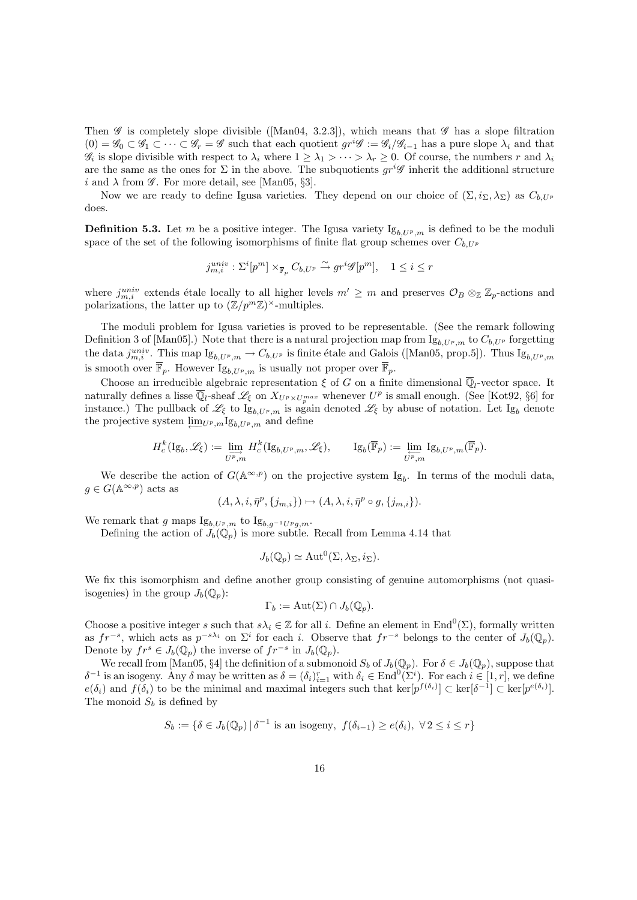Then $\mathscr{G}$ is completely slope divisible ([Man04, 3.2.3]), which means that $\mathscr{G}$ has a slope filtration $(0) = \mathscr{G}_0 \subset \mathscr{G}_1 \subset \cdots \subset \mathscr{G}_r = \mathscr{G}$ such that each quotient $gr^i\mathscr{G} := \mathscr{G}_i/\mathscr{G}_{i-1}$ has a pure slope $\lambda_i$ and that $\mathscr{G}_i$ is slope divisible with respect to $\lambda_i$ where $1 \geq \lambda_1 > \cdots > \lambda_r \geq 0$. Of course, the numbers $r$ and $\lambda_i$ are the same as the ones for $\Sigma$ in the above. The subquotients $gr^i\mathscr{G}$ inherit the additional structure $i$ and $\lambda$ from $\mathscr{G}$. For more detail, see [Man05, §3].

Now we are ready to define Igusa varieties. They depend on our choice of $(\Sigma, i_\Sigma, \lambda_\Sigma)$ as $C_{b,U^p}$ does.

**Definition 5.3.** Let $m$ be a positive integer. The Igusa variety $\mathrm{Ig}_{b,U^p,m}$ is defined to be the moduli space of the set of the following isomorphisms of finite flat group schemes over $C_{b,U^p}$

$$j^{univ}_{m,i} : \Sigma^i[p^m] \times_{\overline{\mathbb{F}}_p} C_{b,U^p} \xrightarrow{\sim} gr^i\mathscr{G}[p^m], \quad 1 \leq i \leq r$$

where $j^{univ}_{m,i}$ extends étale locally to all higher levels $m' \geq m$ and preserves $\mathcal{O}_B \otimes_{\mathbb{Z}} \mathbb{Z}_p$-actions and polarizations, the latter up to $(\mathbb{Z}/p^m\mathbb{Z})^\times$-multiples.

The moduli problem for Igusa varieties is proved to be representable. (See the remark following Definition 3 of [Man05].) Note that there is a natural projection map from $\mathrm{Ig}_{b,U^p,m}$ to $C_{b,U^p}$ forgetting the data $j^{univ}_{m,i}$. This map $\mathrm{Ig}_{b,U^p,m} \to C_{b,U^p}$ is finite étale and Galois ([Man05, prop.5]). Thus $\mathrm{Ig}_{b,U^p,m}$ is smooth over $\overline{\mathbb{F}}_p$. However $\mathrm{Ig}_{b,U^p,m}$ is usually not proper over $\overline{\mathbb{F}}_p$.

Choose an irreducible algebraic representation $\xi$ of $G$ on a finite dimensional $\overline{\mathbb{Q}}_l$-vector space. It naturally defines a lisse $\overline{\mathbb{Q}}_l$-sheaf $\mathscr{L}_\xi$ on $X_{U^p \times U_p^{max}}$ whenever $U^p$ is small enough. (See [Kot92, §6] for instance.) The pullback of $\mathscr{L}_\xi$ to $\mathrm{Ig}_{b,U^p,m}$ is again denoted $\mathscr{L}_\xi$ by abuse of notation. Let $\mathrm{Ig}_b$ denote the projective system $\varprojlim_{U^p,m} \mathrm{Ig}_{b,U^p,m}$ and define

$$H^k_c(\mathrm{Ig}_b, \mathscr{L}_\xi) := \varinjlim_{U^p,m} H^k_c(\mathrm{Ig}_{b,U^p,m}, \mathscr{L}_\xi), \qquad \mathrm{Ig}_b(\overline{\mathbb{F}}_p) := \varprojlim_{U^p,m} \mathrm{Ig}_{b,U^p,m}(\overline{\mathbb{F}}_p).$$

We describe the action of $G(\mathbb{A}^{\infty,p})$ on the projective system $\mathrm{Ig}_b$. In terms of the moduli data, $g \in G(\mathbb{A}^{\infty,p})$ acts as

$$(A, \lambda, i, \bar{\eta}^p, \{j_{m,i}\}) \mapsto (A, \lambda, i, \bar{\eta}^p \circ g, \{j_{m,i}\}).$$

We remark that $g$ maps $\mathrm{Ig}_{b,U^p,m}$ to $\mathrm{Ig}_{b,g^{-1}U^pg,m}$.

Defining the action of $J_b(\mathbb{Q}_p)$ is more subtle. Recall from Lemma 4.14 that

$$J_b(\mathbb{Q}_p) \simeq \mathrm{Aut}^0(\Sigma, \lambda_\Sigma, i_\Sigma).$$

We fix this isomorphism and define another group consisting of genuine automorphisms (not quasi-isogenies) in the group $J_b(\mathbb{Q}_p)$:

$$\Gamma_b := \mathrm{Aut}(\Sigma) \cap J_b(\mathbb{Q}_p).$$

Choose a positive integer $s$ such that $s\lambda_i \in \mathbb{Z}$ for all $i$. Define an element in $\mathrm{End}^0(\Sigma)$, formally written as $fr^{-s}$, which acts as $p^{-s\lambda_i}$ on $\Sigma^i$ for each $i$. Observe that $fr^{-s}$ belongs to the center of $J_b(\mathbb{Q}_p)$. Denote by $fr^s \in J_b(\mathbb{Q}_p)$ the inverse of $fr^{-s}$ in $J_b(\mathbb{Q}_p)$.

We recall from [Man05, §4] the definition of a submonoid $S_b$ of $J_b(\mathbb{Q}_p)$. For $\delta \in J_b(\mathbb{Q}_p)$, suppose that $\delta^{-1}$ is an isogeny. Any $\delta$ may be written as $\delta = (\delta_i)_{i=1}^r$ with $\delta_i \in \mathrm{End}^0(\Sigma^i)$. For each $i \in [1, r]$, we define $e(\delta_i)$ and $f(\delta_i)$ to be the minimal and maximal integers such that $\ker[p^{f(\delta_i)}] \subset \ker[\delta^{-1}] \subset \ker[p^{e(\delta_i)}]$. The monoid $S_b$ is defined by

$$S_b := \{\delta \in J_b(\mathbb{Q}_p) \,|\, \delta^{-1} \text{ is an isogeny}, \ f(\delta_{i-1}) \geq e(\delta_i), \ \forall\, 2 \leq i \leq r\}$$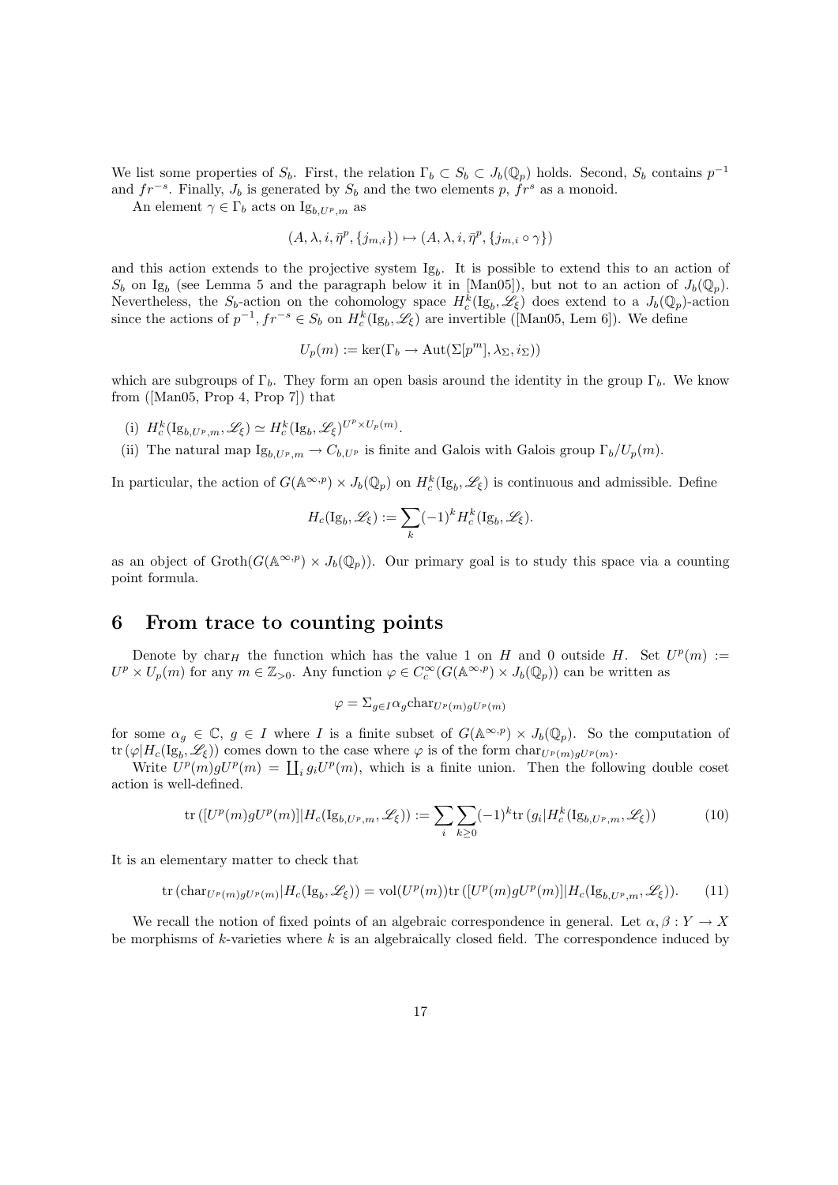We list some properties of $S_b$. First, the relation $\Gamma_b \subset S_b \subset J_b(\mathbb{Q}_p)$ holds. Second, $S_b$ contains $p^{-1}$ and $fr^{-s}$. Finally, $J_b$ is generated by $S_b$ and the two elements $p$, $fr^s$ as a monoid.

An element $\gamma \in \Gamma_b$ acts on $\mathrm{Ig}_{b,U^p,m}$ as

$$(A, \lambda, i, \bar{\eta}^p, \{j_{m,i}\}) \mapsto (A, \lambda, i, \bar{\eta}^p, \{j_{m,i} \circ \gamma\})$$

and this action extends to the projective system $\mathrm{Ig}_b$. It is possible to extend this to an action of $S_b$ on $\mathrm{Ig}_b$ (see Lemma 5 and the paragraph below it in [Man05]), but not to an action of $J_b(\mathbb{Q}_p)$. Nevertheless, the $S_b$-action on the cohomology space $H_c^k(\mathrm{Ig}_b, \mathscr{L}_\xi)$ does extend to a $J_b(\mathbb{Q}_p)$-action since the actions of $p^{-1}, fr^{-s} \in S_b$ on $H_c^k(\mathrm{Ig}_b, \mathscr{L}_\xi)$ are invertible ([Man05, Lem 6]). We define

$$U_p(m) := \ker(\Gamma_b \to \mathrm{Aut}(\Sigma[p^m], \lambda_\Sigma, i_\Sigma))$$

which are subgroups of $\Gamma_b$. They form an open basis around the identity in the group $\Gamma_b$. We know from ([Man05, Prop 4, Prop 7]) that

(i) $H_c^k(\mathrm{Ig}_{b,U^p,m}, \mathscr{L}_\xi) \simeq H_c^k(\mathrm{Ig}_b, \mathscr{L}_\xi)^{U^p \times U_p(m)}$.

(ii) The natural map $\mathrm{Ig}_{b,U^p,m} \to C_{b,U^p}$ is finite and Galois with Galois group $\Gamma_b/U_p(m)$.

In particular, the action of $G(\mathbb{A}^{\infty,p}) \times J_b(\mathbb{Q}_p)$ on $H_c^k(\mathrm{Ig}_b, \mathscr{L}_\xi)$ is continuous and admissible. Define

$$H_c(\mathrm{Ig}_b, \mathscr{L}_\xi) := \sum_k (-1)^k H_c^k(\mathrm{Ig}_b, \mathscr{L}_\xi).$$

as an object of $\mathrm{Groth}(G(\mathbb{A}^{\infty,p}) \times J_b(\mathbb{Q}_p))$. Our primary goal is to study this space via a counting point formula.

# 6 From trace to counting points

Denote by $\mathrm{char}_H$ the function which has the value 1 on $H$ and 0 outside $H$. Set $U^p(m) := U^p \times U_p(m)$ for any $m \in \mathbb{Z}_{>0}$. Any function $\varphi \in C_c^\infty(G(\mathbb{A}^{\infty,p}) \times J_b(\mathbb{Q}_p))$ can be written as

$$\varphi = \Sigma_{g \in I} \alpha_g \mathrm{char}_{U^p(m) g U^p(m)}$$

for some $\alpha_g \in \mathbb{C}$, $g \in I$ where $I$ is a finite subset of $G(\mathbb{A}^{\infty,p}) \times J_b(\mathbb{Q}_p)$. So the computation of $\mathrm{tr}\,(\varphi | H_c(\mathrm{Ig}_b, \mathscr{L}_\xi))$ comes down to the case where $\varphi$ is of the form $\mathrm{char}_{U^p(m) g U^p(m)}$.

Write $U^p(m) g U^p(m) = \coprod_i g_i U^p(m)$, which is a finite union. Then the following double coset action is well-defined.

$$\mathrm{tr}\,([U^p(m) g U^p(m)] | H_c(\mathrm{Ig}_{b,U^p,m}, \mathscr{L}_\xi)) := \sum_i \sum_{k \geq 0} (-1)^k \mathrm{tr}\,(g_i | H_c^k(\mathrm{Ig}_{b,U^p,m}, \mathscr{L}_\xi)) \tag{10}$$

It is an elementary matter to check that

$$\mathrm{tr}\,(\mathrm{char}_{U^p(m) g U^p(m)} | H_c(\mathrm{Ig}_b, \mathscr{L}_\xi)) = \mathrm{vol}(U^p(m)) \mathrm{tr}\,([U^p(m) g U^p(m)] | H_c(\mathrm{Ig}_{b,U^p,m}, \mathscr{L}_\xi)). \tag{11}$$

We recall the notion of fixed points of an algebraic correspondence in general. Let $\alpha, \beta : Y \to X$ be morphisms of $k$-varieties where $k$ is an algebraically closed field. The correspondence induced by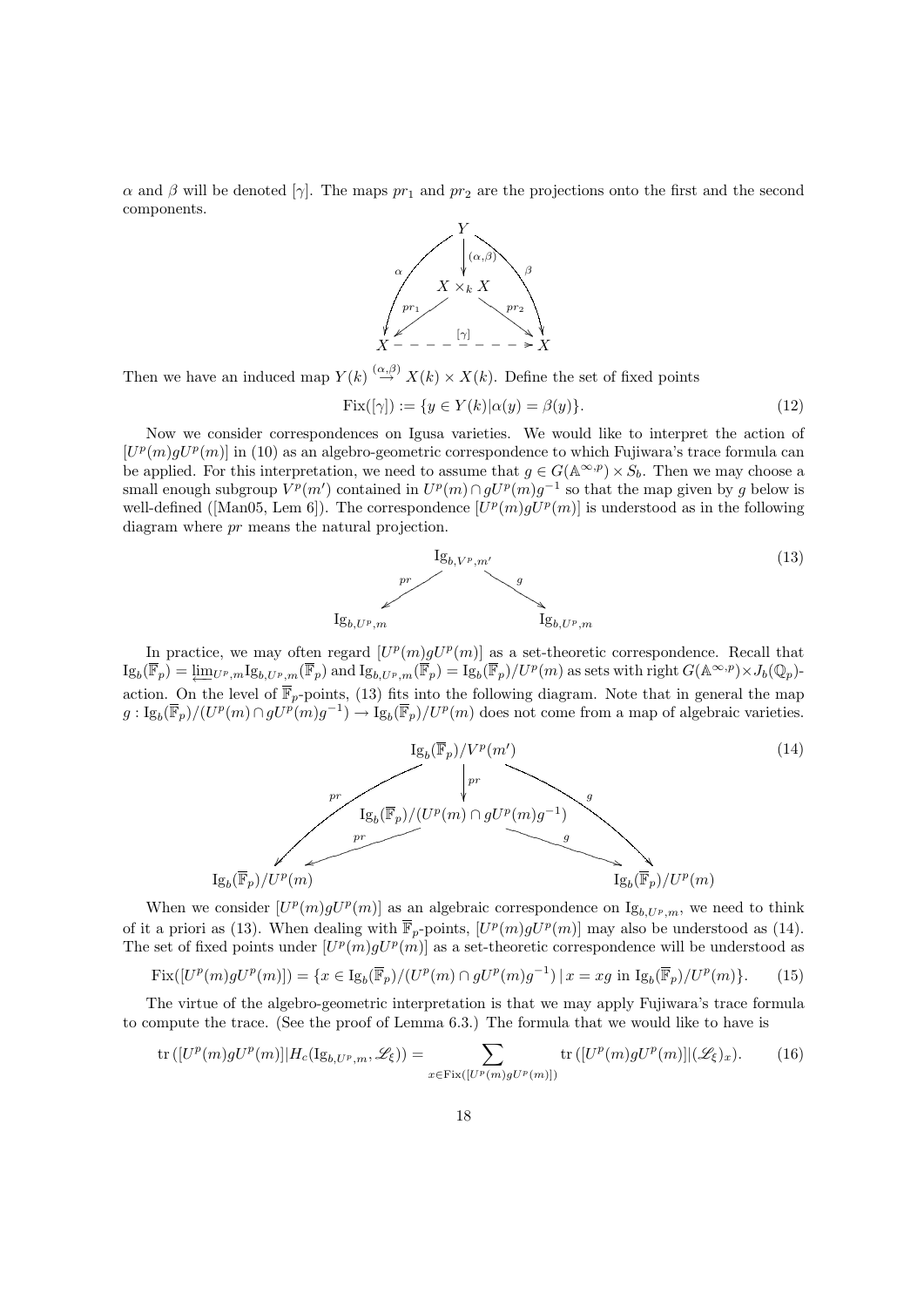$\alpha$ and $\beta$ will be denoted $[\gamma]$. The maps $pr_1$ and $pr_2$ are the projections onto the first and the second components.

$$\begin{array}{ccccc} & & Y & & \\ & \swarrow^{\alpha} & \downarrow (\alpha,\beta) & \searrow^{\beta} & \\ & & X \times_k X & & \\ & \swarrow^{pr_1} & & \searrow^{pr_2} & \\ X & - - - & [\gamma] & - - - \to & X \end{array}$$

Then we have an induced map $Y(k) \overset{(\alpha,\beta)}{\to} X(k) \times X(k)$. Define the set of fixed points

$$\mathrm{Fix}([\gamma]) := \{y \in Y(k) | \alpha(y) = \beta(y)\}. \tag{12}$$

Now we consider correspondences on Igusa varieties. We would like to interpret the action of $[U^p(m)gU^p(m)]$ in (10) as an algebro-geometric correspondence to which Fujiwara's trace formula can be applied. For this interpretation, we need to assume that $g \in G(\mathbb{A}^{\infty,p}) \times S_b$. Then we may choose a small enough subgroup $V^p(m')$ contained in $U^p(m) \cap gU^p(m)g^{-1}$ so that the map given by $g$ below is well-defined ([Man05, Lem 6]). The correspondence $[U^p(m)gU^p(m)]$ is understood as in the following diagram where $pr$ means the natural projection.

$$\begin{array}{ccccc} & & \mathrm{Ig}_{b,V^p,m'} & & \\ & \swarrow^{pr} & & \searrow^{g} & \\ \mathrm{Ig}_{b,U^p,m} & & & & \mathrm{Ig}_{b,U^p,m} \end{array} \tag{13}$$

In practice, we may often regard $[U^p(m)gU^p(m)]$ as a set-theoretic correspondence. Recall that $\mathrm{Ig}_b(\overline{\mathbb{F}}_p) = \varprojlim_{U^p,m} \mathrm{Ig}_{b,U^p,m}(\overline{\mathbb{F}}_p)$ and $\mathrm{Ig}_{b,U^p,m}(\overline{\mathbb{F}}_p) = \mathrm{Ig}_b(\overline{\mathbb{F}}_p)/U^p(m)$ as sets with right $G(\mathbb{A}^{\infty,p}) \times J_b(\mathbb{Q}_p)$-action. On the level of $\overline{\mathbb{F}}_p$-points, (13) fits into the following diagram. Note that in general the map $g : \mathrm{Ig}_b(\overline{\mathbb{F}}_p)/(U^p(m) \cap gU^p(m)g^{-1}) \to \mathrm{Ig}_b(\overline{\mathbb{F}}_p)/U^p(m)$ does not come from a map of algebraic varieties.

$$\begin{array}{ccccc} & & \mathrm{Ig}_b(\overline{\mathbb{F}}_p)/V^p(m') & & \\ & \swarrow^{pr} & \downarrow pr & \searrow^{g} & \\ & & \mathrm{Ig}_b(\overline{\mathbb{F}}_p)/(U^p(m) \cap gU^p(m)g^{-1}) & & \\ & \swarrow^{pr} & & \searrow^{g} & \\ \mathrm{Ig}_b(\overline{\mathbb{F}}_p)/U^p(m) & & & & \mathrm{Ig}_b(\overline{\mathbb{F}}_p)/U^p(m) \end{array} \tag{14}$$

When we consider $[U^p(m)gU^p(m)]$ as an algebraic correspondence on $\mathrm{Ig}_{b,U^p,m}$, we need to think of it a priori as (13). When dealing with $\overline{\mathbb{F}}_p$-points, $[U^p(m)gU^p(m)]$ may also be understood as (14). The set of fixed points under $[U^p(m)gU^p(m)]$ as a set-theoretic correspondence will be understood as

$$\mathrm{Fix}([U^p(m)gU^p(m)]) = \{x \in \mathrm{Ig}_b(\overline{\mathbb{F}}_p)/(U^p(m) \cap gU^p(m)g^{-1}) \,|\, x = xg \text{ in } \mathrm{Ig}_b(\overline{\mathbb{F}}_p)/U^p(m)\}. \tag{15}$$

The virtue of the algebro-geometric interpretation is that we may apply Fujiwara's trace formula to compute the trace. (See the proof of Lemma 6.3.) The formula that we would like to have is

$$\mathrm{tr}\left([U^p(m)gU^p(m)] | H_c(\mathrm{Ig}_{b,U^p,m}, \mathscr{L}_\xi)\right) = \sum_{x \in \mathrm{Fix}([U^p(m)gU^p(m)])} \mathrm{tr}\left([U^p(m)gU^p(m)] | (\mathscr{L}_\xi)_x\right). \tag{16}$$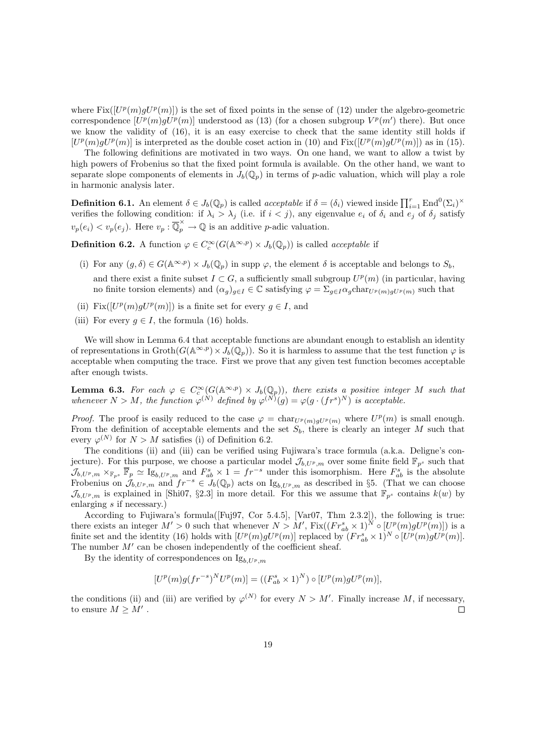where $\mathrm{Fix}([U^p(m)gU^p(m)])$ is the set of fixed points in the sense of (12) under the algebro-geometric correspondence $[U^p(m)gU^p(m)]$ understood as (13) (for a chosen subgroup $V^p(m')$ there). But once we know the validity of (16), it is an easy exercise to check that the same identity still holds if $[U^p(m)gU^p(m)]$ is interpreted as the double coset action in (10) and $\mathrm{Fix}([U^p(m)gU^p(m)])$ as in (15).

The following definitions are motivated in two ways. On one hand, we want to allow a twist by high powers of Frobenius so that the fixed point formula is available. On the other hand, we want to separate slope components of elements in $J_b(\mathbb{Q}_p)$ in terms of $p$-adic valuation, which will play a role in harmonic analysis later.

**Definition 6.1.** An element $\delta \in J_b(\mathbb{Q}_p)$ is called *acceptable* if $\delta = (\delta_i)$ viewed inside $\prod_{i=1}^r \mathrm{End}^0(\Sigma_i)^\times$ verifies the following condition: if $\lambda_i > \lambda_j$ (i.e. if $i < j$), any eigenvalue $e_i$ of $\delta_i$ and $e_j$ of $\delta_j$ satisfy $v_p(e_i) < v_p(e_j)$. Here $v_p : \overline{\mathbb{Q}}_p^\times \to \mathbb{Q}$ is an additive $p$-adic valuation.

**Definition 6.2.** A function $\varphi \in C_c^\infty(G(\mathbb{A}^{\infty,p}) \times J_b(\mathbb{Q}_p))$ is called *acceptable* if

(i) For any $(g, \delta) \in G(\mathbb{A}^{\infty,p}) \times J_b(\mathbb{Q}_p)$ in supp $\varphi$, the element $\delta$ is acceptable and belongs to $S_b$, and there exist a finite subset $I \subset G$, a sufficiently small subgroup $U^p(m)$ (in particular, having no finite torsion elements) and $(\alpha_g)_{g\in I} \in \mathbb{C}$ satisfying $\varphi = \Sigma_{g\in I}\alpha_g \mathrm{char}_{U^p(m)gU^p(m)}$ such that

(ii) $\mathrm{Fix}([U^p(m)gU^p(m)])$ is a finite set for every $g \in I$, and

(iii) For every $g \in I$, the formula (16) holds.

We will show in Lemma 6.4 that acceptable functions are abundant enough to establish an identity of representations in $\mathrm{Groth}(G(\mathbb{A}^{\infty,p}) \times J_b(\mathbb{Q}_p))$. So it is harmless to assume that the test function $\varphi$ is acceptable when computing the trace. First we prove that any given test function becomes acceptable after enough twists.

**Lemma 6.3.** *For each $\varphi \in C_c^\infty(G(\mathbb{A}^{\infty,p}) \times J_b(\mathbb{Q}_p))$, there exists a positive integer $M$ such that whenever $N > M$, the function $\varphi^{(N)}$ defined by $\varphi^{(N)}(g) = \varphi(g \cdot (fr^s)^N)$ is acceptable.*

*Proof.* The proof is easily reduced to the case $\varphi = \mathrm{char}_{U^p(m)gU^p(m)}$ where $U^p(m)$ is small enough. From the definition of acceptable elements and the set $S_b$, there is clearly an integer $M$ such that every $\varphi^{(N)}$ for $N > M$ satisfies (i) of Definition 6.2.

The conditions (ii) and (iii) can be verified using Fujiwara's trace formula (a.k.a. Deligne's conjecture). For this purpose, we choose a particular model $\mathcal{J}_{b,U^p,m}$ over some finite field $\mathbb{F}_{p^s}$ such that $\mathcal{J}_{b,U^p,m} \times_{\mathbb{F}_{p^s}} \overline{\mathbb{F}}_p \simeq \mathrm{Ig}_{b,U^p,m}$ and $F_{ab}^s \times 1 = fr^{-s}$ under this isomorphism. Here $F_{ab}^s$ is the absolute Frobenius on $\mathcal{J}_{b,U^p,m}$ and $fr^{-s} \in J_b(\mathbb{Q}_p)$ acts on $\mathrm{Ig}_{b,U^p,m}$ as described in §5. (That we can choose $\mathcal{J}_{b,U^p,m}$ is explained in [Shi07, §2.3] in more detail. For this we assume that $\mathbb{F}_{p^s}$ contains $k(w)$ by enlarging $s$ if necessary.)

According to Fujiwara's formula([Fuj97, Cor 5.4.5], [Var07, Thm 2.3.2]), the following is true: there exists an integer $M' > 0$ such that whenever $N > M'$, $\mathrm{Fix}((Fr_{ab}^s \times 1)^N \circ [U^p(m)gU^p(m)])$ is a finite set and the identity (16) holds with $[U^p(m)gU^p(m)]$ replaced by $(Fr_{ab}^s \times 1)^N \circ [U^p(m)gU^p(m)]$. The number $M'$ can be chosen independently of the coefficient sheaf.

By the identity of correspondences on $\mathrm{Ig}_{b,U^p,m}$

$$[U^p(m)g(fr^{-s})^N U^p(m)] = ((F_{ab}^s \times 1)^N) \circ [U^p(m)gU^p(m)],$$

the conditions (ii) and (iii) are verified by $\varphi^{(N)}$ for every $N > M'$. Finally increase $M$, if necessary, to ensure $M \geq M'$. $\square$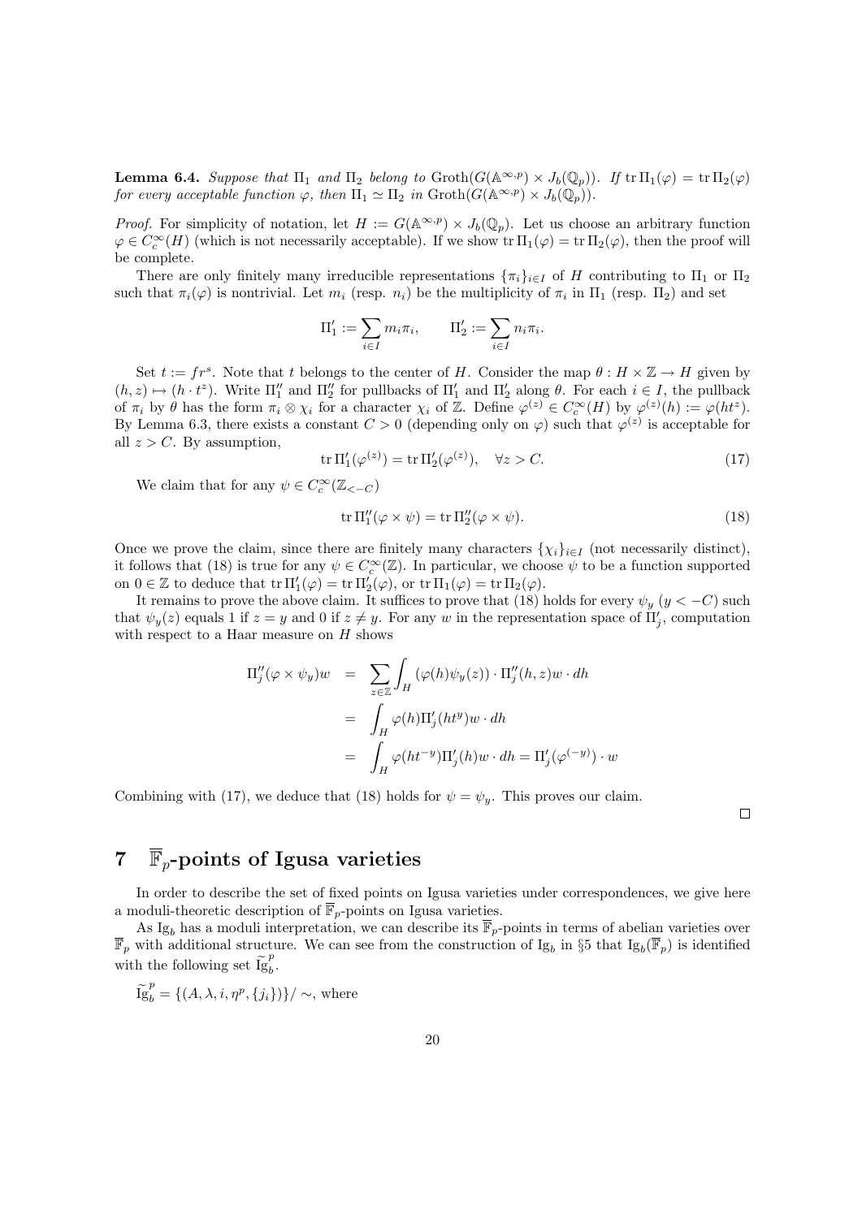**Lemma 6.4.** *Suppose that $\Pi_1$ and $\Pi_2$ belong to $\mathrm{Groth}(G(\mathbb{A}^{\infty,p}) \times J_b(\mathbb{Q}_p))$. If $\mathrm{tr}\,\Pi_1(\varphi) = \mathrm{tr}\,\Pi_2(\varphi)$ for every acceptable function $\varphi$, then $\Pi_1 \simeq \Pi_2$ in $\mathrm{Groth}(G(\mathbb{A}^{\infty,p}) \times J_b(\mathbb{Q}_p))$.*

*Proof.* For simplicity of notation, let $H := G(\mathbb{A}^{\infty,p}) \times J_b(\mathbb{Q}_p)$. Let us choose an arbitrary function $\varphi \in C_c^\infty(H)$ (which is not necessarily acceptable). If we show $\mathrm{tr}\,\Pi_1(\varphi) = \mathrm{tr}\,\Pi_2(\varphi)$, then the proof will be complete.

There are only finitely many irreducible representations $\{\pi_i\}_{i\in I}$ of $H$ contributing to $\Pi_1$ or $\Pi_2$ such that $\pi_i(\varphi)$ is nontrivial. Let $m_i$ (resp. $n_i$) be the multiplicity of $\pi_i$ in $\Pi_1$ (resp. $\Pi_2$) and set

$$\Pi_1' := \sum_{i\in I} m_i \pi_i, \qquad \Pi_2' := \sum_{i \in I} n_i \pi_i.$$

Set $t := fr^s$. Note that $t$ belongs to the center of $H$. Consider the map $\theta : H \times \mathbb{Z} \to H$ given by $(h, z) \mapsto (h \cdot t^z)$. Write $\Pi_1''$ and $\Pi_2''$ for pullbacks of $\Pi_1'$ and $\Pi_2'$ along $\theta$. For each $i \in I$, the pullback of $\pi_i$ by $\theta$ has the form $\pi_i \otimes \chi_i$ for a character $\chi_i$ of $\mathbb{Z}$. Define $\varphi^{(z)} \in C_c^\infty(H)$ by $\varphi^{(z)}(h) := \varphi(ht^z)$. By Lemma 6.3, there exists a constant $C > 0$ (depending only on $\varphi$) such that $\varphi^{(z)}$ is acceptable for all $z > C$. By assumption,

$$\mathrm{tr}\,\Pi_1'(\varphi^{(z)}) = \mathrm{tr}\,\Pi_2'(\varphi^{(z)}), \quad \forall z > C. \tag{17}$$

We claim that for any $\psi \in C_c^\infty(\mathbb{Z}_{<-C})$

$$\mathrm{tr}\,\Pi_1''(\varphi \times \psi) = \mathrm{tr}\,\Pi_2''(\varphi \times \psi). \tag{18}$$

Once we prove the claim, since there are finitely many characters $\{\chi_i\}_{i\in I}$ (not necessarily distinct), it follows that (18) is true for any $\psi \in C_c^\infty(\mathbb{Z})$. In particular, we choose $\psi$ to be a function supported on $0 \in \mathbb{Z}$ to deduce that $\mathrm{tr}\,\Pi_1'(\varphi) = \mathrm{tr}\,\Pi_2'(\varphi)$, or $\mathrm{tr}\,\Pi_1(\varphi) = \mathrm{tr}\,\Pi_2(\varphi)$.

It remains to prove the above claim. It suffices to prove that (18) holds for every $\psi_y$ ($y < -C$) such that $\psi_y(z)$ equals 1 if $z = y$ and 0 if $z \neq y$. For any $w$ in the representation space of $\Pi_j'$, computation with respect to a Haar measure on $H$ shows

$$\begin{aligned}
\Pi_j''(\varphi \times \psi_y)w &= \sum_{z\in\mathbb{Z}} \int_H (\varphi(h)\psi_y(z)) \cdot \Pi_j''(h, z)w \cdot dh \\
&= \int_H \varphi(h)\Pi_j'(ht^y)w \cdot dh \\
&= \int_H \varphi(ht^{-y})\Pi_j'(h)w \cdot dh = \Pi_j'(\varphi^{(-y)}) \cdot w
\end{aligned}$$

Combining with (17), we deduce that (18) holds for $\psi = \psi_y$. This proves our claim. $\square$

# 7 $\overline{\mathbb{F}}_p$-points of Igusa varieties

In order to describe the set of fixed points on Igusa varieties under correspondences, we give here a moduli-theoretic description of $\overline{\mathbb{F}}_p$-points on Igusa varieties.

As $\mathrm{Ig}_b$ has a moduli interpretation, we can describe its $\overline{\mathbb{F}}_p$-points in terms of abelian varieties over $\overline{\mathbb{F}}_p$ with additional structure. We can see from the construction of $\mathrm{Ig}_b$ in §5 that $\mathrm{Ig}_b(\overline{\mathbb{F}}_p)$ is identified with the following set $\widetilde{\mathrm{Ig}}_b^p$.

$\widetilde{\mathrm{Ig}}_b^p = \{(A, \lambda, i, \eta^p, \{j_i\})\}/\sim$, where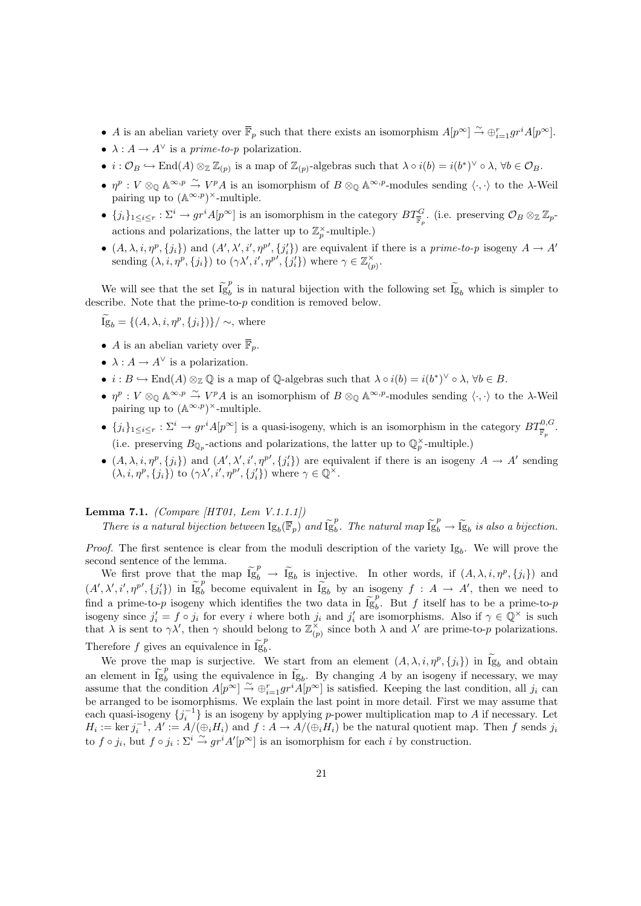- $A$ is an abelian variety over $\overline{\mathbb{F}}_p$ such that there exists an isomorphism $A[p^\infty] \stackrel{\sim}{\to} \oplus_{i=1}^r gr^i A[p^\infty]$.
- $\lambda : A \to A^\vee$ is a *prime-to-p* polarization.
- $i : \mathcal{O}_B \hookrightarrow \mathrm{End}(A) \otimes_{\mathbb{Z}} \mathbb{Z}_{(p)}$ is a map of $\mathbb{Z}_{(p)}$-algebras such that $\lambda \circ i(b) = i(b^*)^\vee \circ \lambda$, $\forall b \in \mathcal{O}_B$.
- $\eta^p : V \otimes_{\mathbb{Q}} \mathbb{A}^{\infty,p} \stackrel{\sim}{\to} V^p A$ is an isomorphism of $B \otimes_{\mathbb{Q}} \mathbb{A}^{\infty,p}$-modules sending $\langle \cdot, \cdot \rangle$ to the $\lambda$-Weil pairing up to $(\mathbb{A}^{\infty,p})^\times$-multiple.
- $\{j_i\}_{1 \le i \le r} : \Sigma^i \to gr^i A[p^\infty]$ is an isomorphism in the category $BT^G_{\overline{\mathbb{F}}_p}$. (i.e. preserving $\mathcal{O}_B \otimes_{\mathbb{Z}} \mathbb{Z}_p$-actions and polarizations, the latter up to $\mathbb{Z}_p^\times$-multiple.)
- $(A, \lambda, i, \eta^p, \{j_i\})$ and $(A', \lambda', i', \eta^{p\prime}, \{j'_i\})$ are equivalent if there is a *prime-to-p* isogeny $A \to A'$ sending $(\lambda, i, \eta^p, \{j_i\})$ to $(\gamma\lambda', i', \eta^{p\prime}, \{j'_i\})$ where $\gamma \in \mathbb{Z}_{(p)}^\times$.

We will see that the set $\widetilde{\mathrm{Ig}}_b^p$ is in natural bijection with the following set $\widetilde{\mathrm{Ig}}_b$ which is simpler to describe. Note that the prime-to-$p$ condition is removed below.

$\widetilde{\mathrm{Ig}}_b = \{(A, \lambda, i, \eta^p, \{j_i\})\}/\sim$, where

- $A$ is an abelian variety over $\overline{\mathbb{F}}_p$.
- $\lambda : A \to A^\vee$ is a polarization.
- $i : B \hookrightarrow \mathrm{End}(A) \otimes_{\mathbb{Z}} \mathbb{Q}$ is a map of $\mathbb{Q}$-algebras such that $\lambda \circ i(b) = i(b^*)^\vee \circ \lambda$, $\forall b \in B$.
- $\eta^p : V \otimes_{\mathbb{Q}} \mathbb{A}^{\infty,p} \stackrel{\sim}{\to} V^p A$ is an isomorphism of $B \otimes_{\mathbb{Q}} \mathbb{A}^{\infty,p}$-modules sending $\langle \cdot, \cdot \rangle$ to the $\lambda$-Weil pairing up to $(\mathbb{A}^{\infty,p})^\times$-multiple.
- $\{j_i\}_{1 \le i \le r} : \Sigma^i \to gr^i A[p^\infty]$ is a quasi-isogeny, which is isomorphism in the category $BT^{0,G}_{\overline{\mathbb{F}}_p}$. (i.e. preserving $B_{\mathbb{Q}_p}$-actions and polarizations, the latter up to $\mathbb{Q}_p^\times$-multiple.)
- $(A, \lambda, i, \eta^p, \{j_i\})$ and $(A', \lambda', i', \eta^{p\prime}, \{j'_i\})$ are equivalent if there is an isogeny $A \to A'$ sending $(\lambda, i, \eta^p, \{j_i\})$ to $(\gamma\lambda', i', \eta^{p\prime}, \{j'_i\})$ where $\gamma \in \mathbb{Q}^\times$.

**Lemma 7.1.** *(Compare [HT01, Lem V.1.1.1])*
*There is a natural bijection between $\mathrm{Ig}_b(\overline{\mathbb{F}}_p)$ and $\widetilde{\mathrm{Ig}}_b^p$. The natural map $\widetilde{\mathrm{Ig}}_b^p \to \widetilde{\mathrm{Ig}}_b$ is also a bijection.*

*Proof.* The first sentence is clear from the moduli description of the variety $\mathrm{Ig}_b$. We will prove the second sentence of the lemma.

We first prove that the map $\widetilde{\mathrm{Ig}}_b^p \to \widetilde{\mathrm{Ig}}_b$ is injective. In other words, if $(A, \lambda, i, \eta^p, \{j_i\})$ and $(A', \lambda', i', \eta^{p\prime}, \{j'_i\})$ in $\widetilde{\mathrm{Ig}}_b^p$ become equivalent in $\widetilde{\mathrm{Ig}}_b$ by an isogeny $f : A \to A'$, then we need to find a prime-to-$p$ isogeny which identifies the two data in $\widetilde{\mathrm{Ig}}_b^p$. But $f$ itself has to be a prime-to-$p$ isogeny since $j'_i = f \circ j_i$ for every $i$ where both $j_i$ and $j'_i$ are isomorphisms. Also if $\gamma \in \mathbb{Q}^\times$ is such that $\lambda$ is sent to $\gamma\lambda'$, then $\gamma$ should belong to $\mathbb{Z}_{(p)}^\times$ since both $\lambda$ and $\lambda'$ are prime-to-$p$ polarizations. Therefore $f$ gives an equivalence in $\widetilde{\mathrm{Ig}}_b^p$.

We prove the map is surjective. We start from an element $(A, \lambda, i, \eta^p, \{j_i\})$ in $\widetilde{\mathrm{Ig}}_b$ and obtain an element in $\widetilde{\mathrm{Ig}}_b^p$ using the equivalence in $\widetilde{\mathrm{Ig}}_b$. By changing $A$ by an isogeny if necessary, we may assume that the condition $A[p^\infty] \stackrel{\sim}{\to} \oplus_{i=1}^r gr^i A[p^\infty]$ is satisfied. Keeping the last condition, all $j_i$ can be arranged to be isomorphisms. We explain the last point in more detail. First we may assume that each quasi-isogeny $\{j_i^{-1}\}$ is an isogeny by applying $p$-power multiplication map to $A$ if necessary. Let $H_i := \ker j_i^{-1}$, $A' := A/(\oplus_i H_i)$ and $f : A \to A/(\oplus_i H_i)$ be the natural quotient map. Then $f$ sends $j_i$ to $f \circ j_i$, but $f \circ j_i : \Sigma^i \stackrel{\sim}{\to} gr^i A'[p^\infty]$ is an isomorphism for each $i$ by construction.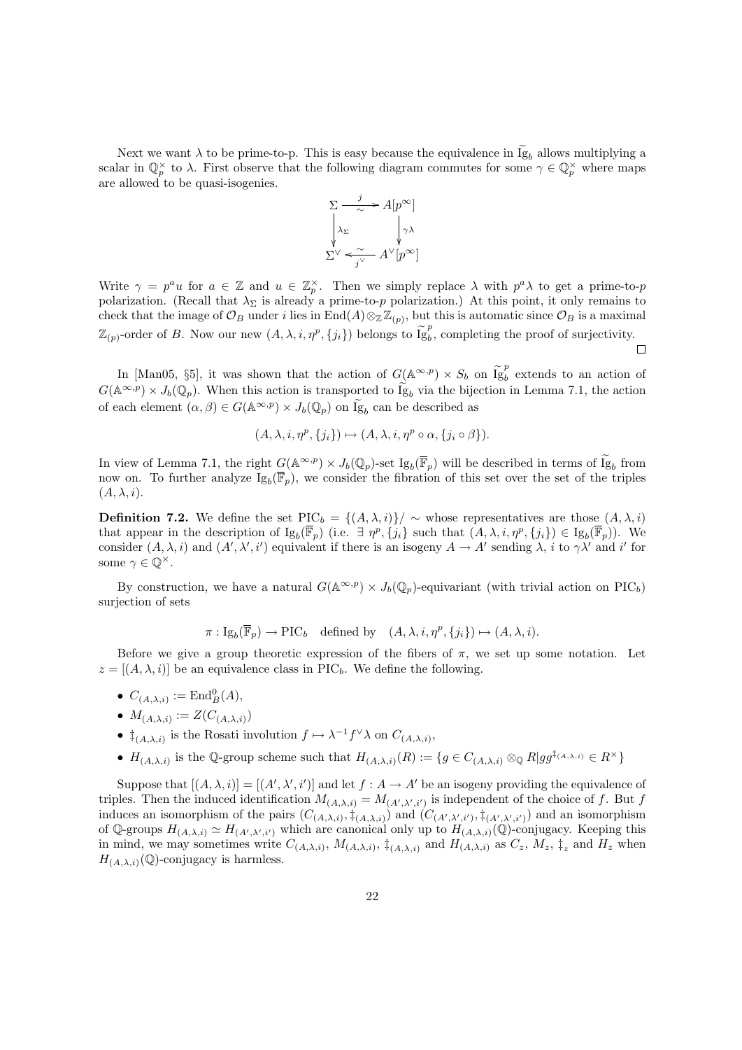Next we want $\lambda$ to be prime-to-p. This is easy because the equivalence in $\widetilde{\mathrm{Ig}}_b$ allows multiplying a scalar in $\mathbb{Q}_p^\times$ to $\lambda$. First observe that the following diagram commutes for some $\gamma \in \mathbb{Q}_p^\times$ where maps are allowed to be quasi-isogenies.

$$\begin{array}{ccc} \Sigma & \xrightarrow[\sim]{j} & A[p^\infty] \\ \Big\downarrow{\scriptstyle \lambda_\Sigma} & & \Big\downarrow{\scriptstyle \gamma\lambda} \\ \Sigma^\vee & \xleftarrow[j^\vee]{\sim} & A^\vee[p^\infty] \end{array}$$

Write $\gamma = p^a u$ for $a \in \mathbb{Z}$ and $u \in \mathbb{Z}_p^\times$. Then we simply replace $\lambda$ with $p^a\lambda$ to get a prime-to-$p$ polarization. (Recall that $\lambda_\Sigma$ is already a prime-to-$p$ polarization.) At this point, it only remains to check that the image of $\mathcal{O}_B$ under $i$ lies in $\mathrm{End}(A) \otimes_{\mathbb{Z}} \mathbb{Z}_{(p)}$, but this is automatic since $\mathcal{O}_B$ is a maximal $\mathbb{Z}_{(p)}$-order of $B$. Now our new $(A, \lambda, i, \eta^p, \{j_i\})$ belongs to $\widetilde{\mathrm{Ig}}_b^p$, completing the proof of surjectivity. $\square$

In [Man05, §5], it was shown that the action of $G(\mathbb{A}^{\infty,p}) \times S_b$ on $\widetilde{\mathrm{Ig}}_b^p$ extends to an action of $G(\mathbb{A}^{\infty,p}) \times J_b(\mathbb{Q}_p)$. When this action is transported to $\widetilde{\mathrm{Ig}}_b$ via the bijection in Lemma 7.1, the action of each element $(\alpha, \beta) \in G(\mathbb{A}^{\infty,p}) \times J_b(\mathbb{Q}_p)$ on $\widetilde{\mathrm{Ig}}_b$ can be described as

$$(A, \lambda, i, \eta^p, \{j_i\}) \mapsto (A, \lambda, i, \eta^p \circ \alpha, \{j_i \circ \beta\}).$$

In view of Lemma 7.1, the right $G(\mathbb{A}^{\infty,p}) \times J_b(\mathbb{Q}_p)$-set $\mathrm{Ig}_b(\overline{\mathbb{F}}_p)$ will be described in terms of $\widetilde{\mathrm{Ig}}_b$ from now on. To further analyze $\mathrm{Ig}_b(\overline{\mathbb{F}}_p)$, we consider the fibration of this set over the set of the triples $(A, \lambda, i)$.

**Definition 7.2.** We define the set $\mathrm{PIC}_b = \{(A, \lambda, i)\}/\sim$ whose representatives are those $(A, \lambda, i)$ that appear in the description of $\mathrm{Ig}_b(\overline{\mathbb{F}}_p)$ (i.e. $\exists\ \eta^p, \{j_i\}$ such that $(A, \lambda, i, \eta^p, \{j_i\}) \in \mathrm{Ig}_b(\overline{\mathbb{F}}_p)$). We consider $(A, \lambda, i)$ and $(A', \lambda', i')$ equivalent if there is an isogeny $A \to A'$ sending $\lambda$, $i$ to $\gamma\lambda'$ and $i'$ for some $\gamma \in \mathbb{Q}^\times$.

By construction, we have a natural $G(\mathbb{A}^{\infty,p}) \times J_b(\mathbb{Q}_p)$-equivariant (with trivial action on $\mathrm{PIC}_b$) surjection of sets

$$\pi : \mathrm{Ig}_b(\overline{\mathbb{F}}_p) \to \mathrm{PIC}_b \quad \text{defined by} \quad (A, \lambda, i, \eta^p, \{j_i\}) \mapsto (A, \lambda, i).$$

Before we give a group theoretic expression of the fibers of $\pi$, we set up some notation. Let $z = [(A, \lambda, i)]$ be an equivalence class in $\mathrm{PIC}_b$. We define the following.

- $C_{(A,\lambda,i)} := \mathrm{End}_B^0(A)$,
- $M_{(A,\lambda,i)} := Z(C_{(A,\lambda,i)})$
- $\ddagger_{(A,\lambda,i)}$ is the Rosati involution $f \mapsto \lambda^{-1} f^\vee \lambda$ on $C_{(A,\lambda,i)}$,
- $H_{(A,\lambda,i)}$ is the $\mathbb{Q}$-group scheme such that $H_{(A,\lambda,i)}(R) := \{g \in C_{(A,\lambda,i)} \otimes_{\mathbb{Q}} R | gg^{\ddagger_{(A,\lambda,i)}} \in R^\times\}$

Suppose that $[(A, \lambda, i)] = [(A', \lambda', i')]$ and let $f : A \to A'$ be an isogeny providing the equivalence of triples. Then the induced identification $M_{(A,\lambda,i)} = M_{(A',\lambda',i')}$ is independent of the choice of $f$. But $f$ induces an isomorphism of the pairs $(C_{(A,\lambda,i)}, \ddagger_{(A,\lambda,i)})$ and $(C_{(A',\lambda',i')}, \ddagger_{(A',\lambda',i')})$ and an isomorphism of $\mathbb{Q}$-groups $H_{(A,\lambda,i)} \simeq H_{(A',\lambda',i')}$ which are canonical only up to $H_{(A,\lambda,i)}(\mathbb{Q})$-conjugacy. Keeping this in mind, we may sometimes write $C_{(A,\lambda,i)}$, $M_{(A,\lambda,i)}$, $\ddagger_{(A,\lambda,i)}$ and $H_{(A,\lambda,i)}$ as $C_z$, $M_z$, $\ddagger_z$ and $H_z$ when $H_{(A,\lambda,i)}(\mathbb{Q})$-conjugacy is harmless.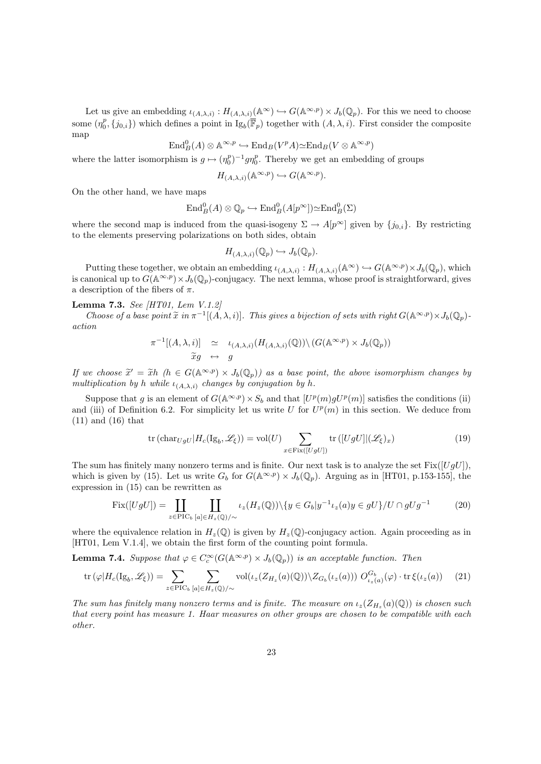Let us give an embedding $\iota_{(A,\lambda,i)} : H_{(A,\lambda,i)}(\mathbb{A}^\infty) \hookrightarrow G(\mathbb{A}^{\infty,p}) \times J_b(\mathbb{Q}_p)$. For this we need to choose some $(\eta_0^p, \{j_{0,i}\})$ which defines a point in $\mathrm{Ig}_b(\overline{\mathbb{F}}_p)$ together with $(A, \lambda, i)$. First consider the composite map

$$\mathrm{End}_B^0(A) \otimes \mathbb{A}^{\infty,p} \hookrightarrow \mathrm{End}_B(V^pA) \simeq \mathrm{End}_B(V \otimes \mathbb{A}^{\infty,p})$$

where the latter isomorphism is $g \mapsto (\eta_0^p)^{-1} g \eta_0^p$. Thereby we get an embedding of groups

$$H_{(A,\lambda,i)}(\mathbb{A}^{\infty,p}) \hookrightarrow G(\mathbb{A}^{\infty,p}).$$

On the other hand, we have maps

$$\mathrm{End}_B^0(A) \otimes \mathbb{Q}_p \hookrightarrow \mathrm{End}_B^0(A[p^\infty]) \simeq \mathrm{End}_B^0(\Sigma)$$

where the second map is induced from the quasi-isogeny $\Sigma \to A[p^\infty]$ given by $\{j_{0,i}\}$. By restricting to the elements preserving polarizations on both sides, obtain

$$H_{(A,\lambda,i)}(\mathbb{Q}_p) \hookrightarrow J_b(\mathbb{Q}_p).$$

Putting these together, we obtain an embedding $\iota_{(A,\lambda,i)} : H_{(A,\lambda,i)}(\mathbb{A}^\infty) \hookrightarrow G(\mathbb{A}^{\infty,p}) \times J_b(\mathbb{Q}_p)$, which is canonical up to $G(\mathbb{A}^{\infty,p}) \times J_b(\mathbb{Q}_p)$-conjugacy. The next lemma, whose proof is straightforward, gives a description of the fibers of $\pi$.

**Lemma 7.3.** *See [HT01, Lem V.1.2]*

*Choose of a base point $\widetilde{x}$ in $\pi^{-1}[(A, \lambda, i)]$. This gives a bijection of sets with right $G(\mathbb{A}^{\infty,p}) \times J_b(\mathbb{Q}_p)$-action*

$$\begin{array}{rcl} \pi^{-1}[(A,\lambda,i)] & \simeq & \iota_{(A,\lambda,i)}(H_{(A,\lambda,i)}(\mathbb{Q})) \backslash (G(\mathbb{A}^{\infty,p}) \times J_b(\mathbb{Q}_p)) \\ \widetilde{x}g & \leftrightarrow & g \end{array}$$

*If we choose $\widetilde{x}' = \widetilde{x}h$ ($h \in G(\mathbb{A}^{\infty,p}) \times J_b(\mathbb{Q}_p)$) as a base point, the above isomorphism changes by multiplication by $h$ while $\iota_{(A,\lambda,i)}$ changes by conjugation by $h$.*

Suppose that $g$ is an element of $G(\mathbb{A}^{\infty,p}) \times S_b$ and that $[U^p(m) g U^p(m)]$ satisfies the conditions (ii) and (iii) of Definition 6.2. For simplicity let us write $U$ for $U^p(m)$ in this section. We deduce from (11) and (16) that

$$\mathrm{tr}\left(\mathrm{char}_{UgU} | H_c(\mathrm{Ig}_b, \mathscr{L}_\xi)\right) = \mathrm{vol}(U) \sum_{x \in \mathrm{Fix}([UgU])} \mathrm{tr}\left([UgU] | (\mathscr{L}_\xi)_x\right) \tag{19}$$

The sum has finitely many nonzero terms and is finite. Our next task is to analyze the set $\mathrm{Fix}([UgU])$, which is given by (15). Let us write $G_b$ for $G(\mathbb{A}^{\infty,p}) \times J_b(\mathbb{Q}_p)$. Arguing as in [HT01, p.153-155], the expression in (15) can be rewritten as

$$\mathrm{Fix}([UgU]) = \coprod_{z \in \mathrm{PIC}_b} \coprod_{[a] \in H_z(\mathbb{Q})/\sim} \iota_z(H_z(\mathbb{Q})) \backslash \{y \in G_b | y^{-1} \iota_z(a) y \in gU\} / U \cap gUg^{-1} \tag{20}$$

where the equivalence relation in $H_z(\mathbb{Q})$ is given by $H_z(\mathbb{Q})$-conjugacy action. Again proceeding as in [HT01, Lem V.1.4], we obtain the first form of the counting point formula.

**Lemma 7.4.** *Suppose that $\varphi \in C_c^\infty(G(\mathbb{A}^{\infty,p}) \times J_b(\mathbb{Q}_p))$ is an acceptable function. Then*

$$\mathrm{tr}\left(\varphi | H_c(\mathrm{Ig}_b, \mathscr{L}_\xi)\right) = \sum_{z \in \mathrm{PIC}_b} \sum_{[a] \in H_z(\mathbb{Q})/\sim} \mathrm{vol}(\iota_z(Z_{H_z}(a)(\mathbb{Q})) \backslash Z_{G_b}(\iota_z(a)))\ O^{G_b}_{\iota_z(a)}(\varphi) \cdot \mathrm{tr}\,\xi(\iota_z(a)) \tag{21}$$

*The sum has finitely many nonzero terms and is finite. The measure on $\iota_z(Z_{H_z}(a)(\mathbb{Q}))$ is chosen such that every point has measure 1. Haar measures on other groups are chosen to be compatible with each other.*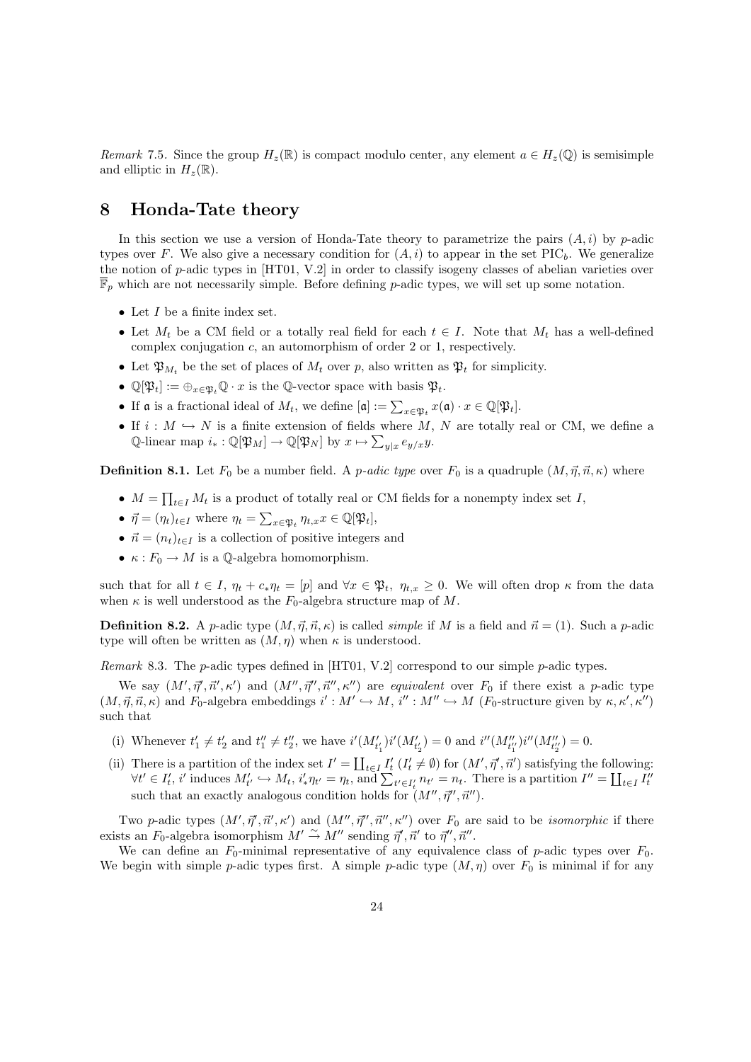*Remark* 7.5. Since the group $H_z(\mathbb{R})$ is compact modulo center, any element $a \in H_z(\mathbb{Q})$ is semisimple and elliptic in $H_z(\mathbb{R})$.

# 8 Honda-Tate theory

In this section we use a version of Honda-Tate theory to parametrize the pairs $(A, i)$ by $p$-adic types over $F$. We also give a necessary condition for $(A, i)$ to appear in the set $\mathrm{PIC}_b$. We generalize the notion of $p$-adic types in [HT01, V.2] in order to classify isogeny classes of abelian varieties over $\overline{\mathbb{F}}_p$ which are not necessarily simple. Before defining $p$-adic types, we will set up some notation.

- Let $I$ be a finite index set.
- Let $M_t$ be a CM field or a totally real field for each $t \in I$. Note that $M_t$ has a well-defined complex conjugation $c$, an automorphism of order 2 or 1, respectively.
- Let $\mathfrak{P}_{M_t}$ be the set of places of $M_t$ over $p$, also written as $\mathfrak{P}_t$ for simplicity.
- $\mathbb{Q}[\mathfrak{P}_t] := \oplus_{x \in \mathfrak{P}_t} \mathbb{Q} \cdot x$ is the $\mathbb{Q}$-vector space with basis $\mathfrak{P}_t$.
- If $\mathfrak{a}$ is a fractional ideal of $M_t$, we define $[\mathfrak{a}] := \sum_{x \in \mathfrak{P}_t} x(\mathfrak{a}) \cdot x \in \mathbb{Q}[\mathfrak{P}_t]$.
- If $i : M \hookrightarrow N$ is a finite extension of fields where $M$, $N$ are totally real or CM, we define a $\mathbb{Q}$-linear map $i_* : \mathbb{Q}[\mathfrak{P}_M] \to \mathbb{Q}[\mathfrak{P}_N]$ by $x \mapsto \sum_{y|x} e_{y/x} y$.

**Definition 8.1.** Let $F_0$ be a number field. A *$p$-adic type* over $F_0$ is a quadruple $(M, \vec{\eta}, \vec{n}, \kappa)$ where

- $M = \prod_{t \in I} M_t$ is a product of totally real or CM fields for a nonempty index set $I$,
- $\vec{\eta} = (\eta_t)_{t \in I}$ where $\eta_t = \sum_{x \in \mathfrak{P}_t} \eta_{t,x} x \in \mathbb{Q}[\mathfrak{P}_t]$,
- $\vec{n} = (n_t)_{t \in I}$ is a collection of positive integers and
- $\kappa : F_0 \to M$ is a $\mathbb{Q}$-algebra homomorphism.

such that for all $t \in I$, $\eta_t + c_* \eta_t = [p]$ and $\forall x \in \mathfrak{P}_t$, $\eta_{t,x} \geq 0$. We will often drop $\kappa$ from the data when $\kappa$ is well understood as the $F_0$-algebra structure map of $M$.

**Definition 8.2.** A $p$-adic type $(M, \vec{\eta}, \vec{n}, \kappa)$ is called *simple* if $M$ is a field and $\vec{n} = (1)$. Such a $p$-adic type will often be written as $(M, \eta)$ when $\kappa$ is understood.

*Remark* 8.3. The $p$-adic types defined in [HT01, V.2] correspond to our simple $p$-adic types.

We say $(M', \vec{\eta}', \vec{n}', \kappa')$ and $(M'', \vec{\eta}'', \vec{n}'', \kappa'')$ are *equivalent* over $F_0$ if there exist a $p$-adic type $(M, \vec{\eta}, \vec{n}, \kappa)$ and $F_0$-algebra embeddings $i' : M' \hookrightarrow M$, $i'' : M'' \hookrightarrow M$ ($F_0$-structure given by $\kappa, \kappa', \kappa''$) such that

(i) Whenever $t'_1 \neq t'_2$ and $t''_1 \neq t''_2$, we have $i'(M'_{t'_1}) i'(M'_{t'_2}) = 0$ and $i''(M''_{t''_1}) i''(M''_{t''_2}) = 0$.

(ii) There is a partition of the index set $I' = \coprod_{t \in I} I'_t$ ($I'_t \neq \emptyset$) for $(M', \vec{\eta}', \vec{n}')$ satisfying the following: $\forall t' \in I'_t$, $i'$ induces $M'_{t'} \hookrightarrow M_t$, $i'_* \eta_{t'} = \eta_t$, and $\sum_{t' \in I'_t} n_{t'} = n_t$. There is a partition $I'' = \coprod_{t \in I} I''_t$ such that an exactly analogous condition holds for $(M'', \vec{\eta}'', \vec{n}'')$.

Two $p$-adic types $(M', \vec{\eta}', \vec{n}', \kappa')$ and $(M'', \vec{\eta}'', \vec{n}'', \kappa'')$ over $F_0$ are said to be *isomorphic* if there exists an $F_0$-algebra isomorphism $M' \xrightarrow{\sim} M''$ sending $\vec{\eta}', \vec{n}'$ to $\vec{\eta}'', \vec{n}''$.

We can define an $F_0$-minimal representative of any equivalence class of $p$-adic types over $F_0$. We begin with simple $p$-adic types first. A simple $p$-adic type $(M, \eta)$ over $F_0$ is minimal if for any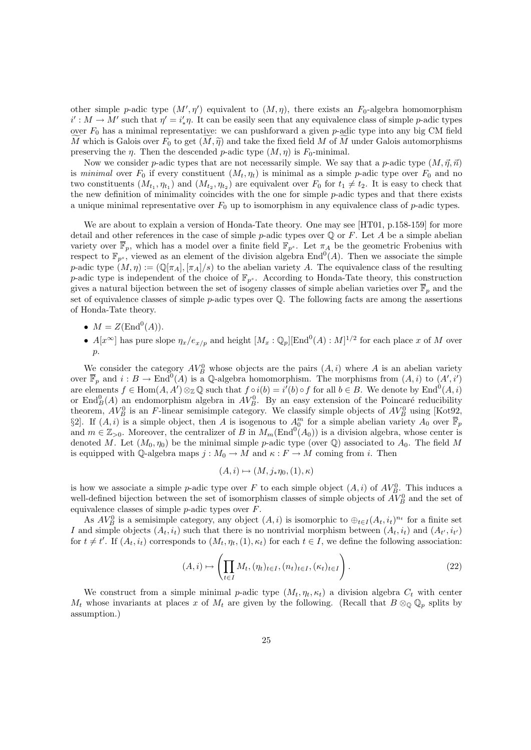other simple $p$-adic type $(M', \eta')$ equivalent to $(M, \eta)$, there exists an $F_0$-algebra homomorphism $i' : M \to M'$ such that $\eta' = i'_* \eta$. It can be easily seen that any equivalence class of simple $p$-adic types over $F_0$ has a minimal representative: we can pushforward a given $p$-adic type into any big CM field $\widetilde{M}$ which is Galois over $F_0$ to get $(\widetilde{M}, \widetilde{\eta})$ and take the fixed field $M$ of $\widetilde{M}$ under Galois automorphisms preserving the $\eta$. Then the descended $p$-adic type $(M, \eta)$ is $F_0$-minimal.

Now we consider $p$-adic types that are not necessarily simple. We say that a $p$-adic type $(M, \vec{\eta}, \vec{n})$ is *minimal* over $F_0$ if every constituent $(M_t, \eta_t)$ is minimal as a simple $p$-adic type over $F_0$ and no two constituents $(M_{t_1}, \eta_{t_1})$ and $(M_{t_2}, \eta_{t_2})$ are equivalent over $F_0$ for $t_1 \neq t_2$. It is easy to check that the new definition of minimality coincides with the one for simple $p$-adic types and that there exists a unique minimal representative over $F_0$ up to isomorphism in any equivalence class of $p$-adic types.

We are about to explain a version of Honda-Tate theory. One may see [HT01, p.158-159] for more detail and other references in the case of simple $p$-adic types over $\mathbb{Q}$ or $F$. Let $A$ be a simple abelian variety over $\overline{\mathbb{F}}_p$, which has a model over a finite field $\mathbb{F}_{p^s}$. Let $\pi_A$ be the geometric Frobenius with respect to $\mathbb{F}_{p^s}$, viewed as an element of the division algebra $\mathrm{End}^0(A)$. Then we associate the simple $p$-adic type $(M, \eta) := (\mathbb{Q}[\pi_A], [\pi_A]/s)$ to the abelian variety $A$. The equivalence class of the resulting $p$-adic type is independent of the choice of $\mathbb{F}_{p^s}$. According to Honda-Tate theory, this construction gives a natural bijection between the set of isogeny classes of simple abelian varieties over $\overline{\mathbb{F}}_p$ and the set of equivalence classes of simple $p$-adic types over $\mathbb{Q}$. The following facts are among the assertions of Honda-Tate theory.

- $M = Z(\mathrm{End}^0(A))$.
- $A[x^\infty]$ has pure slope $\eta_x / e_{x/p}$ and height $[M_x : \mathbb{Q}_p][\mathrm{End}^0(A) : M]^{1/2}$ for each place $x$ of $M$ over $p$.

We consider the category $AV^0_B$ whose objects are the pairs $(A, i)$ where $A$ is an abelian variety over $\overline{\mathbb{F}}_p$ and $i : B \to \mathrm{End}^0(A)$ is a $\mathbb{Q}$-algebra homomorphism. The morphisms from $(A, i)$ to $(A', i')$ are elements $f \in \mathrm{Hom}(A, A') \otimes_{\mathbb{Z}} \mathbb{Q}$ such that $f \circ i(b) = i'(b) \circ f$ for all $b \in B$. We denote by $\mathrm{End}^0(A, i)$ or $\mathrm{End}^0_B(A)$ an endomorphism algebra in $AV^0_B$. By an easy extension of the Poincaré reducibility theorem, $AV^0_B$ is an $F$-linear semisimple category. We classify simple objects of $AV^0_B$ using [Kot92, §2]. If $(A, i)$ is a simple object, then $A$ is isogenous to $A_0^m$ for a simple abelian variety $A_0$ over $\overline{\mathbb{F}}_p$ and $m \in \mathbb{Z}_{>0}$. Moreover, the centralizer of $B$ in $M_m(\mathrm{End}^0(A_0))$ is a division algebra, whose center is denoted $M$. Let $(M_0, \eta_0)$ be the minimal simple $p$-adic type (over $\mathbb{Q}$) associated to $A_0$. The field $M$ is equipped with $\mathbb{Q}$-algebra maps $j : M_0 \to M$ and $\kappa : F \to M$ coming from $i$. Then

$$(A, i) \mapsto (M, j_* \eta_0, (1), \kappa)$$

is how we associate a simple $p$-adic type over $F$ to each simple object $(A, i)$ of $AV^0_B$. This induces a well-defined bijection between the set of isomorphism classes of simple objects of $AV^0_B$ and the set of equivalence classes of simple $p$-adic types over $F$.

As $AV^0_B$ is a semisimple category, any object $(A, i)$ is isomorphic to $\oplus_{t \in I} (A_t, i_t)^{n_t}$ for a finite set $I$ and simple objects $(A_t, i_t)$ such that there is no nontrivial morphism between $(A_t, i_t)$ and $(A_{t'}, i_{t'})$ for $t \neq t'$. If $(A_t, i_t)$ corresponds to $(M_t, \eta_t, (1), \kappa_t)$ for each $t \in I$, we define the following association:

$$(A, i) \mapsto \left( \prod_{t \in I} M_t, (\eta_t)_{t \in I}, (n_t)_{t \in I}, (\kappa_t)_{t \in I} \right). \tag{22}$$

We construct from a simple minimal $p$-adic type $(M_t, \eta_t, \kappa_t)$ a division algebra $C_t$ with center $M_t$ whose invariants at places $x$ of $M_t$ are given by the following. (Recall that $B \otimes_{\mathbb{Q}} \mathbb{Q}_p$ splits by assumption.)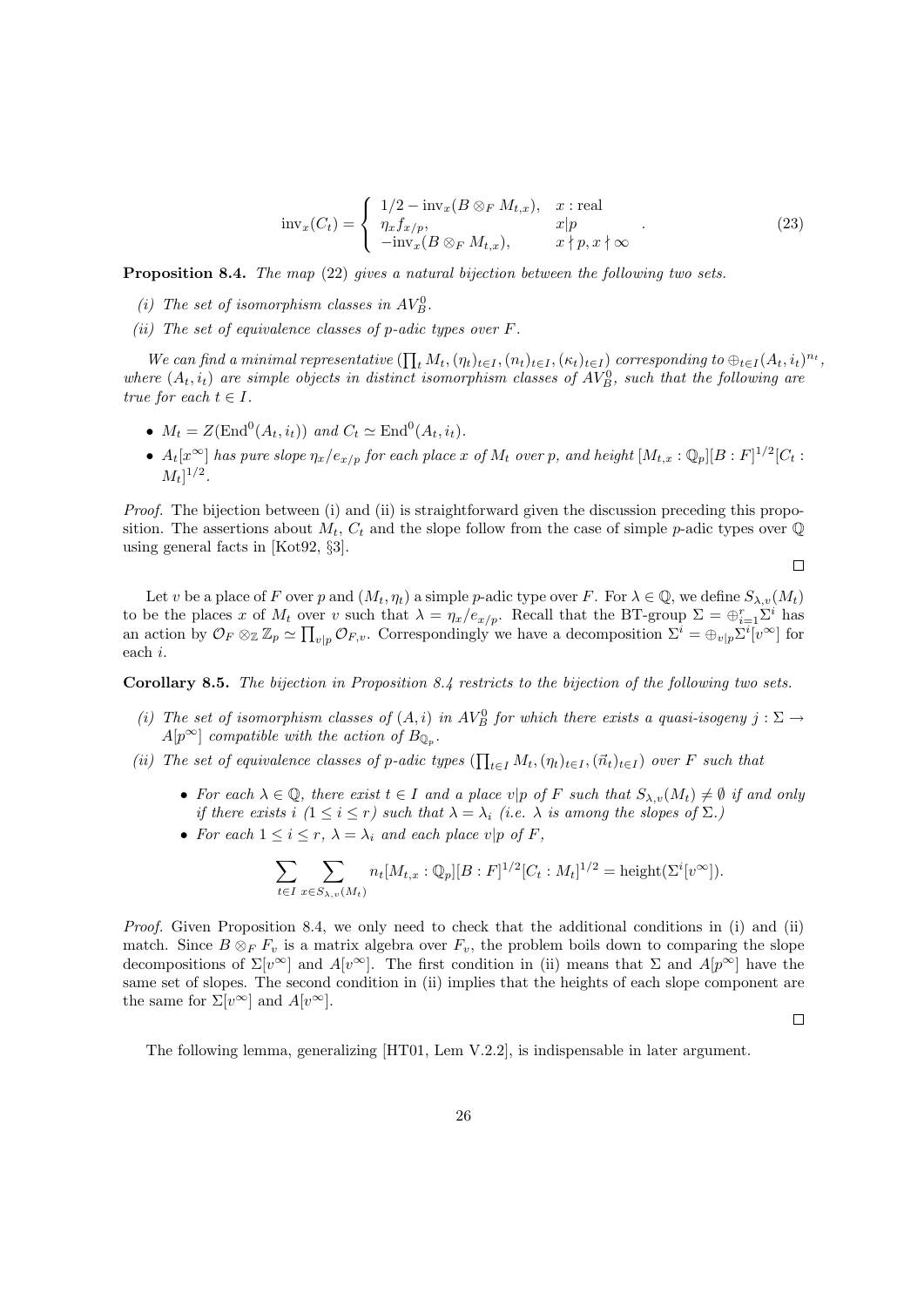$$\mathrm{inv}_x(C_t) = \begin{cases} 1/2 - \mathrm{inv}_x(B \otimes_F M_{t,x}), & x : \text{real} \\ \eta_x f_{x/p}, & x | p \\ -\mathrm{inv}_x(B \otimes_F M_{t,x}), & x \nmid p, x \nmid \infty \end{cases}. \tag{23}$$

**Proposition 8.4.** *The map (22) gives a natural bijection between the following two sets.*

*(i) The set of isomorphism classes in $AV_B^0$.*

*(ii) The set of equivalence classes of p-adic types over $F$.*

*We can find a minimal representative $(\prod_t M_t, (\eta_t)_{t\in I}, (n_t)_{t\in I}, (\kappa_t)_{t\in I})$ corresponding to $\oplus_{t\in I}(A_t, i_t)^{n_t}$, where $(A_t, i_t)$ are simple objects in distinct isomorphism classes of $AV_B^0$, such that the following are true for each $t \in I$.*

- *$M_t = Z(\mathrm{End}^0(A_t, i_t))$ and $C_t \simeq \mathrm{End}^0(A_t, i_t)$.*
- *$A_t[x^\infty]$ has pure slope $\eta_x/e_{x/p}$ for each place $x$ of $M_t$ over $p$, and height $[M_{t,x} : \mathbb{Q}_p][B : F]^{1/2}[C_t : M_t]^{1/2}$.*

*Proof.* The bijection between (i) and (ii) is straightforward given the discussion preceding this proposition. The assertions about $M_t$, $C_t$ and the slope follow from the case of simple $p$-adic types over $\mathbb{Q}$ using general facts in [Kot92, §3].

□

Let $v$ be a place of $F$ over $p$ and $(M_t, \eta_t)$ a simple $p$-adic type over $F$. For $\lambda \in \mathbb{Q}$, we define $S_{\lambda,v}(M_t)$ to be the places $x$ of $M_t$ over $v$ such that $\lambda = \eta_x/e_{x/p}$. Recall that the BT-group $\Sigma = \oplus_{i=1}^r \Sigma^i$ has an action by $\mathcal{O}_F \otimes_{\mathbb{Z}} \mathbb{Z}_p \simeq \prod_{v|p} \mathcal{O}_{F,v}$. Correspondingly we have a decomposition $\Sigma^i = \oplus_{v|p}\Sigma^i[v^\infty]$ for each $i$.

**Corollary 8.5.** *The bijection in Proposition 8.4 restricts to the bijection of the following two sets.*

*(i) The set of isomorphism classes of $(A, i)$ in $AV_B^0$ for which there exists a quasi-isogeny $j : \Sigma \to A[p^\infty]$ compatible with the action of $B_{\mathbb{Q}_p}$.*

*(ii) The set of equivalence classes of p-adic types $(\prod_{t\in I} M_t, (\eta_t)_{t\in I}, (\vec{n}_t)_{t\in I})$ over $F$ such that*

- *For each $\lambda \in \mathbb{Q}$, there exist $t \in I$ and a place $v|p$ of $F$ such that $S_{\lambda,v}(M_t) \neq \emptyset$ if and only if there exists $i$ $(1 \leq i \leq r)$ such that $\lambda = \lambda_i$ (i.e. $\lambda$ is among the slopes of $\Sigma$.)*
- *For each $1 \leq i \leq r$, $\lambda = \lambda_i$ and each place $v|p$ of $F$,*

$$\sum_{t\in I} \sum_{x\in S_{\lambda,v}(M_t)} n_t [M_{t,x} : \mathbb{Q}_p][B : F]^{1/2}[C_t : M_t]^{1/2} = \mathrm{height}(\Sigma^i[v^\infty]).$$

*Proof.* Given Proposition 8.4, we only need to check that the additional conditions in (i) and (ii) match. Since $B \otimes_F F_v$ is a matrix algebra over $F_v$, the problem boils down to comparing the slope decompositions of $\Sigma[v^\infty]$ and $A[v^\infty]$. The first condition in (ii) means that $\Sigma$ and $A[p^\infty]$ have the same set of slopes. The second condition in (ii) implies that the heights of each slope component are the same for $\Sigma[v^\infty]$ and $A[v^\infty]$.

□

The following lemma, generalizing [HT01, Lem V.2.2], is indispensable in later argument.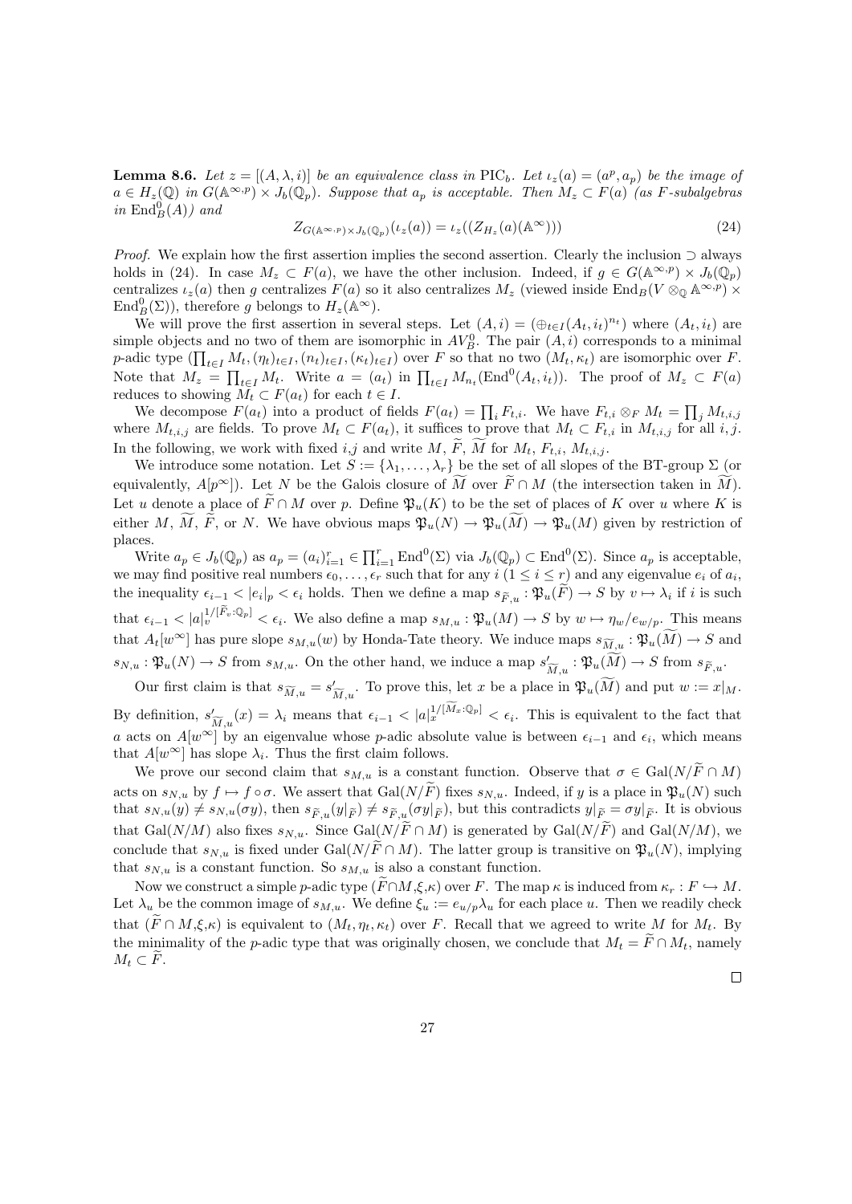**Lemma 8.6.** *Let $z = [(A, \lambda, i)]$ be an equivalence class in $\mathrm{PIC}_b$. Let $\iota_z(a) = (a^p, a_p)$ be the image of $a \in H_z(\mathbb{Q})$ in $G(\mathbb{A}^{\infty,p}) \times J_b(\mathbb{Q}_p)$. Suppose that $a_p$ is acceptable. Then $M_z \subset F(a)$ (as $F$-subalgebras in $\mathrm{End}^0_B(A)$) and*

$$Z_{G(\mathbb{A}^{\infty,p})\times J_b(\mathbb{Q}_p)}(\iota_z(a)) = \iota_z((Z_{H_z}(a)(\mathbb{A}^\infty))) \tag{24}$$

*Proof.* We explain how the first assertion implies the second assertion. Clearly the inclusion $\supset$ always holds in (24). In case $M_z \subset F(a)$, we have the other inclusion. Indeed, if $g \in G(\mathbb{A}^{\infty,p}) \times J_b(\mathbb{Q}_p)$ centralizes $\iota_z(a)$ then $g$ centralizes $F(a)$ so it also centralizes $M_z$ (viewed inside $\mathrm{End}_B(V \otimes_{\mathbb{Q}} \mathbb{A}^{\infty,p}) \times \mathrm{End}^0_B(\Sigma)$), therefore $g$ belongs to $H_z(\mathbb{A}^\infty)$.

We will prove the first assertion in several steps. Let $(A, i) = (\oplus_{t\in I}(A_t, i_t)^{n_t})$ where $(A_t, i_t)$ are simple objects and no two of them are isomorphic in $AV^0_B$. The pair $(A, i)$ corresponds to a minimal $p$-adic type $(\prod_{t\in I} M_t, (\eta_t)_{t\in I}, (n_t)_{t\in I}, (\kappa_t)_{t\in I})$ over $F$ so that no two $(M_t, \kappa_t)$ are isomorphic over $F$. Note that $M_z = \prod_{t\in I} M_t$. Write $a = (a_t)$ in $\prod_{t\in I} M_{n_t}(\mathrm{End}^0(A_t, i_t))$. The proof of $M_z \subset F(a)$ reduces to showing $M_t \subset F(a_t)$ for each $t \in I$.

We decompose $F(a_t)$ into a product of fields $F(a_t) = \prod_i F_{t,i}$. We have $F_{t,i} \otimes_F M_t = \prod_j M_{t,i,j}$ where $M_{t,i,j}$ are fields. To prove $M_t \subset F(a_t)$, it suffices to prove that $M_t \subset F_{t,i}$ in $M_{t,i,j}$ for all $i, j$. In the following, we work with fixed $i,j$ and write $M$, $\widetilde{F}$, $\widetilde{M}$ for $M_t$, $F_{t,i}$, $M_{t,i,j}$.

We introduce some notation. Let $S := \{\lambda_1, \ldots, \lambda_r\}$ be the set of all slopes of the BT-group $\Sigma$ (or equivalently, $A[p^\infty]$). Let $N$ be the Galois closure of $\widetilde{M}$ over $\widetilde{F} \cap M$ (the intersection taken in $\widetilde{M}$). Let $u$ denote a place of $\widetilde{F} \cap M$ over $p$. Define $\mathfrak{P}_u(K)$ to be the set of places of $K$ over $u$ where $K$ is either $M$, $\widetilde{M}$, $\widetilde{F}$, or $N$. We have obvious maps $\mathfrak{P}_u(N) \to \mathfrak{P}_u(\widetilde{M}) \to \mathfrak{P}_u(M)$ given by restriction of places.

Write $a_p \in J_b(\mathbb{Q}_p)$ as $a_p = (a_i)_{i=1}^r \in \prod_{i=1}^r \mathrm{End}^0(\Sigma)$ via $J_b(\mathbb{Q}_p) \subset \mathrm{End}^0(\Sigma)$. Since $a_p$ is acceptable, we may find positive real numbers $\epsilon_0, \ldots, \epsilon_r$ such that for any $i$ $(1 \le i \le r)$ and any eigenvalue $e_i$ of $a_i$, the inequality $\epsilon_{i-1} < |e_i|_p < \epsilon_i$ holds. Then we define a map $s_{\widetilde{F},u} : \mathfrak{P}_u(\widetilde{F}) \to S$ by $v \mapsto \lambda_i$ if $i$ is such that $\epsilon_{i-1} < |a|_v^{1/[\widetilde{F}_v:\mathbb{Q}_p]} < \epsilon_i$. We also define a map $s_{M,u} : \mathfrak{P}_u(M) \to S$ by $w \mapsto \eta_w/e_{w/p}$. This means that $A_t[w^\infty]$ has pure slope $s_{M,u}(w)$ by Honda-Tate theory. We induce maps $s_{\widetilde{M},u} : \mathfrak{P}_u(\widetilde{M}) \to S$ and $s_{N,u} : \mathfrak{P}_u(N) \to S$ from $s_{M,u}$. On the other hand, we induce a map $s'_{\widetilde{M},u} : \mathfrak{P}_u(\widetilde{M}) \to S$ from $s_{\widetilde{F},u}$.

Our first claim is that $s_{\widetilde{M},u} = s'_{\widetilde{M},u}$. To prove this, let $x$ be a place in $\mathfrak{P}_u(\widetilde{M})$ and put $w := x|_M$. By definition, $s'_{\widetilde{M},u}(x) = \lambda_i$ means that $\epsilon_{i-1} < |a|_x^{1/[\widetilde{M}_x:\mathbb{Q}_p]} < \epsilon_i$. This is equivalent to the fact that $a$ acts on $A[w^\infty]$ by an eigenvalue whose $p$-adic absolute value is between $\epsilon_{i-1}$ and $\epsilon_i$, which means that $A[w^\infty]$ has slope $\lambda_i$. Thus the first claim follows.

We prove our second claim that $s_{M,u}$ is a constant function. Observe that $\sigma \in \mathrm{Gal}(N/\widetilde{F} \cap M)$ acts on $s_{N,u}$ by $f \mapsto f \circ \sigma$. We assert that $\mathrm{Gal}(N/\widetilde{F})$ fixes $s_{N,u}$. Indeed, if $y$ is a place in $\mathfrak{P}_u(N)$ such that $s_{N,u}(y) \ne s_{N,u}(\sigma y)$, then $s_{\widetilde{F},u}(y|_{\widetilde{F}}) \ne s_{\widetilde{F},u}(\sigma y|_{\widetilde{F}})$, but this contradicts $y|_{\widetilde{F}} = \sigma y|_{\widetilde{F}}$. It is obvious that $\mathrm{Gal}(N/M)$ also fixes $s_{N,u}$. Since $\mathrm{Gal}(N/\widetilde{F} \cap M)$ is generated by $\mathrm{Gal}(N/\widetilde{F})$ and $\mathrm{Gal}(N/M)$, we conclude that $s_{N,u}$ is fixed under $\mathrm{Gal}(N/\widetilde{F} \cap M)$. The latter group is transitive on $\mathfrak{P}_u(N)$, implying that $s_{N,u}$ is a constant function. So $s_{M,u}$ is also a constant function.

Now we construct a simple $p$-adic type $(\widetilde{F} \cap M, \xi, \kappa)$ over $F$. The map $\kappa$ is induced from $\kappa_r : F \hookrightarrow M$. Let $\lambda_u$ be the common image of $s_{M,u}$. We define $\xi_u := e_{u/p}\lambda_u$ for each place $u$. Then we readily check that $(\widetilde{F} \cap M, \xi, \kappa)$ is equivalent to $(M_t, \eta_t, \kappa_t)$ over $F$. Recall that we agreed to write $M$ for $M_t$. By the minimality of the $p$-adic type that was originally chosen, we conclude that $M_t = \widetilde{F} \cap M_t$, namely $M_t \subset \widetilde{F}$.

$\square$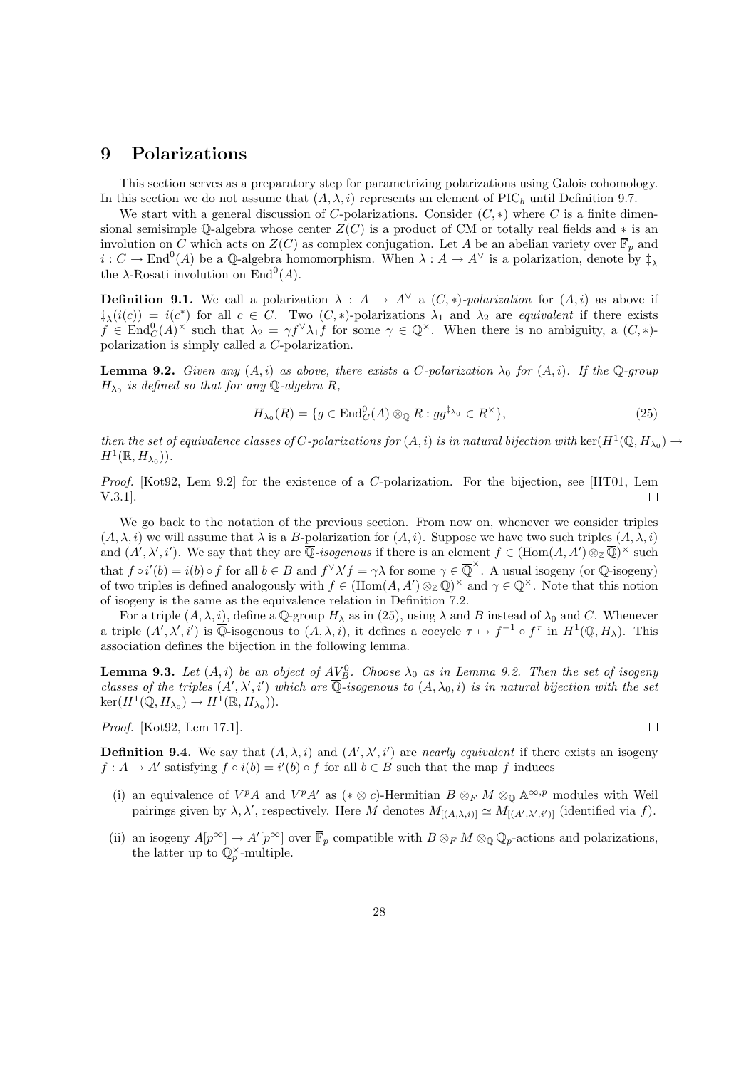# 9 Polarizations

This section serves as a preparatory step for parametrizing polarizations using Galois cohomology. In this section we do not assume that $(A, \lambda, i)$ represents an element of $\mathrm{PIC}_b$ until Definition 9.7.

We start with a general discussion of $C$-polarizations. Consider $(C, *)$ where $C$ is a finite dimensional semisimple $\mathbb{Q}$-algebra whose center $Z(C)$ is a product of CM or totally real fields and $*$ is an involution on $C$ which acts on $Z(C)$ as complex conjugation. Let $A$ be an abelian variety over $\overline{\mathbb{F}}_p$ and $i : C \to \mathrm{End}^0(A)$ be a $\mathbb{Q}$-algebra homomorphism. When $\lambda : A \to A^\vee$ is a polarization, denote by $\ddagger_\lambda$ the $\lambda$-Rosati involution on $\mathrm{End}^0(A)$.

**Definition 9.1.** We call a polarization $\lambda : A \to A^\vee$ a *$(C, *)$-polarization* for $(A, i)$ as above if $\ddagger_\lambda(i(c)) = i(c^*)$ for all $c \in C$. Two $(C, *)$-polarizations $\lambda_1$ and $\lambda_2$ are *equivalent* if there exists $f \in \mathrm{End}^0_C(A)^\times$ such that $\lambda_2 = \gamma f^\vee \lambda_1 f$ for some $\gamma \in \mathbb{Q}^\times$. When there is no ambiguity, a $(C, *)$-polarization is simply called a $C$-polarization.

**Lemma 9.2.** *Given any $(A, i)$ as above, there exists a $C$-polarization $\lambda_0$ for $(A, i)$. If the $\mathbb{Q}$-group $H_{\lambda_0}$ is defined so that for any $\mathbb{Q}$-algebra $R$,*

$$H_{\lambda_0}(R) = \{g \in \mathrm{End}^0_C(A) \otimes_{\mathbb{Q}} R : gg^{\ddagger_{\lambda_0}} \in R^\times\}, \tag{25}$$

*then the set of equivalence classes of $C$-polarizations for $(A, i)$ is in natural bijection with $\ker(H^1(\mathbb{Q}, H_{\lambda_0}) \to H^1(\mathbb{R}, H_{\lambda_0}))$.*

*Proof.* [Kot92, Lem 9.2] for the existence of a $C$-polarization. For the bijection, see [HT01, Lem V.3.1]. $\square$

We go back to the notation of the previous section. From now on, whenever we consider triples $(A, \lambda, i)$ we will assume that $\lambda$ is a $B$-polarization for $(A, i)$. Suppose we have two such triples $(A, \lambda, i)$ and $(A', \lambda', i')$. We say that they are *$\overline{\mathbb{Q}}$-isogenous* if there is an element $f \in (\mathrm{Hom}(A, A') \otimes_{\mathbb{Z}} \overline{\mathbb{Q}})^\times$ such that $f \circ i'(b) = i(b) \circ f$ for all $b \in B$ and $f^\vee \lambda' f = \gamma \lambda$ for some $\gamma \in \overline{\mathbb{Q}}^\times$. A usual isogeny (or $\mathbb{Q}$-isogeny) of two triples is defined analogously with $f \in (\mathrm{Hom}(A, A') \otimes_{\mathbb{Z}} \mathbb{Q})^\times$ and $\gamma \in \mathbb{Q}^\times$. Note that this notion of isogeny is the same as the equivalence relation in Definition 7.2.

For a triple $(A, \lambda, i)$, define a $\mathbb{Q}$-group $H_\lambda$ as in (25), using $\lambda$ and $B$ instead of $\lambda_0$ and $C$. Whenever a triple $(A', \lambda', i')$ is $\overline{\mathbb{Q}}$-isogenous to $(A, \lambda, i)$, it defines a cocycle $\tau \mapsto f^{-1} \circ f^\tau$ in $H^1(\mathbb{Q}, H_\lambda)$. This association defines the bijection in the following lemma.

**Lemma 9.3.** *Let $(A, i)$ be an object of $AV^0_B$. Choose $\lambda_0$ as in Lemma 9.2. Then the set of isogeny classes of the triples $(A', \lambda', i')$ which are $\overline{\mathbb{Q}}$-isogenous to $(A, \lambda_0, i)$ is in natural bijection with the set $\ker(H^1(\mathbb{Q}, H_{\lambda_0}) \to H^1(\mathbb{R}, H_{\lambda_0}))$.*

*Proof.* [Kot92, Lem 17.1]. $\square$

**Definition 9.4.** We say that $(A, \lambda, i)$ and $(A', \lambda', i')$ are *nearly equivalent* if there exists an isogeny $f : A \to A'$ satisfying $f \circ i(b) = i'(b) \circ f$ for all $b \in B$ such that the map $f$ induces

- (i) an equivalence of $V^p A$ and $V^p A'$ as $(* \otimes c)$-Hermitian $B \otimes_F M \otimes_{\mathbb{Q}} \mathbb{A}^{\infty,p}$ modules with Weil pairings given by $\lambda, \lambda'$, respectively. Here $M$ denotes $M_{[(A,\lambda,i)]} \simeq M_{[(A',\lambda',i')]}$ (identified via $f$).
- (ii) an isogeny $A[p^\infty] \to A'[p^\infty]$ over $\overline{\mathbb{F}}_p$ compatible with $B \otimes_F M \otimes_{\mathbb{Q}} \mathbb{Q}_p$-actions and polarizations, the latter up to $\mathbb{Q}_p^\times$-multiple.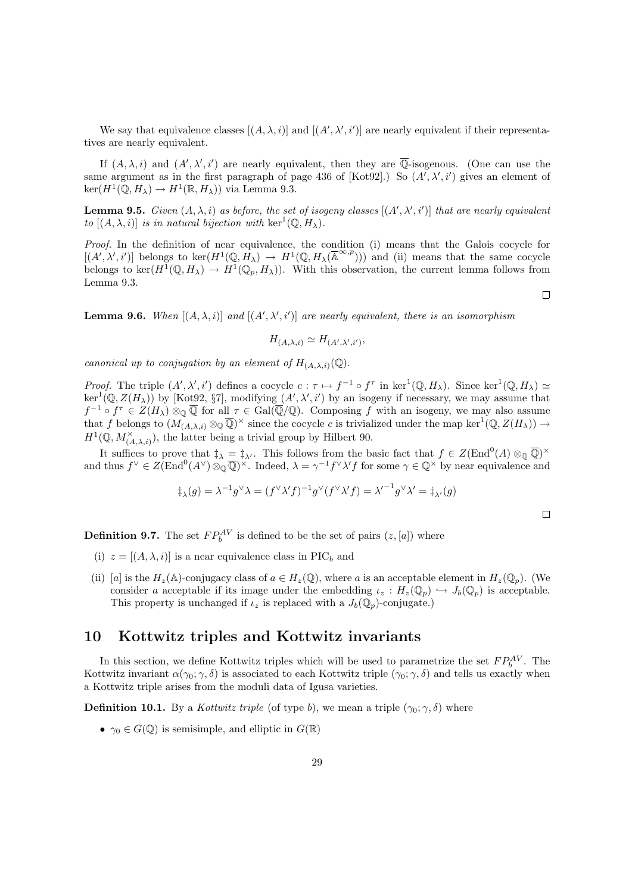We say that equivalence classes $[(A,\lambda,i)]$ and $[(A',\lambda',i')]$ are nearly equivalent if their representatives are nearly equivalent.

If $(A,\lambda,i)$ and $(A',\lambda',i')$ are nearly equivalent, then they are $\overline{\mathbb{Q}}$-isogenous. (One can use the same argument as in the first paragraph of page 436 of [Kot92].) So $(A',\lambda',i')$ gives an element of $\ker(H^1(\mathbb{Q},H_\lambda)\to H^1(\mathbb{R},H_\lambda))$ via Lemma 9.3.

**Lemma 9.5.** *Given $(A,\lambda,i)$ as before, the set of isogeny classes $[(A',\lambda',i')]$ that are nearly equivalent to $[(A,\lambda,i)]$ is in natural bijection with $\ker^1(\mathbb{Q},H_\lambda)$.*

*Proof.* In the definition of near equivalence, the condition (i) means that the Galois cocycle for $[(A',\lambda',i')]$ belongs to $\ker(H^1(\mathbb{Q},H_\lambda)\to H^1(\mathbb{Q},H_\lambda(\overline{\mathbb{A}}^{\infty,p})))$ and (ii) means that the same cocycle belongs to $\ker(H^1(\mathbb{Q},H_\lambda)\to H^1(\mathbb{Q}_p,H_\lambda))$. With this observation, the current lemma follows from Lemma 9.3. □

**Lemma 9.6.** *When $[(A,\lambda,i)]$ and $[(A',\lambda',i')]$ are nearly equivalent, there is an isomorphism*

$$H_{(A,\lambda,i)}\simeq H_{(A',\lambda',i')},$$

*canonical up to conjugation by an element of $H_{(A,\lambda,i)}(\mathbb{Q})$.*

*Proof.* The triple $(A',\lambda',i')$ defines a cocycle $c:\tau\mapsto f^{-1}\circ f^\tau$ in $\ker^1(\mathbb{Q},H_\lambda)$. Since $\ker^1(\mathbb{Q},H_\lambda)\simeq\ker^1(\mathbb{Q},Z(H_\lambda))$ by [Kot92, §7], modifying $(A',\lambda',i')$ by an isogeny if necessary, we may assume that $f^{-1}\circ f^\tau\in Z(H_\lambda)\otimes_{\mathbb{Q}}\overline{\mathbb{Q}}$ for all $\tau\in\mathrm{Gal}(\overline{\mathbb{Q}}/\mathbb{Q})$. Composing $f$ with an isogeny, we may also assume that $f$ belongs to $(M_{(A,\lambda,i)}\otimes_{\mathbb{Q}}\overline{\mathbb{Q}})^\times$ since the cocycle $c$ is trivialized under the map $\ker^1(\mathbb{Q},Z(H_\lambda))\to H^1(\mathbb{Q},M^\times_{(A,\lambda,i)})$, the latter being a trivial group by Hilbert 90.

It suffices to prove that $\ddagger_\lambda=\ddagger_{\lambda'}$. This follows from the basic fact that $f\in Z(\mathrm{End}^0(A)\otimes_{\mathbb{Q}}\overline{\mathbb{Q}})^\times$ and thus $f^\vee\in Z(\mathrm{End}^0(A^\vee)\otimes_{\mathbb{Q}}\overline{\mathbb{Q}})^\times$. Indeed, $\lambda=\gamma^{-1}f^\vee\lambda' f$ for some $\gamma\in\mathbb{Q}^\times$ by near equivalence and

$$\ddagger_\lambda(g)=\lambda^{-1}g^\vee\lambda=(f^\vee\lambda' f)^{-1}g^\vee(f^\vee\lambda' f)={\lambda'}^{-1}g^\vee\lambda'=\ddagger_{\lambda'}(g)$$

□

**Definition 9.7.** The set $FP_b^{AV}$ is defined to be the set of pairs $(z,[a])$ where

(i) $z=[(A,\lambda,i)]$ is a near equivalence class in $\mathrm{PIC}_b$ and

(ii) $[a]$ is the $H_z(\mathbb{A})$-conjugacy class of $a\in H_z(\mathbb{Q})$, where $a$ is an acceptable element in $H_z(\mathbb{Q}_p)$. (We consider $a$ acceptable if its image under the embedding $\iota_z:H_z(\mathbb{Q}_p)\hookrightarrow J_b(\mathbb{Q}_p)$ is acceptable. This property is unchanged if $\iota_z$ is replaced with a $J_b(\mathbb{Q}_p)$-conjugate.)

# 10 Kottwitz triples and Kottwitz invariants

In this section, we define Kottwitz triples which will be used to parametrize the set $FP_b^{AV}$. The Kottwitz invariant $\alpha(\gamma_0;\gamma,\delta)$ is associated to each Kottwitz triple $(\gamma_0;\gamma,\delta)$ and tells us exactly when a Kottwitz triple arises from the moduli data of Igusa varieties.

**Definition 10.1.** By a *Kottwitz triple* (of type $b$), we mean a triple $(\gamma_0;\gamma,\delta)$ where

- $\gamma_0\in G(\mathbb{Q})$ is semisimple, and elliptic in $G(\mathbb{R})$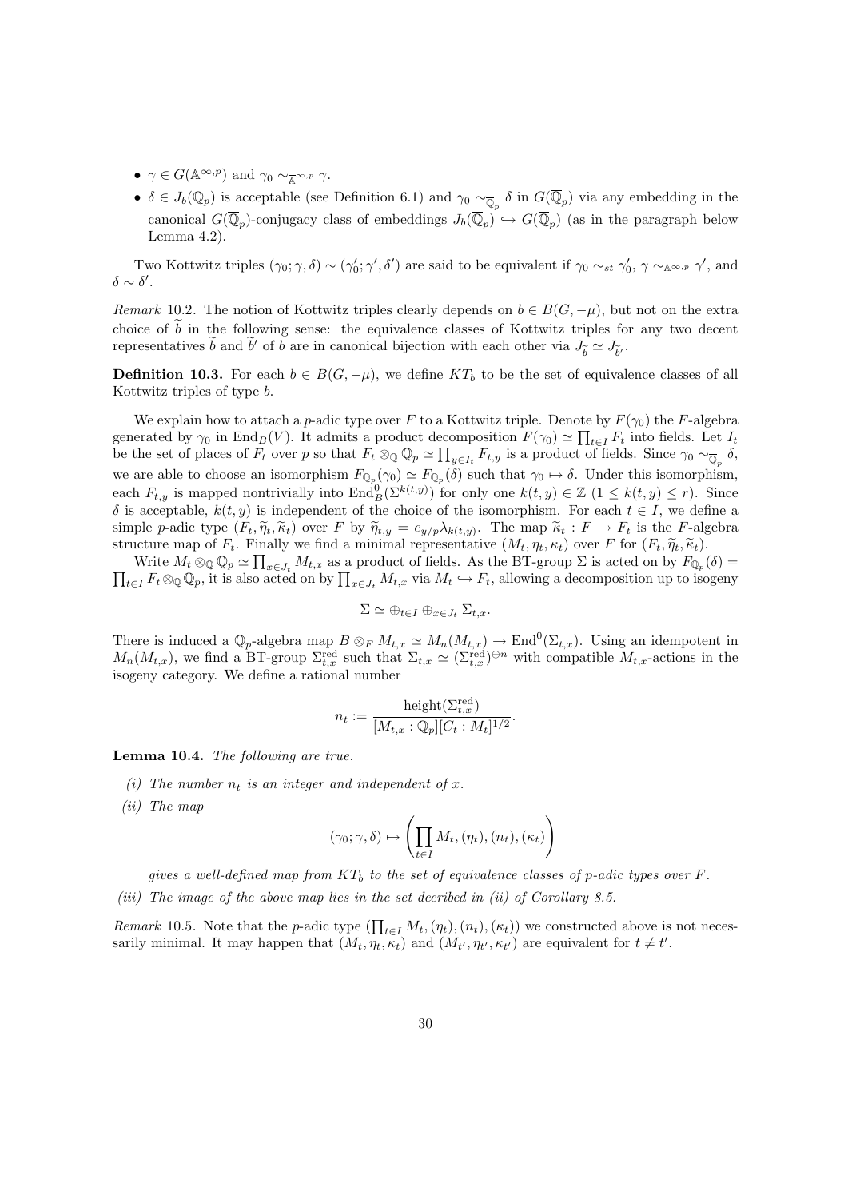- $\gamma \in G(\mathbb{A}^{\infty,p})$ and $\gamma_0 \sim_{\overline{\mathbb{A}}^{\infty,p}} \gamma$.
- $\delta \in J_b(\mathbb{Q}_p)$ is acceptable (see Definition 6.1) and $\gamma_0 \sim_{\overline{\mathbb{Q}}_p} \delta$ in $G(\overline{\mathbb{Q}}_p)$ via any embedding in the canonical $G(\overline{\mathbb{Q}}_p)$-conjugacy class of embeddings $J_b(\overline{\mathbb{Q}}_p) \hookrightarrow G(\overline{\mathbb{Q}}_p)$ (as in the paragraph below Lemma 4.2).

Two Kottwitz triples $(\gamma_0; \gamma, \delta) \sim (\gamma_0'; \gamma', \delta')$ are said to be equivalent if $\gamma_0 \sim_{st} \gamma_0'$, $\gamma \sim_{\mathbb{A}^{\infty,p}} \gamma'$, and $\delta \sim \delta'$.

*Remark* 10.2. The notion of Kottwitz triples clearly depends on $b \in B(G, -\mu)$, but not on the extra choice of $\widetilde{b}$ in the following sense: the equivalence classes of Kottwitz triples for any two decent representatives $\widetilde{b}$ and $\widetilde{b}'$ of $b$ are in canonical bijection with each other via $J_{\widetilde{b}} \simeq J_{\widetilde{b}'}$.

**Definition 10.3.** For each $b \in B(G, -\mu)$, we define $KT_b$ to be the set of equivalence classes of all Kottwitz triples of type $b$.

We explain how to attach a $p$-adic type over $F$ to a Kottwitz triple. Denote by $F(\gamma_0)$ the $F$-algebra generated by $\gamma_0$ in $\mathrm{End}_B(V)$. It admits a product decomposition $F(\gamma_0) \simeq \prod_{t \in I} F_t$ into fields. Let $I_t$ be the set of places of $F_t$ over $p$ so that $F_t \otimes_{\mathbb{Q}} \mathbb{Q}_p \simeq \prod_{y \in I_t} F_{t,y}$ is a product of fields. Since $\gamma_0 \sim_{\overline{\mathbb{Q}}_p} \delta$, we are able to choose an isomorphism $F_{\mathbb{Q}_p}(\gamma_0) \simeq F_{\mathbb{Q}_p}(\delta)$ such that $\gamma_0 \mapsto \delta$. Under this isomorphism, each $F_{t,y}$ is mapped nontrivially into $\mathrm{End}^0_B(\Sigma^{k(t,y)})$ for only one $k(t,y) \in \mathbb{Z}$ $(1 \le k(t,y) \le r)$. Since $\delta$ is acceptable, $k(t,y)$ is independent of the choice of the isomorphism. For each $t \in I$, we define a simple $p$-adic type $(F_t, \widetilde{\eta}_t, \widetilde{\kappa}_t)$ over $F$ by $\widetilde{\eta}_{t,y} = e_{y/p}\lambda_{k(t,y)}$. The map $\widetilde{\kappa}_t : F \to F_t$ is the $F$-algebra structure map of $F_t$. Finally we find a minimal representative $(M_t, \eta_t, \kappa_t)$ over $F$ for $(F_t, \widetilde{\eta}_t, \widetilde{\kappa}_t)$.

Write $M_t \otimes_{\mathbb{Q}} \mathbb{Q}_p \simeq \prod_{x \in J_t} M_{t,x}$ as a product of fields. As the BT-group $\Sigma$ is acted on by $F_{\mathbb{Q}_p}(\delta) = \prod_{t \in I} F_t \otimes_{\mathbb{Q}} \mathbb{Q}_p$, it is also acted on by $\prod_{x \in J_t} M_{t,x}$ via $M_t \hookrightarrow F_t$, allowing a decomposition up to isogeny

$$\Sigma \simeq \oplus_{t \in I} \oplus_{x \in J_t} \Sigma_{t,x}.$$

There is induced a $\mathbb{Q}_p$-algebra map $B \otimes_F M_{t,x} \simeq M_n(M_{t,x}) \to \mathrm{End}^0(\Sigma_{t,x})$. Using an idempotent in $M_n(M_{t,x})$, we find a BT-group $\Sigma^{\mathrm{red}}_{t,x}$ such that $\Sigma_{t,x} \simeq (\Sigma^{\mathrm{red}}_{t,x})^{\oplus n}$ with compatible $M_{t,x}$-actions in the isogeny category. We define a rational number

$$n_t := \frac{\mathrm{height}(\Sigma^{\mathrm{red}}_{t,x})}{[M_{t,x} : \mathbb{Q}_p][C_t : M_t]^{1/2}}.$$

**Lemma 10.4.** *The following are true.*

*(i) The number $n_t$ is an integer and independent of $x$.*

*(ii) The map*

$$(\gamma_0; \gamma, \delta) \mapsto \left( \prod_{t \in I} M_t, (\eta_t), (n_t), (\kappa_t) \right)$$

*gives a well-defined map from $KT_b$ to the set of equivalence classes of $p$-adic types over $F$.*

*(iii) The image of the above map lies in the set decribed in (ii) of Corollary 8.5.*

*Remark* 10.5. Note that the $p$-adic type $(\prod_{t \in I} M_t, (\eta_t), (n_t), (\kappa_t))$ we constructed above is not necessarily minimal. It may happen that $(M_t, \eta_t, \kappa_t)$ and $(M_{t'}, \eta_{t'}, \kappa_{t'})$ are equivalent for $t \neq t'$.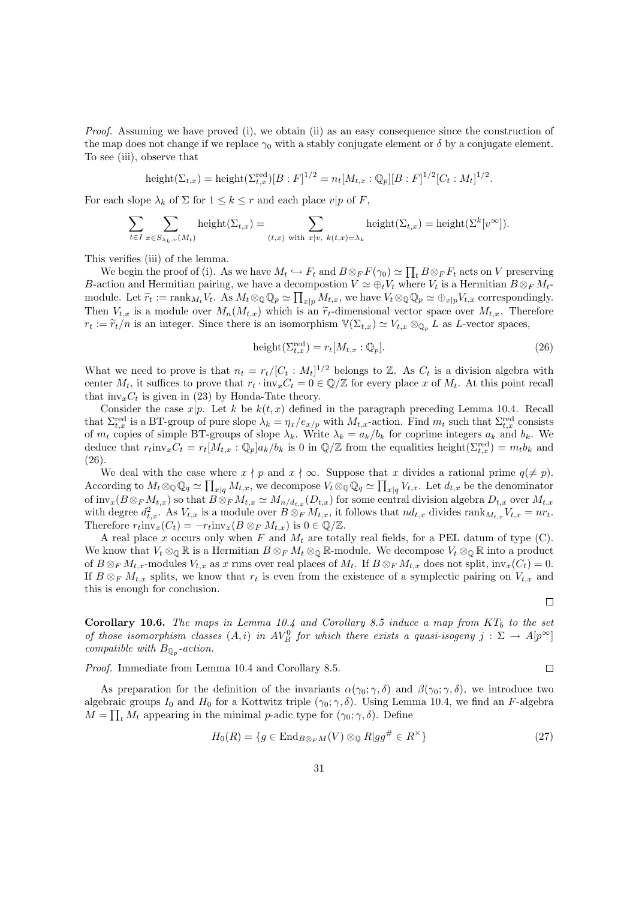*Proof.* Assuming we have proved (i), we obtain (ii) as an easy consequence since the construction of the map does not change if we replace $\gamma_0$ with a stably conjugate element or $\delta$ by a conjugate element. To see (iii), observe that

$$\mathrm{height}(\Sigma_{t,x}) = \mathrm{height}(\Sigma^{\mathrm{red}}_{t,x})[B:F]^{1/2} = n_t[M_{t,x}:\mathbb{Q}_p][B:F]^{1/2}[C_t:M_t]^{1/2}.$$

For each slope $\lambda_k$ of $\Sigma$ for $1 \le k \le r$ and each place $v|p$ of $F$,

$$\sum_{t\in I}\sum_{x\in S_{\lambda_k,v}(M_t)} \mathrm{height}(\Sigma_{t,x}) = \sum_{(t,x)\text{ with } x|v,\ k(t,x)=\lambda_k} \mathrm{height}(\Sigma_{t,x}) = \mathrm{height}(\Sigma^k[v^\infty]).$$

This verifies (iii) of the lemma.

We begin the proof of (i). As we have $M_t \hookrightarrow F_t$ and $B\otimes_F F(\gamma_0) \simeq \prod_t B\otimes_F F_t$ acts on $V$ preserving $B$-action and Hermitian pairing, we have a decompostion $V \simeq \oplus_t V_t$ where $V_t$ is a Hermitian $B\otimes_F M_t$-module. Let $\widetilde{r}_t := \mathrm{rank}_{M_t} V_t$. As $M_t\otimes_{\mathbb{Q}}\mathbb{Q}_p \simeq \prod_{x|p} M_{t,x}$, we have $V_t\otimes_{\mathbb{Q}}\mathbb{Q}_p \simeq \oplus_{x|p} V_{t,x}$ correspondingly. Then $V_{t,x}$ is a module over $M_n(M_{t,x})$ which is an $\widetilde{r}_t$-dimensional vector space over $M_{t,x}$. Therefore $r_t := \widetilde{r}_t/n$ is an integer. Since there is an isomorphism $\mathbb{V}(\Sigma_{t,x}) \simeq V_{t,x}\otimes_{\mathbb{Q}_p} L$ as $L$-vector spaces,

$$\mathrm{height}(\Sigma^{\mathrm{red}}_{t,x}) = r_t[M_{t,x}:\mathbb{Q}_p]. \tag{26}$$

What we need to prove is that $n_t = r_t/[C_t:M_t]^{1/2}$ belongs to $\mathbb{Z}$. As $C_t$ is a division algebra with center $M_t$, it suffices to prove that $r_t\cdot \mathrm{inv}_x C_t = 0 \in \mathbb{Q}/\mathbb{Z}$ for every place $x$ of $M_t$. At this point recall that $\mathrm{inv}_x C_t$ is given in (23) by Honda-Tate theory.

Consider the case $x|p$. Let $k$ be $k(t,x)$ defined in the paragraph preceding Lemma 10.4. Recall that $\Sigma^{\mathrm{red}}_{t,x}$ is a BT-group of pure slope $\lambda_k = \eta_x/e_{x/p}$ with $M_{t,x}$-action. Find $m_t$ such that $\Sigma^{\mathrm{red}}_{t,x}$ consists of $m_t$ copies of simple BT-groups of slope $\lambda_k$. Write $\lambda_k = a_k/b_k$ for coprime integers $a_k$ and $b_k$. We deduce that $r_t\mathrm{inv}_x C_t = r_t[M_{t,x}:\mathbb{Q}_p]a_k/b_k$ is 0 in $\mathbb{Q}/\mathbb{Z}$ from the equalities $\mathrm{height}(\Sigma^{\mathrm{red}}_{t,x}) = m_t b_k$ and (26).

We deal with the case where $x\nmid p$ and $x\nmid\infty$. Suppose that $x$ divides a rational prime $q(\neq p)$. According to $M_t\otimes_{\mathbb{Q}}\mathbb{Q}_q \simeq \prod_{x|q} M_{t,x}$, we decompose $V_t\otimes_{\mathbb{Q}}\mathbb{Q}_q \simeq \prod_{x|q} V_{t,x}$. Let $d_{t,x}$ be the denominator of $\mathrm{inv}_x(B\otimes_F M_{t,x})$ so that $B\otimes_F M_{t,x} \simeq M_{n/d_{t,x}}(D_{t,x})$ for some central division algebra $D_{t,x}$ over $M_{t,x}$ with degree $d^2_{t,x}$. As $V_{t,x}$ is a module over $B\otimes_F M_{t,x}$, it follows that $nd_{t,x}$ divides $\mathrm{rank}_{M_{t,x}} V_{t,x} = nr_t$. Therefore $r_t\mathrm{inv}_x(C_t) = -r_t\mathrm{inv}_x(B\otimes_F M_{t,x})$ is $0\in\mathbb{Q}/\mathbb{Z}$.

A real place $x$ occurs only when $F$ and $M_t$ are totally real fields, for a PEL datum of type (C). We know that $V_t\otimes_{\mathbb{Q}}\mathbb{R}$ is a Hermitian $B\otimes_F M_t\otimes_{\mathbb{Q}}\mathbb{R}$-module. We decompose $V_t\otimes_{\mathbb{Q}}\mathbb{R}$ into a product of $B\otimes_F M_{t,x}$-modules $V_{t,x}$ as $x$ runs over real places of $M_t$. If $B\otimes_F M_{t,x}$ does not split, $\mathrm{inv}_x(C_t) = 0$. If $B\otimes_F M_{t,x}$ splits, we know that $r_t$ is even from the existence of a symplectic pairing on $V_{t,x}$ and this is enough for conclusion. $\square$

**Corollary 10.6.** *The maps in Lemma 10.4 and Corollary 8.5 induce a map from $KT_b$ to the set of those isomorphism classes $(A,i)$ in $AV^0_B$ for which there exists a quasi-isogeny $j:\Sigma\to A[p^\infty]$ compatible with $B_{\mathbb{Q}_p}$-action.*

*Proof.* Immediate from Lemma 10.4 and Corollary 8.5. $\square$

As preparation for the definition of the invariants $\alpha(\gamma_0;\gamma,\delta)$ and $\beta(\gamma_0;\gamma,\delta)$, we introduce two algebraic groups $I_0$ and $H_0$ for a Kottwitz triple $(\gamma_0;\gamma,\delta)$. Using Lemma 10.4, we find an $F$-algebra $M=\prod_t M_t$ appearing in the minimal $p$-adic type for $(\gamma_0;\gamma,\delta)$. Define

$$H_0(R) = \{g\in \mathrm{End}_{B\otimes_F M}(V)\otimes_{\mathbb{Q}} R \,|\, gg^{\#}\in R^{\times}\} \tag{27}$$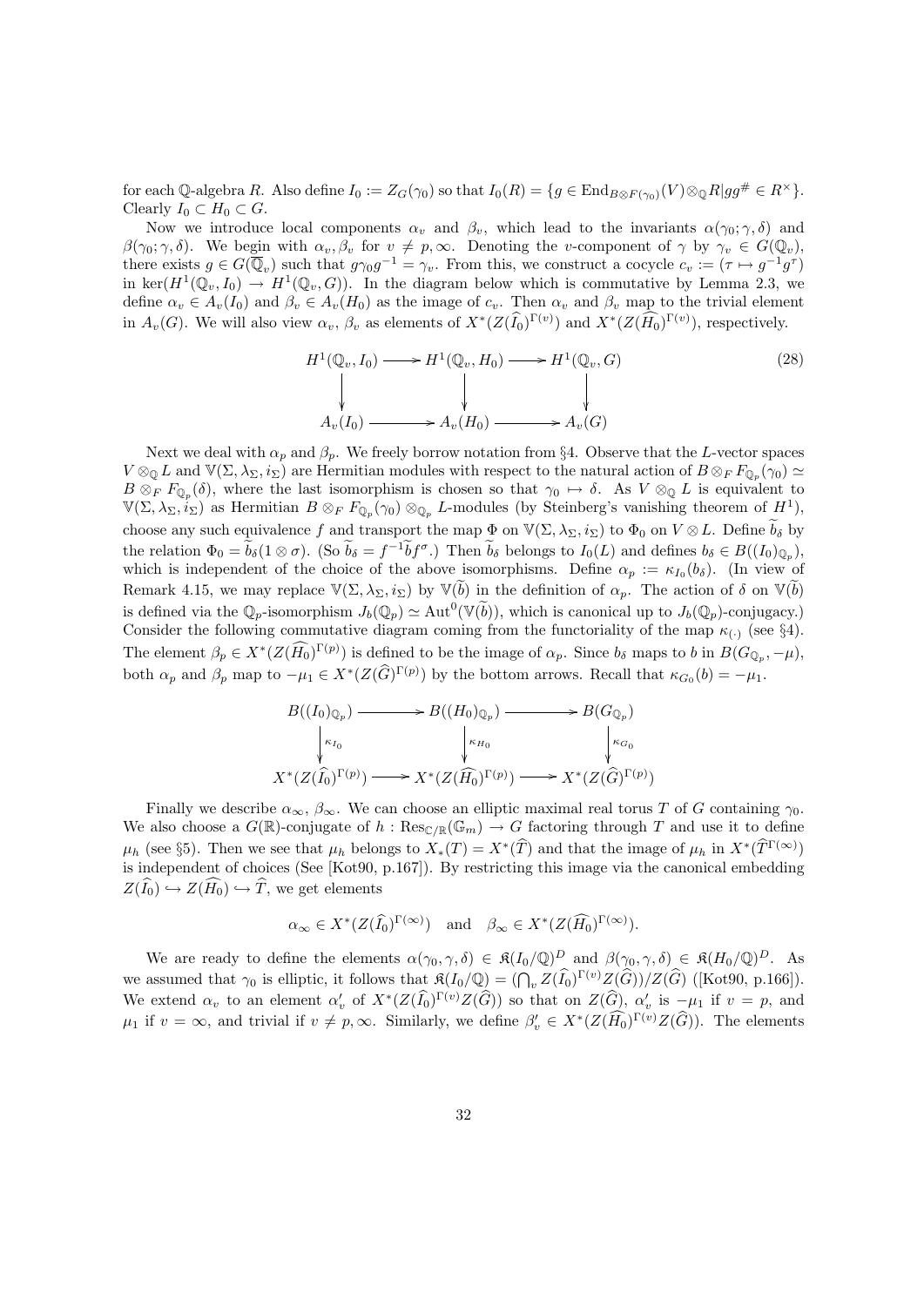for each $\mathbb{Q}$-algebra $R$. Also define $I_0 := Z_G(\gamma_0)$ so that $I_0(R) = \{g \in \mathrm{End}_{B\otimes F(\gamma_0)}(V)\otimes_{\mathbb{Q}} R | gg^\# \in R^\times\}$. Clearly $I_0 \subset H_0 \subset G$.

Now we introduce local components $\alpha_v$ and $\beta_v$, which lead to the invariants $\alpha(\gamma_0;\gamma,\delta)$ and $\beta(\gamma_0;\gamma,\delta)$. We begin with $\alpha_v, \beta_v$ for $v \neq p, \infty$. Denoting the $v$-component of $\gamma$ by $\gamma_v \in G(\mathbb{Q}_v)$, there exists $g \in G(\overline{\mathbb{Q}}_v)$ such that $g\gamma_0 g^{-1} = \gamma_v$. From this, we construct a cocycle $c_v := (\tau \mapsto g^{-1}g^\tau)$ in $\ker(H^1(\mathbb{Q}_v, I_0) \to H^1(\mathbb{Q}_v, G))$. In the diagram below which is commutative by Lemma 2.3, we define $\alpha_v \in A_v(I_0)$ and $\beta_v \in A_v(H_0)$ as the image of $c_v$. Then $\alpha_v$ and $\beta_v$ map to the trivial element in $A_v(G)$. We will also view $\alpha_v$, $\beta_v$ as elements of $X^*(Z(\widehat{I_0})^{\Gamma(v)})$ and $X^*(Z(\widehat{H_0})^{\Gamma(v)})$, respectively.

$$\begin{array}{ccccc} H^1(\mathbb{Q}_v, I_0) & \longrightarrow & H^1(\mathbb{Q}_v, H_0) & \longrightarrow & H^1(\mathbb{Q}_v, G) \\ \downarrow & & \downarrow & & \downarrow \\ A_v(I_0) & \longrightarrow & A_v(H_0) & \longrightarrow & A_v(G) \end{array} \tag{28}$$

Next we deal with $\alpha_p$ and $\beta_p$. We freely borrow notation from §4. Observe that the $L$-vector spaces $V \otimes_{\mathbb{Q}} L$ and $\mathbb{V}(\Sigma, \lambda_\Sigma, i_\Sigma)$ are Hermitian modules with respect to the natural action of $B \otimes_F F_{\mathbb{Q}_p}(\gamma_0) \simeq B \otimes_F F_{\mathbb{Q}_p}(\delta)$, where the last isomorphism is chosen so that $\gamma_0 \mapsto \delta$. As $V \otimes_{\mathbb{Q}} L$ is equivalent to $\mathbb{V}(\Sigma, \lambda_\Sigma, i_\Sigma)$ as Hermitian $B \otimes_F F_{\mathbb{Q}_p}(\gamma_0) \otimes_{\mathbb{Q}_p} L$-modules (by Steinberg's vanishing theorem of $H^1$), choose any such equivalence $f$ and transport the map $\Phi$ on $\mathbb{V}(\Sigma, \lambda_\Sigma, i_\Sigma)$ to $\Phi_0$ on $V \otimes L$. Define $\widetilde{b}_\delta$ by the relation $\Phi_0 = \widetilde{b}_\delta(1 \otimes \sigma)$. (So $\widetilde{b}_\delta = f^{-1}\widetilde{b} f^\sigma$.) Then $\widetilde{b}_\delta$ belongs to $I_0(L)$ and defines $b_\delta \in B((I_0)_{\mathbb{Q}_p})$, which is independent of the choice of the above isomorphisms. Define $\alpha_p := \kappa_{I_0}(b_\delta)$. (In view of Remark 4.15, we may replace $\mathbb{V}(\Sigma, \lambda_\Sigma, i_\Sigma)$ by $\mathbb{V}(\widetilde{b})$ in the definition of $\alpha_p$. The action of $\delta$ on $\mathbb{V}(\widetilde{b})$ is defined via the $\mathbb{Q}_p$-isomorphism $J_b(\mathbb{Q}_p) \simeq \mathrm{Aut}^0(\mathbb{V}(\widetilde{b}))$, which is canonical up to $J_b(\mathbb{Q}_p)$-conjugacy.) Consider the following commutative diagram coming from the functoriality of the map $\kappa_{(\cdot)}$ (see §4). The element $\beta_p \in X^*(Z(\widehat{H_0})^{\Gamma(p)})$ is defined to be the image of $\alpha_p$. Since $b_\delta$ maps to $b$ in $B(G_{\mathbb{Q}_p}, -\mu)$, both $\alpha_p$ and $\beta_p$ map to $-\mu_1 \in X^*(Z(\widehat{G})^{\Gamma(p)})$ by the bottom arrows. Recall that $\kappa_{G_0}(b) = -\mu_1$.

$$\begin{array}{ccccc} B((I_0)_{\mathbb{Q}_p}) & \longrightarrow & B((H_0)_{\mathbb{Q}_p}) & \longrightarrow & B(G_{\mathbb{Q}_p}) \\ \downarrow{\scriptstyle \kappa_{I_0}} & & \downarrow{\scriptstyle \kappa_{H_0}} & & \downarrow{\scriptstyle \kappa_{G_0}} \\ X^*(Z(\widehat{I_0})^{\Gamma(p)}) & \longrightarrow & X^*(Z(\widehat{H_0})^{\Gamma(p)}) & \longrightarrow & X^*(Z(\widehat{G})^{\Gamma(p)}) \end{array}$$

Finally we describe $\alpha_\infty$, $\beta_\infty$. We can choose an elliptic maximal real torus $T$ of $G$ containing $\gamma_0$. We also choose a $G(\mathbb{R})$-conjugate of $h : \mathrm{Res}_{\mathbb{C}/\mathbb{R}}(\mathbb{G}_m) \to G$ factoring through $T$ and use it to define $\mu_h$ (see §5). Then we see that $\mu_h$ belongs to $X_*(T) = X^*(\widehat{T})$ and that the image of $\mu_h$ in $X^*(\widehat{T}^{\Gamma(\infty)})$ is independent of choices (See [Kot90, p.167]). By restricting this image via the canonical embedding $Z(\widehat{I_0}) \hookrightarrow Z(\widehat{H_0}) \hookrightarrow \widehat{T}$, we get elements

$$\alpha_\infty \in X^*(Z(\widehat{I_0})^{\Gamma(\infty)}) \quad \text{and} \quad \beta_\infty \in X^*(Z(\widehat{H_0})^{\Gamma(\infty)}).$$

We are ready to define the elements $\alpha(\gamma_0, \gamma, \delta) \in \mathfrak{K}(I_0/\mathbb{Q})^D$ and $\beta(\gamma_0, \gamma, \delta) \in \mathfrak{K}(H_0/\mathbb{Q})^D$. As we assumed that $\gamma_0$ is elliptic, it follows that $\mathfrak{K}(I_0/\mathbb{Q}) = (\bigcap_v Z(\widehat{I_0})^{\Gamma(v)} Z(\widehat{G}))/Z(\widehat{G})$ ([Kot90, p.166]). We extend $\alpha_v$ to an element $\alpha'_v$ of $X^*(Z(\widehat{I_0})^{\Gamma(v)} Z(\widehat{G}))$ so that on $Z(\widehat{G})$, $\alpha'_v$ is $-\mu_1$ if $v = p$, and $\mu_1$ if $v = \infty$, and trivial if $v \neq p, \infty$. Similarly, we define $\beta'_v \in X^*(Z(\widehat{H_0})^{\Gamma(v)} Z(\widehat{G}))$. The elements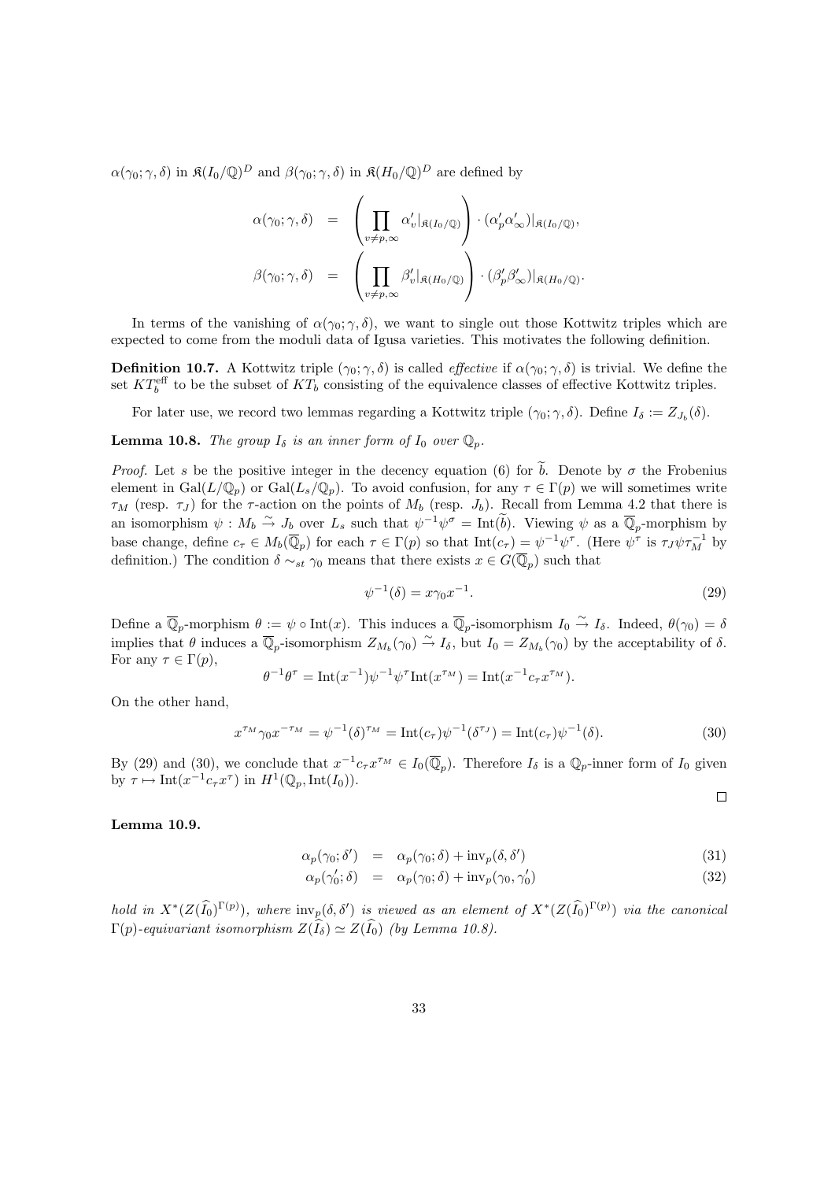$\alpha(\gamma_0;\gamma,\delta)$ in $\mathfrak{K}(I_0/\mathbb{Q})^D$ and $\beta(\gamma_0;\gamma,\delta)$ in $\mathfrak{K}(H_0/\mathbb{Q})^D$ are defined by

$$\begin{aligned}
\alpha(\gamma_0;\gamma,\delta) &= \left(\prod_{v\neq p,\infty} \alpha'_v|_{\mathfrak{K}(I_0/\mathbb{Q})}\right)\cdot(\alpha'_p\alpha'_\infty)|_{\mathfrak{K}(I_0/\mathbb{Q})},\\
\beta(\gamma_0;\gamma,\delta) &= \left(\prod_{v\neq p,\infty} \beta'_v|_{\mathfrak{K}(H_0/\mathbb{Q})}\right)\cdot(\beta'_p\beta'_\infty)|_{\mathfrak{K}(H_0/\mathbb{Q})}.
\end{aligned}$$

In terms of the vanishing of $\alpha(\gamma_0;\gamma,\delta)$, we want to single out those Kottwitz triples which are expected to come from the moduli data of Igusa varieties. This motivates the following definition.

**Definition 10.7.** A Kottwitz triple $(\gamma_0;\gamma,\delta)$ is called *effective* if $\alpha(\gamma_0;\gamma,\delta)$ is trivial. We define the set $KT_b^{\mathrm{eff}}$ to be the subset of $KT_b$ consisting of the equivalence classes of effective Kottwitz triples.

For later use, we record two lemmas regarding a Kottwitz triple $(\gamma_0;\gamma,\delta)$. Define $I_\delta := Z_{J_b}(\delta)$.

**Lemma 10.8.** *The group $I_\delta$ is an inner form of $I_0$ over $\mathbb{Q}_p$.*

*Proof.* Let $s$ be the positive integer in the decency equation (6) for $\widetilde{b}$. Denote by $\sigma$ the Frobenius element in $\mathrm{Gal}(L/\mathbb{Q}_p)$ or $\mathrm{Gal}(L_s/\mathbb{Q}_p)$. To avoid confusion, for any $\tau\in\Gamma(p)$ we will sometimes write $\tau_M$ (resp. $\tau_J$) for the $\tau$-action on the points of $M_b$ (resp. $J_b$). Recall from Lemma 4.2 that there is an isomorphism $\psi: M_b \xrightarrow{\sim} J_b$ over $L_s$ such that $\psi^{-1}\psi^\sigma = \mathrm{Int}(\widetilde{b})$. Viewing $\psi$ as a $\overline{\mathbb{Q}}_p$-morphism by base change, define $c_\tau \in M_b(\overline{\mathbb{Q}}_p)$ for each $\tau\in\Gamma(p)$ so that $\mathrm{Int}(c_\tau) = \psi^{-1}\psi^\tau$. (Here $\psi^\tau$ is $\tau_J\psi\tau_M^{-1}$ by definition.) The condition $\delta\sim_{st}\gamma_0$ means that there exists $x\in G(\overline{\mathbb{Q}}_p)$ such that

$$\psi^{-1}(\delta) = x\gamma_0x^{-1}. \tag{29}$$

Define a $\overline{\mathbb{Q}}_p$-morphism $\theta := \psi\circ\mathrm{Int}(x)$. This induces a $\overline{\mathbb{Q}}_p$-isomorphism $I_0\xrightarrow{\sim} I_\delta$. Indeed, $\theta(\gamma_0)=\delta$ implies that $\theta$ induces a $\overline{\mathbb{Q}}_p$-isomorphism $Z_{M_b}(\gamma_0)\xrightarrow{\sim} I_\delta$, but $I_0 = Z_{M_b}(\gamma_0)$ by the acceptability of $\delta$. For any $\tau\in\Gamma(p)$,

$$\theta^{-1}\theta^\tau = \mathrm{Int}(x^{-1})\psi^{-1}\psi^\tau\mathrm{Int}(x^{\tau_M}) = \mathrm{Int}(x^{-1}c_\tau x^{\tau_M}).$$

On the other hand,

$$x^{\tau_M}\gamma_0x^{-\tau_M} = \psi^{-1}(\delta)^{\tau_M} = \mathrm{Int}(c_\tau)\psi^{-1}(\delta^{\tau_J}) = \mathrm{Int}(c_\tau)\psi^{-1}(\delta). \tag{30}$$

By (29) and (30), we conclude that $x^{-1}c_\tau x^{\tau_M}\in I_0(\overline{\mathbb{Q}}_p)$. Therefore $I_\delta$ is a $\mathbb{Q}_p$-inner form of $I_0$ given by $\tau\mapsto\mathrm{Int}(x^{-1}c_\tau x^\tau)$ in $H^1(\mathbb{Q}_p,\mathrm{Int}(I_0))$. $\square$

**Lemma 10.9.**

$$\alpha_p(\gamma_0;\delta') = \alpha_p(\gamma_0;\delta) + \mathrm{inv}_p(\delta,\delta') \tag{31}$$

$$\alpha_p(\gamma_0';\delta) = \alpha_p(\gamma_0;\delta) + \mathrm{inv}_p(\gamma_0,\gamma_0') \tag{32}$$

*hold in $X^*(Z(\widehat{I}_0)^{\Gamma(p)})$, where $\mathrm{inv}_p(\delta,\delta')$ is viewed as an element of $X^*(Z(\widehat{I}_0)^{\Gamma(p)})$ via the canonical $\Gamma(p)$-equivariant isomorphism $Z(\widehat{I}_\delta)\simeq Z(\widehat{I}_0)$ (by Lemma 10.8).*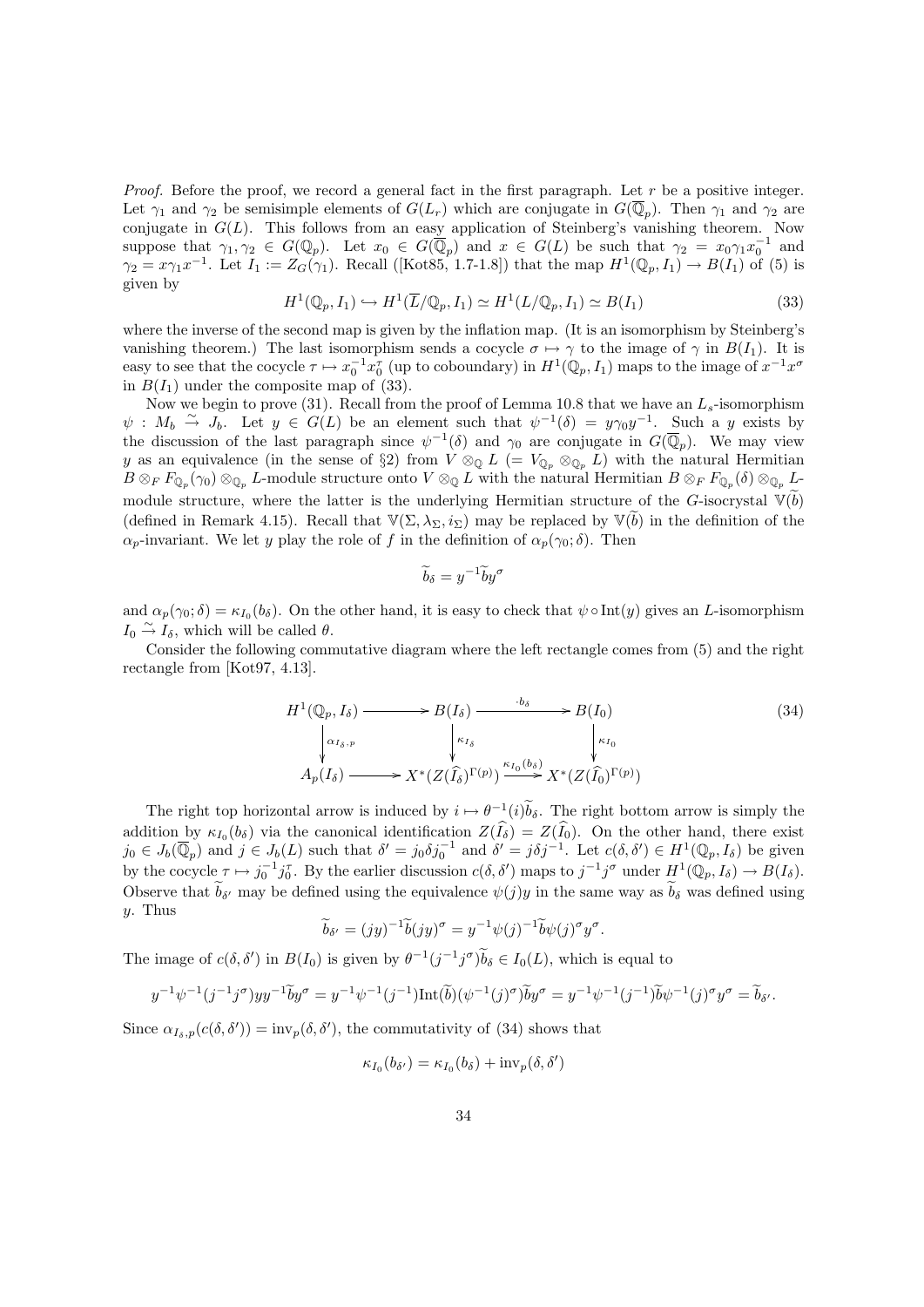*Proof.* Before the proof, we record a general fact in the first paragraph. Let $r$ be a positive integer. Let $\gamma_1$ and $\gamma_2$ be semisimple elements of $G(L_r)$ which are conjugate in $G(\overline{\mathbb{Q}}_p)$. Then $\gamma_1$ and $\gamma_2$ are conjugate in $G(L)$. This follows from an easy application of Steinberg's vanishing theorem. Now suppose that $\gamma_1, \gamma_2 \in G(\mathbb{Q}_p)$. Let $x_0 \in G(\overline{\mathbb{Q}}_p)$ and $x \in G(L)$ be such that $\gamma_2 = x_0\gamma_1 x_0^{-1}$ and $\gamma_2 = x\gamma_1 x^{-1}$. Let $I_1 := Z_G(\gamma_1)$. Recall ([Kot85, 1.7-1.8]) that the map $H^1(\mathbb{Q}_p, I_1) \to B(I_1)$ of (5) is given by

$$H^1(\mathbb{Q}_p, I_1) \hookrightarrow H^1(\overline{L}/\mathbb{Q}_p, I_1) \simeq H^1(L/\mathbb{Q}_p, I_1) \simeq B(I_1) \tag{33}$$

where the inverse of the second map is given by the inflation map. (It is an isomorphism by Steinberg's vanishing theorem.) The last isomorphism sends a cocycle $\sigma \mapsto \gamma$ to the image of $\gamma$ in $B(I_1)$. It is easy to see that the cocycle $\tau \mapsto x_0^{-1}x_0^{\tau}$ (up to coboundary) in $H^1(\mathbb{Q}_p, I_1)$ maps to the image of $x^{-1}x^{\sigma}$ in $B(I_1)$ under the composite map of (33).

Now we begin to prove (31). Recall from the proof of Lemma 10.8 that we have an $L_s$-isomorphism $\psi : M_b \xrightarrow{\sim} J_b$. Let $y \in G(L)$ be an element such that $\psi^{-1}(\delta) = y\gamma_0 y^{-1}$. Such a $y$ exists by the discussion of the last paragraph since $\psi^{-1}(\delta)$ and $\gamma_0$ are conjugate in $G(\overline{\mathbb{Q}}_p)$. We may view $y$ as an equivalence (in the sense of §2) from $V \otimes_{\mathbb{Q}} L$ $(= V_{\mathbb{Q}_p} \otimes_{\mathbb{Q}_p} L)$ with the natural Hermitian $B \otimes_F F_{\mathbb{Q}_p}(\gamma_0) \otimes_{\mathbb{Q}_p} L$-module structure onto $V \otimes_{\mathbb{Q}} L$ with the natural Hermitian $B \otimes_F F_{\mathbb{Q}_p}(\delta) \otimes_{\mathbb{Q}_p} L$-module structure, where the latter is the underlying Hermitian structure of the $G$-isocrystal $\mathbb{V}(\widetilde{b})$ (defined in Remark 4.15). Recall that $\mathbb{V}(\Sigma, \lambda_\Sigma, i_\Sigma)$ may be replaced by $\mathbb{V}(\widetilde{b})$ in the definition of the $\alpha_p$-invariant. We let $y$ play the role of $f$ in the definition of $\alpha_p(\gamma_0; \delta)$. Then

$$\widetilde{b}_\delta = y^{-1}\widetilde{b}y^{\sigma}$$

and $\alpha_p(\gamma_0; \delta) = \kappa_{I_0}(b_\delta)$. On the other hand, it is easy to check that $\psi \circ \mathrm{Int}(y)$ gives an $L$-isomorphism $I_0 \xrightarrow{\sim} I_\delta$, which will be called $\theta$.

Consider the following commutative diagram where the left rectangle comes from (5) and the right rectangle from [Kot97, 4.13].

$$\begin{array}{ccccc} H^1(\mathbb{Q}_p, I_\delta) & \longrightarrow & B(I_\delta) & \xrightarrow{\cdot b_\delta} & B(I_0) \\ \downarrow{\scriptstyle \alpha_{I_\delta,p}} & & \downarrow{\scriptstyle \kappa_{I_\delta}} & & \downarrow{\scriptstyle \kappa_{I_0}} \\ A_p(I_\delta) & \longrightarrow & X^*(Z(\widehat{I}_\delta)^{\Gamma(p)}) & \xrightarrow{\kappa_{I_0}(b_\delta)} & X^*(Z(\widehat{I}_0)^{\Gamma(p)}) \end{array} \tag{34}$$

The right top horizontal arrow is induced by $i \mapsto \theta^{-1}(i)\widetilde{b}_\delta$. The right bottom arrow is simply the addition by $\kappa_{I_0}(b_\delta)$ via the canonical identification $Z(\widehat{I}_\delta) = Z(\widehat{I}_0)$. On the other hand, there exist $j_0 \in J_b(\overline{\mathbb{Q}}_p)$ and $j \in J_b(L)$ such that $\delta' = j_0\delta j_0^{-1}$ and $\delta' = j\delta j^{-1}$. Let $c(\delta, \delta') \in H^1(\mathbb{Q}_p, I_\delta)$ be given by the cocycle $\tau \mapsto j_0^{-1}j_0^{\tau}$. By the earlier discussion $c(\delta, \delta')$ maps to $j^{-1}j^{\sigma}$ under $H^1(\mathbb{Q}_p, I_\delta) \to B(I_\delta)$. Observe that $\widetilde{b}_{\delta'}$ may be defined using the equivalence $\psi(j)y$ in the same way as $\widetilde{b}_\delta$ was defined using $y$. Thus

$$\widetilde{b}_{\delta'} = (jy)^{-1}\widetilde{b}(jy)^{\sigma} = y^{-1}\psi(j)^{-1}\widetilde{b}\psi(j)^{\sigma}y^{\sigma}.$$

The image of $c(\delta, \delta')$ in $B(I_0)$ is given by $\theta^{-1}(j^{-1}j^{\sigma})\widetilde{b}_\delta \in I_0(L)$, which is equal to

$$y^{-1}\psi^{-1}(j^{-1}j^{\sigma})yy^{-1}\widetilde{b}y^{\sigma} = y^{-1}\psi^{-1}(j^{-1})\mathrm{Int}(\widetilde{b})(\psi^{-1}(j)^{\sigma})\widetilde{b}y^{\sigma} = y^{-1}\psi^{-1}(j^{-1})\widetilde{b}\psi^{-1}(j)^{\sigma}y^{\sigma} = \widetilde{b}_{\delta'}.$$

Since $\alpha_{I_\delta,p}(c(\delta, \delta')) = \mathrm{inv}_p(\delta, \delta')$, the commutativity of (34) shows that

$$\kappa_{I_0}(b_{\delta'}) = \kappa_{I_0}(b_\delta) + \mathrm{inv}_p(\delta, \delta')$$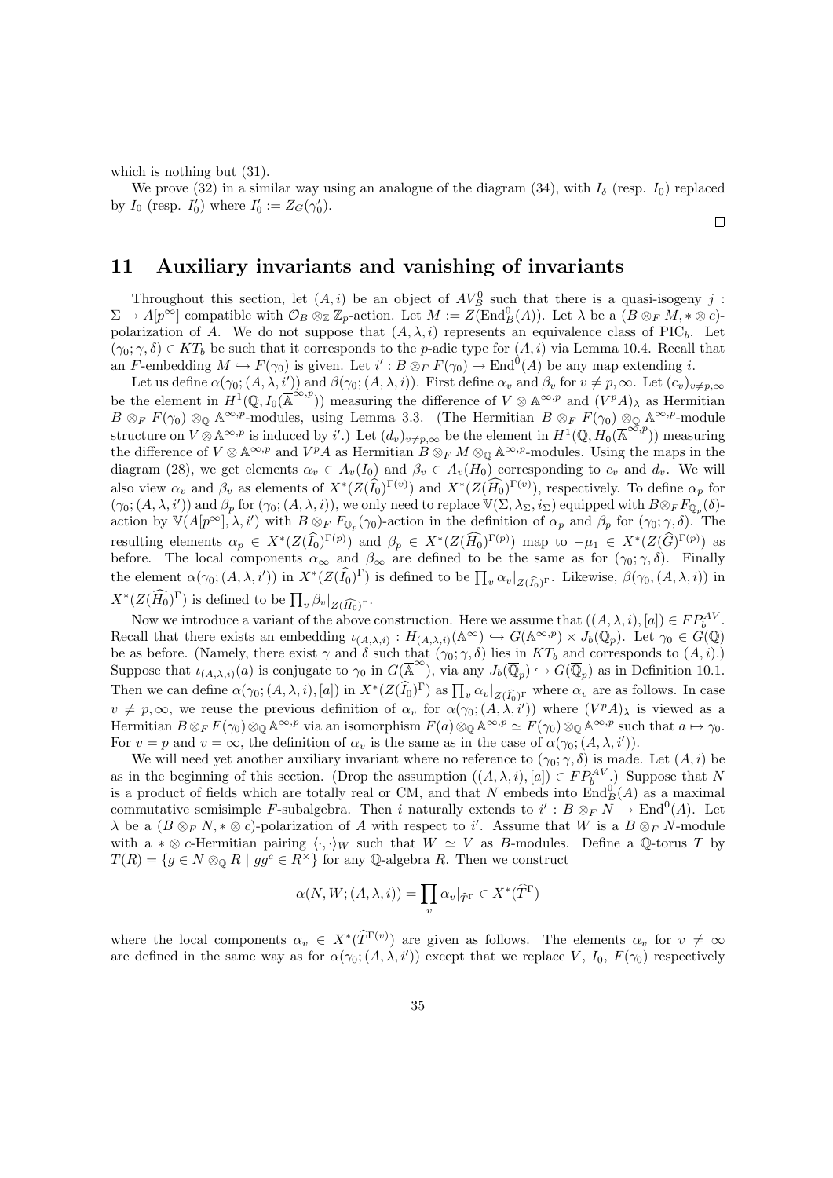which is nothing but (31).

We prove (32) in a similar way using an analogue of the diagram (34), with $I_\delta$ (resp. $I_0$) replaced by $I_0$ (resp. $I_0'$) where $I_0' := Z_G(\gamma_0')$.

□

## 11 Auxiliary invariants and vanishing of invariants

Throughout this section, let $(A, i)$ be an object of $AV_B^0$ such that there is a quasi-isogeny $j : \Sigma \to A[p^\infty]$ compatible with $\mathcal{O}_B \otimes_{\mathbb{Z}} \mathbb{Z}_p$-action. Let $M := Z(\mathrm{End}_B^0(A))$. Let $\lambda$ be a $(B \otimes_F M, * \otimes c)$-polarization of $A$. We do not suppose that $(A, \lambda, i)$ represents an equivalence class of $\mathrm{PIC}_b$. Let $(\gamma_0; \gamma, \delta) \in KT_b$ be such that it corresponds to the $p$-adic type for $(A, i)$ via Lemma 10.4. Recall that an $F$-embedding $M \hookrightarrow F(\gamma_0)$ is given. Let $i' : B \otimes_F F(\gamma_0) \to \mathrm{End}^0(A)$ be any map extending $i$.

Let us define $\alpha(\gamma_0; (A, \lambda, i'))$ and $\beta(\gamma_0; (A, \lambda, i))$. First define $\alpha_v$ and $\beta_v$ for $v \neq p, \infty$. Let $(c_v)_{v \neq p,\infty}$ be the element in $H^1(\mathbb{Q}, I_0(\overline{\mathbb{A}}^{\infty,p}))$ measuring the difference of $V \otimes \mathbb{A}^{\infty,p}$ and $(V^p A)_\lambda$ as Hermitian $B \otimes_F F(\gamma_0) \otimes_{\mathbb{Q}} \mathbb{A}^{\infty,p}$-modules, using Lemma 3.3. (The Hermitian $B \otimes_F F(\gamma_0) \otimes_{\mathbb{Q}} \mathbb{A}^{\infty,p}$-module structure on $V \otimes \mathbb{A}^{\infty,p}$ is induced by $i'$.) Let $(d_v)_{v \neq p,\infty}$ be the element in $H^1(\mathbb{Q}, H_0(\overline{\mathbb{A}}^{\infty,p}))$ measuring the difference of $V \otimes \mathbb{A}^{\infty,p}$ and $V^p A$ as Hermitian $B \otimes_F M \otimes_{\mathbb{Q}} \mathbb{A}^{\infty,p}$-modules. Using the maps in the diagram (28), we get elements $\alpha_v \in A_v(I_0)$ and $\beta_v \in A_v(H_0)$ corresponding to $c_v$ and $d_v$. We will also view $\alpha_v$ and $\beta_v$ as elements of $X^*(Z(\widehat{I_0})^{\Gamma(v)})$ and $X^*(Z(\widehat{H_0})^{\Gamma(v)})$, respectively. To define $\alpha_p$ for $(\gamma_0; (A, \lambda, i'))$ and $\beta_p$ for $(\gamma_0; (A, \lambda, i))$, we only need to replace $\mathbb{V}(\Sigma, \lambda_\Sigma, i_\Sigma)$ equipped with $B \otimes_F F_{\mathbb{Q}_p}(\delta)$-action by $\mathbb{V}(A[p^\infty], \lambda, i')$ with $B \otimes_F F_{\mathbb{Q}_p}(\gamma_0)$-action in the definition of $\alpha_p$ and $\beta_p$ for $(\gamma_0; \gamma, \delta)$. The resulting elements $\alpha_p \in X^*(Z(\widehat{I_0})^{\Gamma(p)})$ and $\beta_p \in X^*(Z(\widehat{H_0})^{\Gamma(p)})$ map to $-\mu_1 \in X^*(Z(\widehat{G})^{\Gamma(p)})$ as before. The local components $\alpha_\infty$ and $\beta_\infty$ are defined to be the same as for $(\gamma_0; \gamma, \delta)$. Finally the element $\alpha(\gamma_0; (A, \lambda, i'))$ in $X^*(Z(\widehat{I_0})^\Gamma)$ is defined to be $\prod_v \alpha_v|_{Z(\widehat{I_0})^\Gamma}$. Likewise, $\beta(\gamma_0, (A, \lambda, i))$ in $X^*(Z(\widehat{H_0})^\Gamma)$ is defined to be $\prod_v \beta_v|_{Z(\widehat{H_0})^\Gamma}$.

Now we introduce a variant of the above construction. Here we assume that $((A, \lambda, i), [a]) \in FP_b^{AV}$. Recall that there exists an embedding $\iota_{(A,\lambda,i)} : H_{(A,\lambda,i)}(\mathbb{A}^\infty) \hookrightarrow G(\mathbb{A}^{\infty,p}) \times J_b(\mathbb{Q}_p)$. Let $\gamma_0 \in G(\mathbb{Q})$ be as before. (Namely, there exist $\gamma$ and $\delta$ such that $(\gamma_0; \gamma, \delta)$ lies in $KT_b$ and corresponds to $(A, i)$.) Suppose that $\iota_{(A,\lambda,i)}(a)$ is conjugate to $\gamma_0$ in $G(\overline{\mathbb{A}}^\infty)$, via any $J_b(\overline{\mathbb{Q}}_p) \hookrightarrow G(\overline{\mathbb{Q}}_p)$ as in Definition 10.1. Then we can define $\alpha(\gamma_0; (A, \lambda, i), [a])$ in $X^*(Z(\widehat{I_0})^\Gamma)$ as $\prod_v \alpha_v|_{Z(\widehat{I_0})^\Gamma}$ where $\alpha_v$ are as follows. In case $v \neq p, \infty$, we reuse the previous definition of $\alpha_v$ for $\alpha(\gamma_0; (A, \lambda, i'))$ where $(V^p A)_\lambda$ is viewed as a Hermitian $B \otimes_F F(\gamma_0) \otimes_{\mathbb{Q}} \mathbb{A}^{\infty,p}$ via an isomorphism $F(a) \otimes_{\mathbb{Q}} \mathbb{A}^{\infty,p} \simeq F(\gamma_0) \otimes_{\mathbb{Q}} \mathbb{A}^{\infty,p}$ such that $a \mapsto \gamma_0$. For $v = p$ and $v = \infty$, the definition of $\alpha_v$ is the same as in the case of $\alpha(\gamma_0; (A, \lambda, i'))$.

We will need yet another auxiliary invariant where no reference to $(\gamma_0; \gamma, \delta)$ is made. Let $(A, i)$ be as in the beginning of this section. (Drop the assumption $((A, \lambda, i), [a]) \in FP_b^{AV}$.) Suppose that $N$ is a product of fields which are totally real or CM, and that $N$ embeds into $\mathrm{End}_B^0(A)$ as a maximal commutative semisimple $F$-subalgebra. Then $i$ naturally extends to $i' : B \otimes_F N \to \mathrm{End}^0(A)$. Let $\lambda$ be a $(B \otimes_F N, * \otimes c)$-polarization of $A$ with respect to $i'$. Assume that $W$ is a $B \otimes_F N$-module with a $* \otimes c$-Hermitian pairing $\langle \cdot, \cdot \rangle_W$ such that $W \simeq V$ as $B$-modules. Define a $\mathbb{Q}$-torus $T$ by $T(R) = \{g \in N \otimes_{\mathbb{Q}} R \mid gg^c \in R^\times\}$ for any $\mathbb{Q}$-algebra $R$. Then we construct

$$\alpha(N, W; (A, \lambda, i)) = \prod_v \alpha_v|_{\widehat{T}^\Gamma} \in X^*(\widehat{T}^\Gamma)$$

where the local components $\alpha_v \in X^*(\widehat{T}^{\Gamma(v)})$ are given as follows. The elements $\alpha_v$ for $v \neq \infty$ are defined in the same way as for $\alpha(\gamma_0; (A, \lambda, i'))$ except that we replace $V$, $I_0$, $F(\gamma_0)$ respectively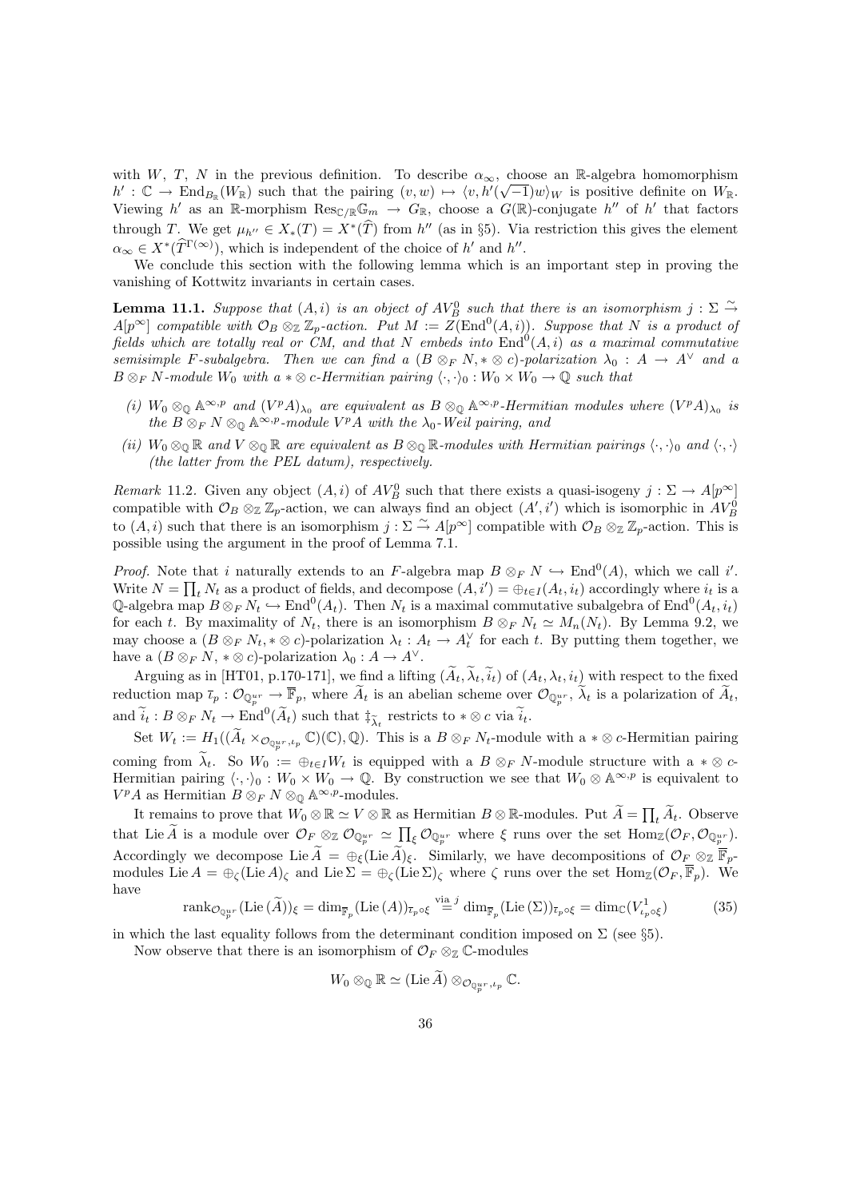with $W$, $T$, $N$ in the previous definition. To describe $\alpha_\infty$, choose an $\mathbb{R}$-algebra homomorphism $h' : \mathbb{C} \to \mathrm{End}_{B_\mathbb{R}}(W_\mathbb{R})$ such that the pairing $(v, w) \mapsto \langle v, h'(\sqrt{-1})w\rangle_W$ is positive definite on $W_\mathbb{R}$. Viewing $h'$ as an $\mathbb{R}$-morphism $\mathrm{Res}_{\mathbb{C}/\mathbb{R}}\mathbb{G}_m \to G_\mathbb{R}$, choose a $G(\mathbb{R})$-conjugate $h''$ of $h'$ that factors through $T$. We get $\mu_{h''} \in X_*(T) = X^*(\widehat{T})$ from $h''$ (as in §5). Via restriction this gives the element $\alpha_\infty \in X^*(\widehat{T}^{\Gamma(\infty)})$, which is independent of the choice of $h'$ and $h''$.

We conclude this section with the following lemma which is an important step in proving the vanishing of Kottwitz invariants in certain cases.

**Lemma 11.1.** *Suppose that $(A, i)$ is an object of $AV_B^0$ such that there is an isomorphism $j : \Sigma \overset{\sim}{\to} A[p^\infty]$ compatible with $\mathcal{O}_B \otimes_\mathbb{Z} \mathbb{Z}_p$-action. Put $M := Z(\mathrm{End}^0(A, i))$. Suppose that $N$ is a product of fields which are totally real or CM, and that $N$ embeds into $\mathrm{End}^0(A, i)$ as a maximal commutative semisimple $F$-subalgebra. Then we can find a $(B \otimes_F N, * \otimes c)$-polarization $\lambda_0 : A \to A^\vee$ and a $B \otimes_F N$-module $W_0$ with a $* \otimes c$-Hermitian pairing $\langle \cdot, \cdot\rangle_0 : W_0 \times W_0 \to \mathbb{Q}$ such that*

- *(i) $W_0 \otimes_\mathbb{Q} \mathbb{A}^{\infty,p}$ and $(V^p A)_{\lambda_0}$ are equivalent as $B \otimes_\mathbb{Q} \mathbb{A}^{\infty,p}$-Hermitian modules where $(V^p A)_{\lambda_0}$ is the $B \otimes_F N \otimes_\mathbb{Q} \mathbb{A}^{\infty,p}$-module $V^p A$ with the $\lambda_0$-Weil pairing, and*
- *(ii) $W_0 \otimes_\mathbb{Q} \mathbb{R}$ and $V \otimes_\mathbb{Q} \mathbb{R}$ are equivalent as $B \otimes_\mathbb{Q} \mathbb{R}$-modules with Hermitian pairings $\langle \cdot, \cdot\rangle_0$ and $\langle \cdot, \cdot\rangle$ (the latter from the PEL datum), respectively.*

*Remark* 11.2. Given any object $(A, i)$ of $AV_B^0$ such that there exists a quasi-isogeny $j : \Sigma \to A[p^\infty]$ compatible with $\mathcal{O}_B \otimes_\mathbb{Z} \mathbb{Z}_p$-action, we can always find an object $(A', i')$ which is isomorphic in $AV_B^0$ to $(A, i)$ such that there is an isomorphism $j : \Sigma \overset{\sim}{\to} A[p^\infty]$ compatible with $\mathcal{O}_B \otimes_\mathbb{Z} \mathbb{Z}_p$-action. This is possible using the argument in the proof of Lemma 7.1.

*Proof.* Note that $i$ naturally extends to an $F$-algebra map $B \otimes_F N \hookrightarrow \mathrm{End}^0(A)$, which we call $i'$. Write $N = \prod_t N_t$ as a product of fields, and decompose $(A, i') = \oplus_{t \in I}(A_t, i_t)$ accordingly where $i_t$ is a $\mathbb{Q}$-algebra map $B \otimes_F N_t \hookrightarrow \mathrm{End}^0(A_t)$. Then $N_t$ is a maximal commutative subalgebra of $\mathrm{End}^0(A_t, i_t)$ for each $t$. By maximality of $N_t$, there is an isomorphism $B \otimes_F N_t \simeq M_n(N_t)$. By Lemma 9.2, we may choose a $(B \otimes_F N_t, * \otimes c)$-polarization $\lambda_t : A_t \to A_t^\vee$ for each $t$. By putting them together, we have a $(B \otimes_F N, * \otimes c)$-polarization $\lambda_0 : A \to A^\vee$.

Arguing as in [HT01, p.170-171], we find a lifting $(\widetilde{A}_t, \widetilde{\lambda}_t, \widetilde{i}_t)$ of $(A_t, \lambda_t, i_t)$ with respect to the fixed reduction map $\overline{\iota}_p : \mathcal{O}_{\mathbb{Q}_p^{ur}} \to \overline{\mathbb{F}}_p$, where $\widetilde{A}_t$ is an abelian scheme over $\mathcal{O}_{\mathbb{Q}_p^{ur}}$, $\widetilde{\lambda}_t$ is a polarization of $\widetilde{A}_t$, and $\widetilde{i}_t : B \otimes_F N_t \to \mathrm{End}^0(\widetilde{A}_t)$ such that $\ddagger_{\widetilde{\lambda}_t}$ restricts to $* \otimes c$ via $\widetilde{i}_t$.

Set $W_t := H_1((\widetilde{A}_t \times_{\mathcal{O}_{\mathbb{Q}_p^{ur}}, \iota_p} \mathbb{C})(\mathbb{C}), \mathbb{Q})$. This is a $B \otimes_F N_t$-module with a $* \otimes c$-Hermitian pairing coming from $\widetilde{\lambda}_t$. So $W_0 := \oplus_{t \in I} W_t$ is equipped with a $B \otimes_F N$-module structure with a $* \otimes c$-Hermitian pairing $\langle \cdot, \cdot\rangle_0 : W_0 \times W_0 \to \mathbb{Q}$. By construction we see that $W_0 \otimes \mathbb{A}^{\infty,p}$ is equivalent to $V^p A$ as Hermitian $B \otimes_F N \otimes_\mathbb{Q} \mathbb{A}^{\infty,p}$-modules.

It remains to prove that $W_0 \otimes \mathbb{R} \simeq V \otimes \mathbb{R}$ as Hermitian $B \otimes \mathbb{R}$-modules. Put $\widetilde{A} = \prod_t \widetilde{A}_t$. Observe that $\mathrm{Lie}\,\widetilde{A}$ is a module over $\mathcal{O}_F \otimes_\mathbb{Z} \mathcal{O}_{\mathbb{Q}_p^{ur}} \simeq \prod_\xi \mathcal{O}_{\mathbb{Q}_p^{ur}}$ where $\xi$ runs over the set $\mathrm{Hom}_\mathbb{Z}(\mathcal{O}_F, \mathcal{O}_{\mathbb{Q}_p^{ur}})$. Accordingly we decompose $\mathrm{Lie}\,\widetilde{A} = \oplus_\xi (\mathrm{Lie}\,\widetilde{A})_\xi$. Similarly, we have decompositions of $\mathcal{O}_F \otimes_\mathbb{Z} \overline{\mathbb{F}}_p$-modules $\mathrm{Lie}\,A = \oplus_\zeta (\mathrm{Lie}\,A)_\zeta$ and $\mathrm{Lie}\,\Sigma = \oplus_\zeta (\mathrm{Lie}\,\Sigma)_\zeta$ where $\zeta$ runs over the set $\mathrm{Hom}_\mathbb{Z}(\mathcal{O}_F, \overline{\mathbb{F}}_p)$. We have

$$\mathrm{rank}_{\mathcal{O}_{\mathbb{Q}_p^{ur}}} (\mathrm{Lie}\,(\widetilde{A}))_\xi = \dim_{\overline{\mathbb{F}}_p} (\mathrm{Lie}\,(A))_{\overline{\iota}_p \circ \xi} \overset{\text{via } j}{=} \dim_{\overline{\mathbb{F}}_p} (\mathrm{Lie}\,(\Sigma))_{\overline{\iota}_p \circ \xi} = \dim_\mathbb{C}(V^1_{\iota_p \circ \xi}) \tag{35}$$

in which the last equality follows from the determinant condition imposed on $\Sigma$ (see §5).

Now observe that there is an isomorphism of $\mathcal{O}_F \otimes_\mathbb{Z} \mathbb{C}$-modules

$$W_0 \otimes_\mathbb{Q} \mathbb{R} \simeq (\mathrm{Lie}\,\widetilde{A}) \otimes_{\mathcal{O}_{\mathbb{Q}_p^{ur}}, \iota_p} \mathbb{C}.$$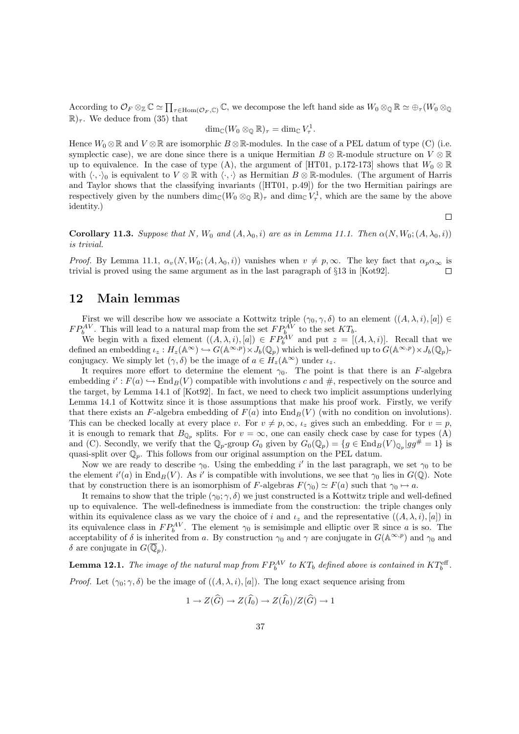According to $\mathcal{O}_F \otimes_{\mathbb{Z}} \mathbb{C} \simeq \prod_{\tau \in \mathrm{Hom}(\mathcal{O}_F, \mathbb{C})} \mathbb{C}$, we decompose the left hand side as $W_0 \otimes_{\mathbb{Q}} \mathbb{R} \simeq \oplus_\tau (W_0 \otimes_{\mathbb{Q}} \mathbb{R})_\tau$. We deduce from (35) that

$$\dim_{\mathbb{C}} (W_0 \otimes_{\mathbb{Q}} \mathbb{R})_\tau = \dim_{\mathbb{C}} V^1_\tau.$$

Hence $W_0 \otimes \mathbb{R}$ and $V \otimes \mathbb{R}$ are isomorphic $B \otimes \mathbb{R}$-modules. In the case of a PEL datum of type (C) (i.e. symplectic case), we are done since there is a unique Hermitian $B \otimes \mathbb{R}$-module structure on $V \otimes \mathbb{R}$ up to equivalence. In the case of type (A), the argument of [HT01, p.172-173] shows that $W_0 \otimes \mathbb{R}$ with $\langle \cdot, \cdot \rangle_0$ is equivalent to $V \otimes \mathbb{R}$ with $\langle \cdot, \cdot \rangle$ as Hermitian $B \otimes \mathbb{R}$-modules. (The argument of Harris and Taylor shows that the classifying invariants ([HT01, p.49]) for the two Hermitian pairings are respectively given by the numbers $\dim_{\mathbb{C}} (W_0 \otimes_{\mathbb{Q}} \mathbb{R})_\tau$ and $\dim_{\mathbb{C}} V^1_\tau$, which are the same by the above identity.) □

**Corollary 11.3.** *Suppose that $N$, $W_0$ and $(A, \lambda_0, i)$ are as in Lemma 11.1. Then $\alpha(N, W_0; (A, \lambda_0, i))$ is trivial.*

*Proof.* By Lemma 11.1, $\alpha_v(N, W_0; (A, \lambda_0, i))$ vanishes when $v \neq p, \infty$. The key fact that $\alpha_p \alpha_\infty$ is trivial is proved using the same argument as in the last paragraph of §13 in [Kot92]. □

## 12 Main lemmas

First we will describe how we associate a Kottwitz triple $(\gamma_0, \gamma, \delta)$ to an element $((A, \lambda, i), [a]) \in FP^{AV}_b$. This will lead to a natural map from the set $FP^{AV}_b$ to the set $KT_b$.

We begin with a fixed element $((A, \lambda, i), [a]) \in FP^{AV}_b$ and put $z = [(A, \lambda, i)]$. Recall that we defined an embedding $\iota_z : H_z(\mathbb{A}^\infty) \hookrightarrow G(\mathbb{A}^{\infty, p}) \times J_b(\mathbb{Q}_p)$ which is well-defined up to $G(\mathbb{A}^{\infty, p}) \times J_b(\mathbb{Q}_p)$-conjugacy. We simply let $(\gamma, \delta)$ be the image of $a \in H_z(\mathbb{A}^\infty)$ under $\iota_z$.

It requires more effort to determine the element $\gamma_0$. The point is that there is an $F$-algebra embedding $i' : F(a) \hookrightarrow \mathrm{End}_B(V)$ compatible with involutions $c$ and $\#$, respectively on the source and the target, by Lemma 14.1 of [Kot92]. In fact, we need to check two implicit assumptions underlying Lemma 14.1 of Kottwitz since it is those assumptions that make his proof work. Firstly, we verify that there exists an $F$-algebra embedding of $F(a)$ into $\mathrm{End}_B(V)$ (with no condition on involutions). This can be checked locally at every place $v$. For $v \neq p, \infty$, $\iota_z$ gives such an embedding. For $v = p$, it is enough to remark that $B_{\mathbb{Q}_p}$ splits. For $v = \infty$, one can easily check case by case for types (A) and (C). Secondly, we verify that the $\mathbb{Q}_p$-group $G_0$ given by $G_0(\mathbb{Q}_p) = \{g \in \mathrm{End}_B(V)_{\mathbb{Q}_p} | g g^\# = 1\}$ is quasi-split over $\mathbb{Q}_p$. This follows from our original assumption on the PEL datum.

Now we are ready to describe $\gamma_0$. Using the embedding $i'$ in the last paragraph, we set $\gamma_0$ to be the element $i'(a)$ in $\mathrm{End}_B(V)$. As $i'$ is compatible with involutions, we see that $\gamma_0$ lies in $G(\mathbb{Q})$. Note that by construction there is an isomorphism of $F$-algebras $F(\gamma_0) \simeq F(a)$ such that $\gamma_0 \mapsto a$.

It remains to show that the triple $(\gamma_0; \gamma, \delta)$ we just constructed is a Kottwitz triple and well-defined up to equivalence. The well-definedness is immediate from the construction: the triple changes only within its equivalence class as we vary the choice of $i$ and $\iota_z$ and the representative $((A, \lambda, i), [a])$ in its equivalence class in $FP^{AV}_b$. The element $\gamma_0$ is semisimple and elliptic over $\mathbb{R}$ since $a$ is so. The acceptability of $\delta$ is inherited from $a$. By construction $\gamma_0$ and $\gamma$ are conjugate in $G(\mathbb{A}^{\infty, p})$ and $\gamma_0$ and $\delta$ are conjugate in $G(\overline{\mathbb{Q}}_p)$.

**Lemma 12.1.** *The image of the natural map from $FP^{AV}_b$ to $KT_b$ defined above is contained in $KT^{\mathrm{eff}}_b$.*

*Proof.* Let $(\gamma_0; \gamma, \delta)$ be the image of $((A, \lambda, i), [a])$. The long exact sequence arising from

$$1 \to Z(\widehat{G}) \to Z(\widehat{I}_0) \to Z(\widehat{I}_0)/Z(\widehat{G}) \to 1$$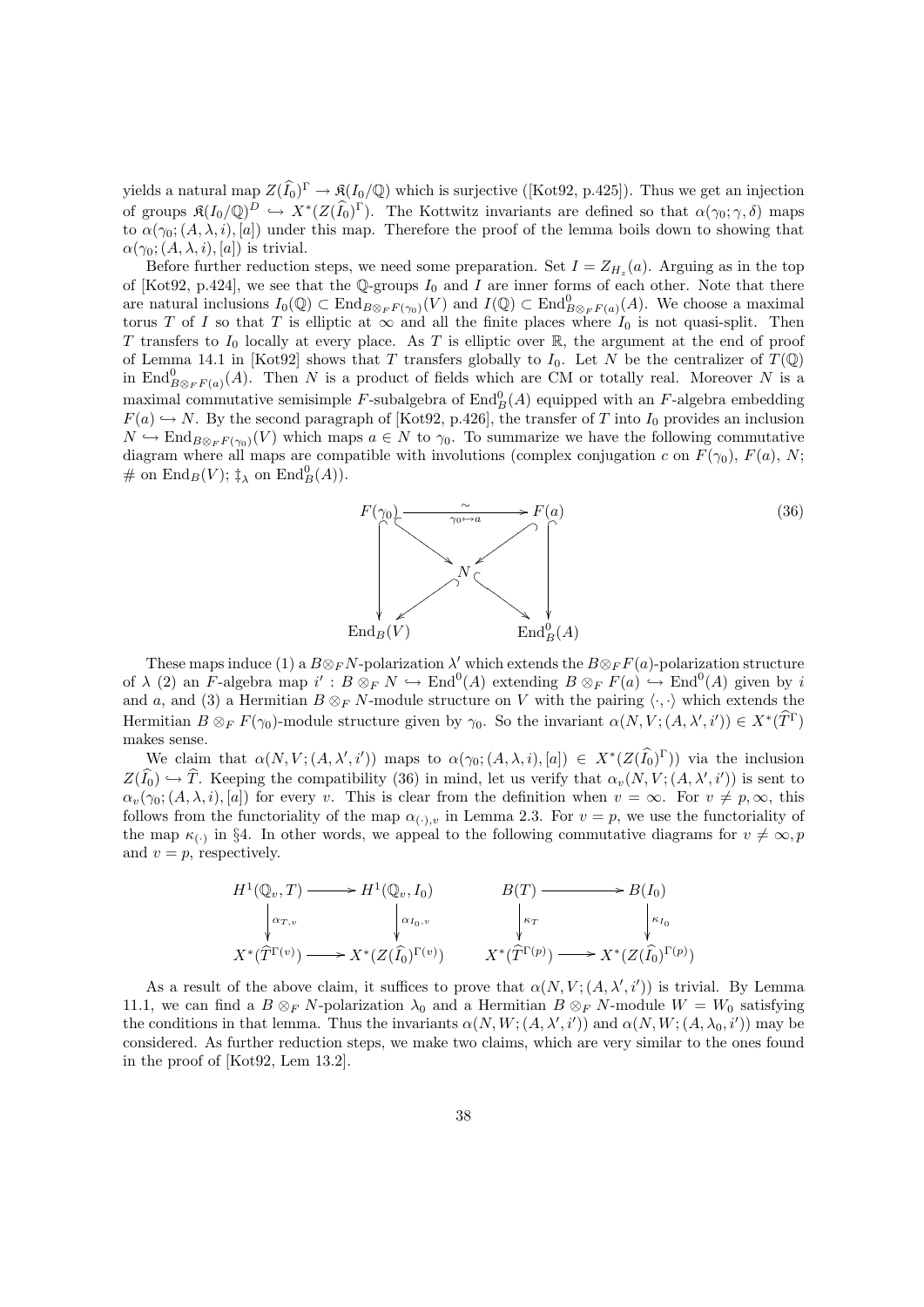yields a natural map $Z(\widehat{I}_0)^\Gamma \to \mathfrak{K}(I_0/\mathbb{Q})$ which is surjective ([Kot92, p.425]). Thus we get an injection of groups $\mathfrak{K}(I_0/\mathbb{Q})^D \hookrightarrow X^*(Z(\widehat{I}_0)^\Gamma)$. The Kottwitz invariants are defined so that $\alpha(\gamma_0;\gamma,\delta)$ maps to $\alpha(\gamma_0;(A,\lambda,i),[a])$ under this map. Therefore the proof of the lemma boils down to showing that $\alpha(\gamma_0;(A,\lambda,i),[a])$ is trivial.

Before further reduction steps, we need some preparation. Set $I = Z_{H_z}(a)$. Arguing as in the top of [Kot92, p.424], we see that the $\mathbb{Q}$-groups $I_0$ and $I$ are inner forms of each other. Note that there are natural inclusions $I_0(\mathbb{Q}) \subset \mathrm{End}_{B\otimes_F F(\gamma_0)}(V)$ and $I(\mathbb{Q}) \subset \mathrm{End}^0_{B\otimes_F F(a)}(A)$. We choose a maximal torus $T$ of $I$ so that $T$ is elliptic at $\infty$ and all the finite places where $I_0$ is not quasi-split. Then $T$ transfers to $I_0$ locally at every place. As $T$ is elliptic over $\mathbb{R}$, the argument at the end of proof of Lemma 14.1 in [Kot92] shows that $T$ transfers globally to $I_0$. Let $N$ be the centralizer of $T(\mathbb{Q})$ in $\mathrm{End}^0_{B\otimes_F F(a)}(A)$. Then $N$ is a product of fields which are CM or totally real. Moreover $N$ is a maximal commutative semisimple $F$-subalgebra of $\mathrm{End}^0_B(A)$ equipped with an $F$-algebra embedding $F(a) \hookrightarrow N$. By the second paragraph of [Kot92, p.426], the transfer of $T$ into $I_0$ provides an inclusion $N \hookrightarrow \mathrm{End}_{B\otimes_F F(\gamma_0)}(V)$ which maps $a \in N$ to $\gamma_0$. To summarize we have the following commutative diagram where all maps are compatible with involutions (complex conjugation $c$ on $F(\gamma_0)$, $F(a)$, $N$; $\#$ on $\mathrm{End}_B(V)$; $\ddagger_\lambda$ on $\mathrm{End}^0_B(A)$).

$$\begin{array}{ccccc} F(\gamma_0) & \xrightarrow[\gamma_0\mapsto a]{\sim} & & & F(a) \\ \downarrow & \searrow & & \swarrow & \downarrow \\ & & N & & \\ & \swarrow & & \searrow & \\ \mathrm{End}_B(V) & & & & \mathrm{End}^0_B(A) \end{array} \tag{36}$$

These maps induce (1) a $B\otimes_F N$-polarization $\lambda'$ which extends the $B\otimes_F F(a)$-polarization structure of $\lambda$ (2) an $F$-algebra map $i' : B\otimes_F N \hookrightarrow \mathrm{End}^0(A)$ extending $B\otimes_F F(a) \hookrightarrow \mathrm{End}^0(A)$ given by $i$ and $a$, and (3) a Hermitian $B\otimes_F N$-module structure on $V$ with the pairing $\langle\cdot,\cdot\rangle$ which extends the Hermitian $B\otimes_F F(\gamma_0)$-module structure given by $\gamma_0$. So the invariant $\alpha(N,V;(A,\lambda',i')) \in X^*(\widehat{T}^\Gamma)$ makes sense.

We claim that $\alpha(N,V;(A,\lambda',i'))$ maps to $\alpha(\gamma_0;(A,\lambda,i),[a]) \in X^*(Z(\widehat{I}_0)^\Gamma))$ via the inclusion $Z(\widehat{I}_0) \hookrightarrow \widehat{T}$. Keeping the compatibility (36) in mind, let us verify that $\alpha_v(N,V;(A,\lambda',i'))$ is sent to $\alpha_v(\gamma_0;(A,\lambda,i),[a])$ for every $v$. This is clear from the definition when $v=\infty$. For $v\neq p,\infty$, this follows from the functoriality of the map $\alpha_{(\cdot),v}$ in Lemma 2.3. For $v=p$, we use the functoriality of the map $\kappa_{(\cdot)}$ in §4. In other words, we appeal to the following commutative diagrams for $v\neq\infty,p$ and $v=p$, respectively.

$$\begin{array}{ccc} H^1(\mathbb{Q}_v,T) & \longrightarrow & H^1(\mathbb{Q}_v,I_0) \\ \downarrow{\scriptstyle \alpha_{T,v}} & & \downarrow{\scriptstyle \alpha_{I_0,v}} \\ X^*(\widehat{T}^{\Gamma(v)}) & \longrightarrow & X^*(Z(\widehat{I}_0)^{\Gamma(v)}) \end{array} \qquad \begin{array}{ccc} B(T) & \longrightarrow & B(I_0) \\ \downarrow{\scriptstyle \kappa_T} & & \downarrow{\scriptstyle \kappa_{I_0}} \\ X^*(\widehat{T}^{\Gamma(p)}) & \longrightarrow & X^*(Z(\widehat{I}_0)^{\Gamma(p)}) \end{array}$$

As a result of the above claim, it suffices to prove that $\alpha(N,V;(A,\lambda',i'))$ is trivial. By Lemma 11.1, we can find a $B\otimes_F N$-polarization $\lambda_0$ and a Hermitian $B\otimes_F N$-module $W = W_0$ satisfying the conditions in that lemma. Thus the invariants $\alpha(N,W;(A,\lambda',i'))$ and $\alpha(N,W;(A,\lambda_0,i'))$ may be considered. As further reduction steps, we make two claims, which are very similar to the ones found in the proof of [Kot92, Lem 13.2].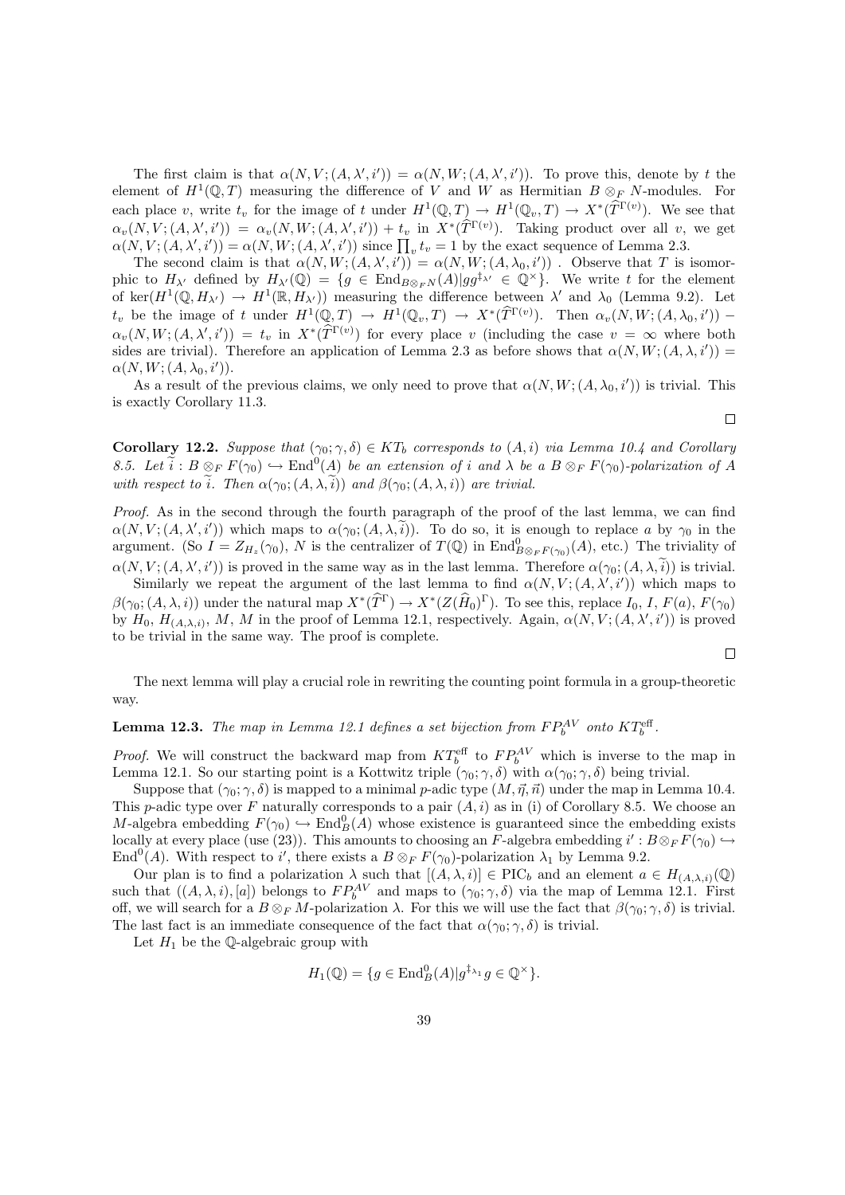The first claim is that $\alpha(N, V; (A, \lambda', i')) = \alpha(N, W; (A, \lambda', i'))$. To prove this, denote by $t$ the element of $H^1(\mathbb{Q}, T)$ measuring the difference of $V$ and $W$ as Hermitian $B \otimes_F N$-modules. For each place $v$, write $t_v$ for the image of $t$ under $H^1(\mathbb{Q}, T) \to H^1(\mathbb{Q}_v, T) \to X^*(\widehat{T}^{\Gamma(v)})$. We see that $\alpha_v(N, V; (A, \lambda', i')) = \alpha_v(N, W; (A, \lambda', i')) + t_v$ in $X^*(\widehat{T}^{\Gamma(v)})$. Taking product over all $v$, we get $\alpha(N, V; (A, \lambda', i')) = \alpha(N, W; (A, \lambda', i'))$ since $\prod_v t_v = 1$ by the exact sequence of Lemma 2.3.

The second claim is that $\alpha(N, W; (A, \lambda', i')) = \alpha(N, W; (A, \lambda_0, i'))$ . Observe that $T$ is isomorphic to $H_{\lambda'}$ defined by $H_{\lambda'}(\mathbb{Q}) = \{g \in \mathrm{End}_{B\otimes_F N}(A) | gg^{\ddagger_{\lambda'}} \in \mathbb{Q}^\times\}$. We write $t$ for the element of $\ker(H^1(\mathbb{Q}, H_{\lambda'}) \to H^1(\mathbb{R}, H_{\lambda'}))$ measuring the difference between $\lambda'$ and $\lambda_0$ (Lemma 9.2). Let $t_v$ be the image of $t$ under $H^1(\mathbb{Q}, T) \to H^1(\mathbb{Q}_v, T) \to X^*(\widehat{T}^{\Gamma(v)})$. Then $\alpha_v(N, W; (A, \lambda_0, i')) - \alpha_v(N, W; (A, \lambda', i')) = t_v$ in $X^*(\widehat{T}^{\Gamma(v)})$ for every place $v$ (including the case $v = \infty$ where both sides are trivial). Therefore an application of Lemma 2.3 as before shows that $\alpha(N, W; (A, \lambda, i')) = \alpha(N, W; (A, \lambda_0, i'))$.

As a result of the previous claims, we only need to prove that $\alpha(N, W; (A, \lambda_0, i'))$ is trivial. This is exactly Corollary 11.3. $\square$

**Corollary 12.2.** *Suppose that $(\gamma_0; \gamma, \delta) \in KT_b$ corresponds to $(A, i)$ via Lemma 10.4 and Corollary 8.5. Let $\widetilde{i} : B \otimes_F F(\gamma_0) \hookrightarrow \mathrm{End}^0(A)$ be an extension of $i$ and $\lambda$ be a $B \otimes_F F(\gamma_0)$-polarization of $A$ with respect to $\widetilde{i}$. Then $\alpha(\gamma_0; (A, \lambda, \widetilde{i}))$ and $\beta(\gamma_0; (A, \lambda, i))$ are trivial.*

*Proof.* As in the second through the fourth paragraph of the proof of the last lemma, we can find $\alpha(N, V; (A, \lambda', i'))$ which maps to $\alpha(\gamma_0; (A, \lambda, \widetilde{i}))$. To do so, it is enough to replace $a$ by $\gamma_0$ in the argument. (So $I = Z_{H_z}(\gamma_0)$, $N$ is the centralizer of $T(\mathbb{Q})$ in $\mathrm{End}^0_{B\otimes_F F(\gamma_0)}(A)$, etc.) The triviality of $\alpha(N, V; (A, \lambda', i'))$ is proved in the same way as in the last lemma. Therefore $\alpha(\gamma_0; (A, \lambda, \widetilde{i}))$ is trivial.

Similarly we repeat the argument of the last lemma to find $\alpha(N, V; (A, \lambda', i'))$ which maps to $\beta(\gamma_0; (A, \lambda, i))$ under the natural map $X^*(\widehat{T}^\Gamma) \to X^*(Z(\widehat{H}_0)^\Gamma)$. To see this, replace $I_0$, $I$, $F(a)$, $F(\gamma_0)$ by $H_0$, $H_{(A,\lambda,i)}$, $M$, $M$ in the proof of Lemma 12.1, respectively. Again, $\alpha(N, V; (A, \lambda', i'))$ is proved to be trivial in the same way. The proof is complete. $\square$

The next lemma will play a crucial role in rewriting the counting point formula in a group-theoretic way.

**Lemma 12.3.** *The map in Lemma 12.1 defines a set bijection from $FP_b^{AV}$ onto $KT_b^{\mathrm{eff}}$.*

*Proof.* We will construct the backward map from $KT_b^{\mathrm{eff}}$ to $FP_b^{AV}$ which is inverse to the map in Lemma 12.1. So our starting point is a Kottwitz triple $(\gamma_0; \gamma, \delta)$ with $\alpha(\gamma_0; \gamma, \delta)$ being trivial.

Suppose that $(\gamma_0; \gamma, \delta)$ is mapped to a minimal $p$-adic type $(M, \vec{\eta}, \vec{n})$ under the map in Lemma 10.4. This $p$-adic type over $F$ naturally corresponds to a pair $(A, i)$ as in (i) of Corollary 8.5. We choose an $M$-algebra embedding $F(\gamma_0) \hookrightarrow \mathrm{End}^0_B(A)$ whose existence is guaranteed since the embedding exists locally at every place (use (23)). This amounts to choosing an $F$-algebra embedding $i' : B \otimes_F F(\gamma_0) \hookrightarrow \mathrm{End}^0(A)$. With respect to $i'$, there exists a $B \otimes_F F(\gamma_0)$-polarization $\lambda_1$ by Lemma 9.2.

Our plan is to find a polarization $\lambda$ such that $[(A, \lambda, i)] \in \mathrm{PIC}_b$ and an element $a \in H_{(A,\lambda,i)}(\mathbb{Q})$ such that $((A, \lambda, i), [a])$ belongs to $FP_b^{AV}$ and maps to $(\gamma_0; \gamma, \delta)$ via the map of Lemma 12.1. First off, we will search for a $B \otimes_F M$-polarization $\lambda$. For this we will use the fact that $\beta(\gamma_0; \gamma, \delta)$ is trivial. The last fact is an immediate consequence of the fact that $\alpha(\gamma_0; \gamma, \delta)$ is trivial.

Let $H_1$ be the $\mathbb{Q}$-algebraic group with

$$H_1(\mathbb{Q}) = \{g \in \mathrm{End}^0_B(A) | g^{\ddagger_{\lambda_1}} g \in \mathbb{Q}^\times\}.$$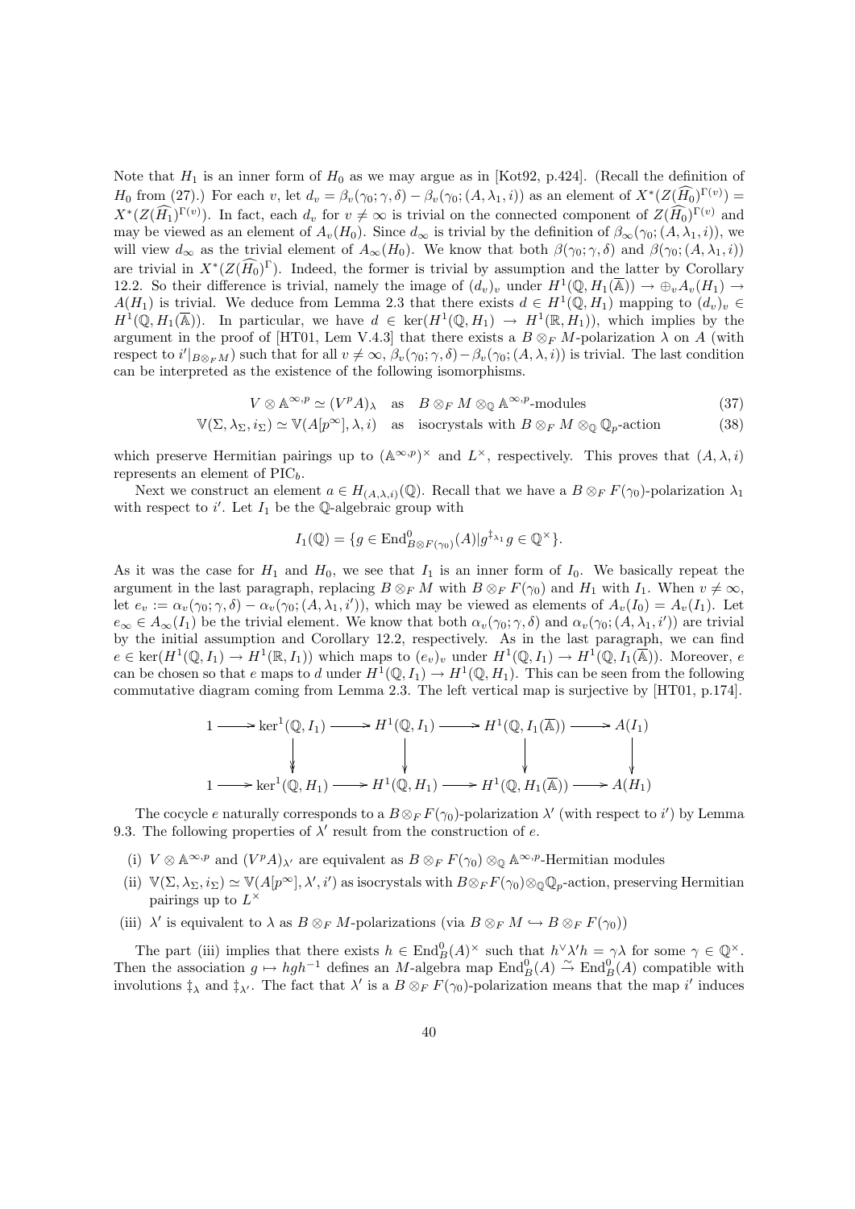Note that $H_1$ is an inner form of $H_0$ as we may argue as in [Kot92, p.424]. (Recall the definition of $H_0$ from (27).) For each $v$, let $d_v = \beta_v(\gamma_0; \gamma, \delta) - \beta_v(\gamma_0; (A, \lambda_1, i))$ as an element of $X^*(Z(\widehat{H_0})^{\Gamma(v)}) = X^*(Z(\widehat{H_1})^{\Gamma(v)})$. In fact, each $d_v$ for $v \neq \infty$ is trivial on the connected component of $Z(\widehat{H_0})^{\Gamma(v)}$ and may be viewed as an element of $A_v(H_0)$. Since $d_\infty$ is trivial by the definition of $\beta_\infty(\gamma_0; (A, \lambda_1, i))$, we will view $d_\infty$ as the trivial element of $A_\infty(H_0)$. We know that both $\beta(\gamma_0; \gamma, \delta)$ and $\beta(\gamma_0; (A, \lambda_1, i))$ are trivial in $X^*(Z(\widehat{H_0})^\Gamma)$. Indeed, the former is trivial by assumption and the latter by Corollary 12.2. So their difference is trivial, namely the image of $(d_v)_v$ under $H^1(\mathbb{Q}, H_1(\overline{\mathbb{A}})) \to \oplus_v A_v(H_1) \to A(H_1)$ is trivial. We deduce from Lemma 2.3 that there exists $d \in H^1(\mathbb{Q}, H_1)$ mapping to $(d_v)_v \in H^1(\mathbb{Q}, H_1(\overline{\mathbb{A}}))$. In particular, we have $d \in \ker(H^1(\mathbb{Q}, H_1) \to H^1(\mathbb{R}, H_1))$, which implies by the argument in the proof of [HT01, Lem V.4.3] that there exists a $B \otimes_F M$-polarization $\lambda$ on $A$ (with respect to $i'|_{B\otimes_F M}$) such that for all $v \neq \infty$, $\beta_v(\gamma_0; \gamma, \delta) - \beta_v(\gamma_0; (A, \lambda, i))$ is trivial. The last condition can be interpreted as the existence of the following isomorphisms.

$$V \otimes \mathbb{A}^{\infty,p} \simeq (V^p A)_\lambda \quad \text{as} \quad B \otimes_F M \otimes_{\mathbb{Q}} \mathbb{A}^{\infty,p}\text{-modules} \tag{37}$$

$$\mathbb{V}(\Sigma, \lambda_\Sigma, i_\Sigma) \simeq \mathbb{V}(A[p^\infty], \lambda, i) \quad \text{as} \quad \text{isocrystals with } B \otimes_F M \otimes_{\mathbb{Q}} \mathbb{Q}_p\text{-action} \tag{38}$$

which preserve Hermitian pairings up to $(\mathbb{A}^{\infty,p})^\times$ and $L^\times$, respectively. This proves that $(A, \lambda, i)$ represents an element of $\mathrm{PIC}_b$.

Next we construct an element $a \in H_{(A,\lambda,i)}(\mathbb{Q})$. Recall that we have a $B \otimes_F F(\gamma_0)$-polarization $\lambda_1$ with respect to $i'$. Let $I_1$ be the $\mathbb{Q}$-algebraic group with

$$I_1(\mathbb{Q}) = \{g \in \mathrm{End}^0_{B\otimes F(\gamma_0)}(A) | g^{\ddagger_{\lambda_1}} g \in \mathbb{Q}^\times\}.$$

As it was the case for $H_1$ and $H_0$, we see that $I_1$ is an inner form of $I_0$. We basically repeat the argument in the last paragraph, replacing $B \otimes_F M$ with $B \otimes_F F(\gamma_0)$ and $H_1$ with $I_1$. When $v \neq \infty$, let $e_v := \alpha_v(\gamma_0; \gamma, \delta) - \alpha_v(\gamma_0; (A, \lambda_1, i'))$, which may be viewed as elements of $A_v(I_0) = A_v(I_1)$. Let $e_\infty \in A_\infty(I_1)$ be the trivial element. We know that both $\alpha_v(\gamma_0; \gamma, \delta)$ and $\alpha_v(\gamma_0; (A, \lambda_1, i'))$ are trivial by the initial assumption and Corollary 12.2, respectively. As in the last paragraph, we can find $e \in \ker(H^1(\mathbb{Q}, I_1) \to H^1(\mathbb{R}, I_1))$ which maps to $(e_v)_v$ under $H^1(\mathbb{Q}, I_1) \to H^1(\mathbb{Q}, I_1(\overline{\mathbb{A}}))$. Moreover, $e$ can be chosen so that $e$ maps to $d$ under $H^1(\mathbb{Q}, I_1) \to H^1(\mathbb{Q}, H_1)$. This can be seen from the following commutative diagram coming from Lemma 2.3. The left vertical map is surjective by [HT01, p.174].

$$\begin{array}{ccccccccc}
1 & \longrightarrow & \ker^1(\mathbb{Q}, I_1) & \longrightarrow & H^1(\mathbb{Q}, I_1) & \longrightarrow & H^1(\mathbb{Q}, I_1(\overline{\mathbb{A}})) & \longrightarrow & A(I_1) \\
 & & \downarrow & & \downarrow & & \downarrow & & \downarrow \\
1 & \longrightarrow & \ker^1(\mathbb{Q}, H_1) & \longrightarrow & H^1(\mathbb{Q}, H_1) & \longrightarrow & H^1(\mathbb{Q}, H_1(\overline{\mathbb{A}})) & \longrightarrow & A(H_1)
\end{array}$$

The cocycle $e$ naturally corresponds to a $B \otimes_F F(\gamma_0)$-polarization $\lambda'$ (with respect to $i'$) by Lemma 9.3. The following properties of $\lambda'$ result from the construction of $e$.

(i) $V \otimes \mathbb{A}^{\infty,p}$ and $(V^p A)_{\lambda'}$ are equivalent as $B \otimes_F F(\gamma_0) \otimes_{\mathbb{Q}} \mathbb{A}^{\infty,p}$-Hermitian modules

(ii) $\mathbb{V}(\Sigma, \lambda_\Sigma, i_\Sigma) \simeq \mathbb{V}(A[p^\infty], \lambda', i')$ as isocrystals with $B \otimes_F F(\gamma_0) \otimes_{\mathbb{Q}} \mathbb{Q}_p$-action, preserving Hermitian pairings up to $L^\times$

(iii) $\lambda'$ is equivalent to $\lambda$ as $B \otimes_F M$-polarizations (via $B \otimes_F M \hookrightarrow B \otimes_F F(\gamma_0)$)

The part (iii) implies that there exists $h \in \mathrm{End}^0_B(A)^\times$ such that $h^\vee \lambda' h = \gamma \lambda$ for some $\gamma \in \mathbb{Q}^\times$. Then the association $g \mapsto hgh^{-1}$ defines an $M$-algebra map $\mathrm{End}^0_B(A) \xrightarrow{\sim} \mathrm{End}^0_B(A)$ compatible with involutions $\ddagger_\lambda$ and $\ddagger_{\lambda'}$. The fact that $\lambda'$ is a $B \otimes_F F(\gamma_0)$-polarization means that the map $i'$ induces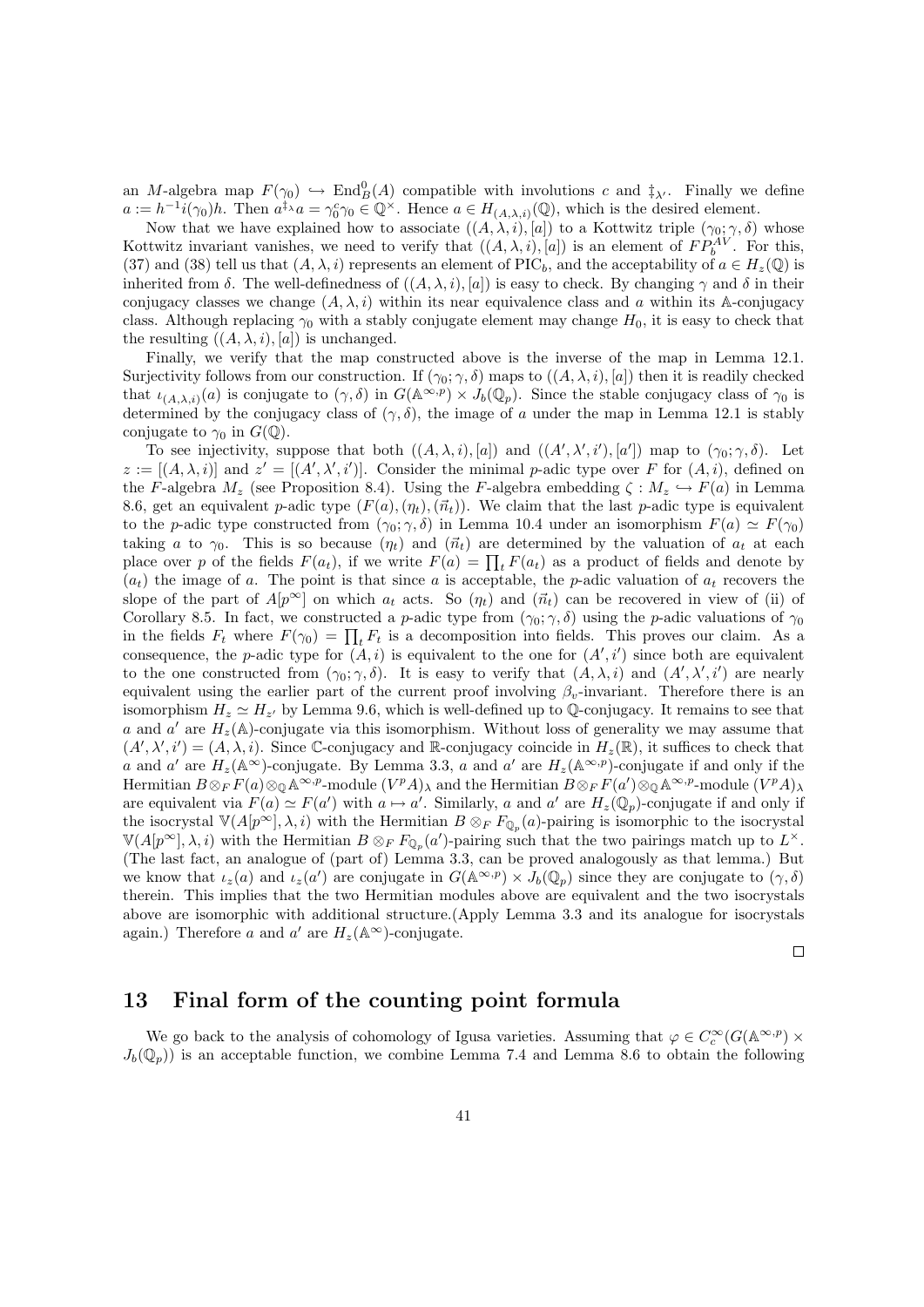an $M$-algebra map $F(\gamma_0) \hookrightarrow \mathrm{End}_B^0(A)$ compatible with involutions $c$ and $\ddagger_{\lambda'}$. Finally we define $a := h^{-1}i(\gamma_0)h$. Then $a^{\ddagger_\lambda}a = \gamma_0^c\gamma_0 \in \mathbb{Q}^\times$. Hence $a \in H_{(A,\lambda,i)}(\mathbb{Q})$, which is the desired element.

Now that we have explained how to associate $((A,\lambda,i),[a])$ to a Kottwitz triple $(\gamma_0;\gamma,\delta)$ whose Kottwitz invariant vanishes, we need to verify that $((A,\lambda,i),[a])$ is an element of $FP_b^{AV}$. For this, (37) and (38) tell us that $(A,\lambda,i)$ represents an element of $\mathrm{PIC}_b$, and the acceptability of $a \in H_z(\mathbb{Q})$ is inherited from $\delta$. The well-definedness of $((A,\lambda,i),[a])$ is easy to check. By changing $\gamma$ and $\delta$ in their conjugacy classes we change $(A,\lambda,i)$ within its near equivalence class and $a$ within its $\mathbb{A}$-conjugacy class. Although replacing $\gamma_0$ with a stably conjugate element may change $H_0$, it is easy to check that the resulting $((A,\lambda,i),[a])$ is unchanged.

Finally, we verify that the map constructed above is the inverse of the map in Lemma 12.1. Surjectivity follows from our construction. If $(\gamma_0;\gamma,\delta)$ maps to $((A,\lambda,i),[a])$ then it is readily checked that $\iota_{(A,\lambda,i)}(a)$ is conjugate to $(\gamma,\delta)$ in $G(\mathbb{A}^{\infty,p}) \times J_b(\mathbb{Q}_p)$. Since the stable conjugacy class of $\gamma_0$ is determined by the conjugacy class of $(\gamma,\delta)$, the image of $a$ under the map in Lemma 12.1 is stably conjugate to $\gamma_0$ in $G(\mathbb{Q})$.

To see injectivity, suppose that both $((A,\lambda,i),[a])$ and $((A',\lambda',i'),[a'])$ map to $(\gamma_0;\gamma,\delta)$. Let $z := [(A,\lambda,i)]$ and $z' = [(A',\lambda',i')]$. Consider the minimal $p$-adic type over $F$ for $(A,i)$, defined on the $F$-algebra $M_z$ (see Proposition 8.4). Using the $F$-algebra embedding $\zeta : M_z \hookrightarrow F(a)$ in Lemma 8.6, get an equivalent $p$-adic type $(F(a),(\eta_t),(\vec{n}_t))$. We claim that the last $p$-adic type is equivalent to the $p$-adic type constructed from $(\gamma_0;\gamma,\delta)$ in Lemma 10.4 under an isomorphism $F(a) \simeq F(\gamma_0)$ taking $a$ to $\gamma_0$. This is so because $(\eta_t)$ and $(\vec{n}_t)$ are determined by the valuation of $a_t$ at each place over $p$ of the fields $F(a_t)$, if we write $F(a) = \prod_t F(a_t)$ as a product of fields and denote by $(a_t)$ the image of $a$. The point is that since $a$ is acceptable, the $p$-adic valuation of $a_t$ recovers the slope of the part of $A[p^\infty]$ on which $a_t$ acts. So $(\eta_t)$ and $(\vec{n}_t)$ can be recovered in view of (ii) of Corollary 8.5. In fact, we constructed a $p$-adic type from $(\gamma_0;\gamma,\delta)$ using the $p$-adic valuations of $\gamma_0$ in the fields $F_t$ where $F(\gamma_0) = \prod_t F_t$ is a decomposition into fields. This proves our claim. As a consequence, the $p$-adic type for $(A,i)$ is equivalent to the one for $(A',i')$ since both are equivalent to the one constructed from $(\gamma_0;\gamma,\delta)$. It is easy to verify that $(A,\lambda,i)$ and $(A',\lambda',i')$ are nearly equivalent using the earlier part of the current proof involving $\beta_v$-invariant. Therefore there is an isomorphism $H_z \simeq H_{z'}$ by Lemma 9.6, which is well-defined up to $\mathbb{Q}$-conjugacy. It remains to see that $a$ and $a'$ are $H_z(\mathbb{A})$-conjugate via this isomorphism. Without loss of generality we may assume that $(A',\lambda',i') = (A,\lambda,i)$. Since $\mathbb{C}$-conjugacy and $\mathbb{R}$-conjugacy coincide in $H_z(\mathbb{R})$, it suffices to check that $a$ and $a'$ are $H_z(\mathbb{A}^\infty)$-conjugate. By Lemma 3.3, $a$ and $a'$ are $H_z(\mathbb{A}^{\infty,p})$-conjugate if and only if the Hermitian $B\otimes_F F(a)\otimes_{\mathbb{Q}}\mathbb{A}^{\infty,p}$-module $(V^pA)_\lambda$ and the Hermitian $B\otimes_F F(a')\otimes_{\mathbb{Q}}\mathbb{A}^{\infty,p}$-module $(V^pA)_\lambda$ are equivalent via $F(a) \simeq F(a')$ with $a \mapsto a'$. Similarly, $a$ and $a'$ are $H_z(\mathbb{Q}_p)$-conjugate if and only if the isocrystal $\mathbb{V}(A[p^\infty],\lambda,i)$ with the Hermitian $B\otimes_F F_{\mathbb{Q}_p}(a)$-pairing is isomorphic to the isocrystal $\mathbb{V}(A[p^\infty],\lambda,i)$ with the Hermitian $B\otimes_F F_{\mathbb{Q}_p}(a')$-pairing such that the two pairings match up to $L^\times$. (The last fact, an analogue of (part of) Lemma 3.3, can be proved analogously as that lemma.) But we know that $\iota_z(a)$ and $\iota_z(a')$ are conjugate in $G(\mathbb{A}^{\infty,p}) \times J_b(\mathbb{Q}_p)$ since they are conjugate to $(\gamma,\delta)$ therein. This implies that the two Hermitian modules above are equivalent and the two isocrystals above are isomorphic with additional structure.(Apply Lemma 3.3 and its analogue for isocrystals again.) Therefore $a$ and $a'$ are $H_z(\mathbb{A}^\infty)$-conjugate.

□

## 13 Final form of the counting point formula

We go back to the analysis of cohomology of Igusa varieties. Assuming that $\varphi \in C_c^\infty(G(\mathbb{A}^{\infty,p}) \times J_b(\mathbb{Q}_p))$ is an acceptable function, we combine Lemma 7.4 and Lemma 8.6 to obtain the following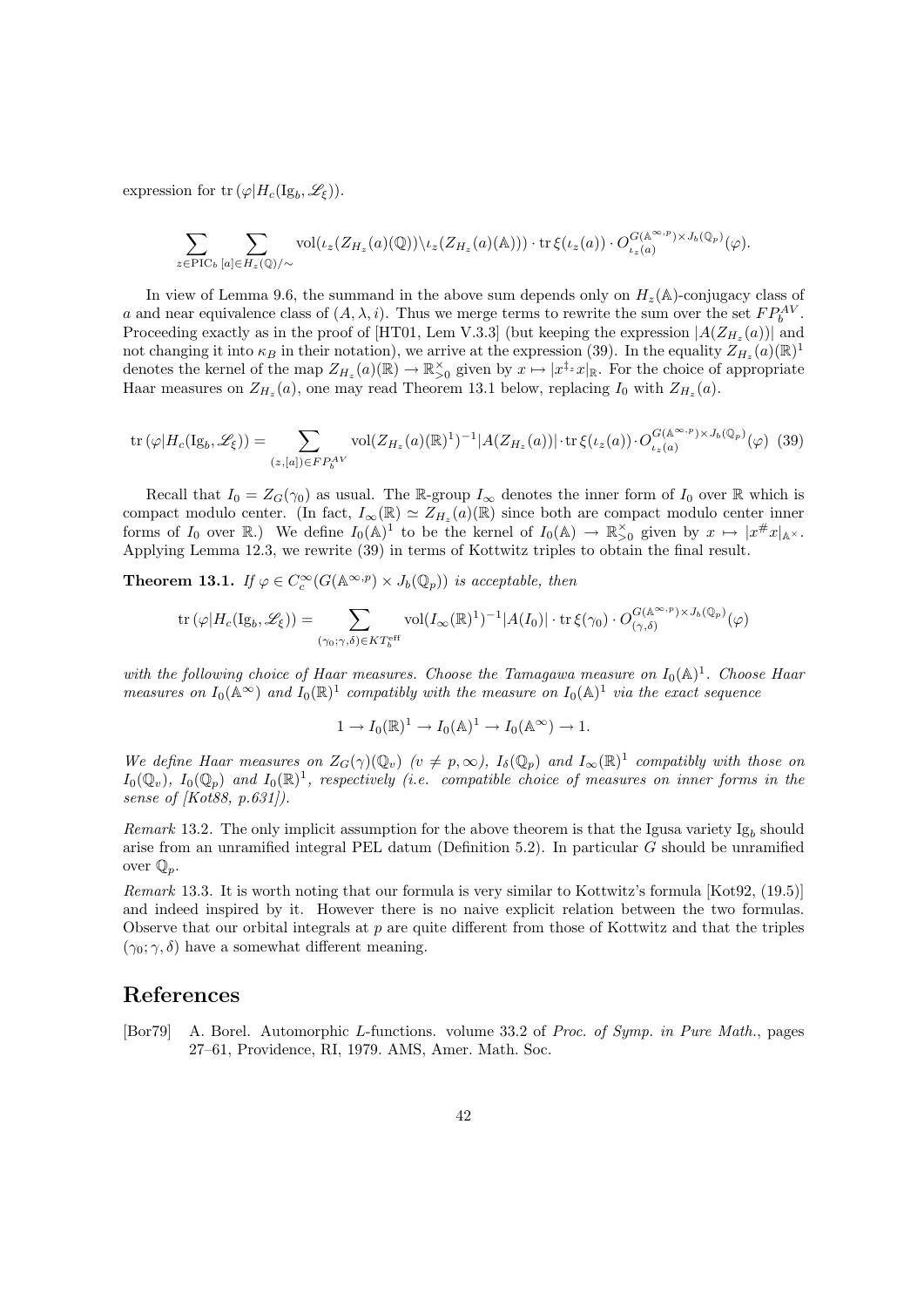expression for $\mathrm{tr}\,(\varphi|H_c(\mathrm{Ig}_b, \mathscr{L}_\xi))$.

$$\sum_{z\in \mathrm{PIC}_b} \sum_{[a]\in H_z(\mathbb{Q})/\sim} \mathrm{vol}(\iota_z(Z_{H_z}(a)(\mathbb{Q}))\backslash \iota_z(Z_{H_z}(a)(\mathbb{A}))) \cdot \mathrm{tr}\,\xi(\iota_z(a)) \cdot O^{G(\mathbb{A}^{\infty,p})\times J_b(\mathbb{Q}_p)}_{\iota_z(a)}(\varphi).$$

In view of Lemma 9.6, the summand in the above sum depends only on $H_z(\mathbb{A})$-conjugacy class of $a$ and near equivalence class of $(A, \lambda, i)$. Thus we merge terms to rewrite the sum over the set $FP^{AV}_b$. Proceeding exactly as in the proof of [HT01, Lem V.3.3] (but keeping the expression $|A(Z_{H_z}(a))|$ and not changing it into $\kappa_B$ in their notation), we arrive at the expression (39). In the equality $Z_{H_z}(a)(\mathbb{R})^1$ denotes the kernel of the map $Z_{H_z}(a)(\mathbb{R}) \to \mathbb{R}^\times_{>0}$ given by $x \mapsto |x^{\ddagger_z} x|_{\mathbb{R}}$. For the choice of appropriate Haar measures on $Z_{H_z}(a)$, one may read Theorem 13.1 below, replacing $I_0$ with $Z_{H_z}(a)$.

$$\mathrm{tr}\,(\varphi|H_c(\mathrm{Ig}_b, \mathscr{L}_\xi)) = \sum_{(z,[a])\in FP^{AV}_b} \mathrm{vol}(Z_{H_z}(a)(\mathbb{R})^1)^{-1} |A(Z_{H_z}(a))| \cdot \mathrm{tr}\,\xi(\iota_z(a)) \cdot O^{G(\mathbb{A}^{\infty,p})\times J_b(\mathbb{Q}_p)}_{\iota_z(a)}(\varphi) \quad (39)$$

Recall that $I_0 = Z_G(\gamma_0)$ as usual. The $\mathbb{R}$-group $I_\infty$ denotes the inner form of $I_0$ over $\mathbb{R}$ which is compact modulo center. (In fact, $I_\infty(\mathbb{R}) \simeq Z_{H_z}(a)(\mathbb{R})$ since both are compact modulo center inner forms of $I_0$ over $\mathbb{R}$.) We define $I_0(\mathbb{A})^1$ to be the kernel of $I_0(\mathbb{A}) \to \mathbb{R}^\times_{>0}$ given by $x \mapsto |x^\# x|_{\mathbb{A}^\times}$. Applying Lemma 12.3, we rewrite (39) in terms of Kottwitz triples to obtain the final result.

**Theorem 13.1.** *If $\varphi \in C^\infty_c(G(\mathbb{A}^{\infty,p}) \times J_b(\mathbb{Q}_p))$ is acceptable, then*

$$\mathrm{tr}\,(\varphi|H_c(\mathrm{Ig}_b, \mathscr{L}_\xi)) = \sum_{(\gamma_0;\gamma,\delta)\in KT^{\mathrm{eff}}_b} \mathrm{vol}(I_\infty(\mathbb{R})^1)^{-1} |A(I_0)| \cdot \mathrm{tr}\,\xi(\gamma_0) \cdot O^{G(\mathbb{A}^{\infty,p})\times J_b(\mathbb{Q}_p)}_{(\gamma,\delta)}(\varphi)$$

*with the following choice of Haar measures. Choose the Tamagawa measure on $I_0(\mathbb{A})^1$. Choose Haar measures on $I_0(\mathbb{A}^\infty)$ and $I_0(\mathbb{R})^1$ compatibly with the measure on $I_0(\mathbb{A})^1$ via the exact sequence*

$$1 \to I_0(\mathbb{R})^1 \to I_0(\mathbb{A})^1 \to I_0(\mathbb{A}^\infty) \to 1.$$

*We define Haar measures on $Z_G(\gamma)(\mathbb{Q}_v)$ ($v \neq p, \infty$), $I_\delta(\mathbb{Q}_p)$ and $I_\infty(\mathbb{R})^1$ compatibly with those on $I_0(\mathbb{Q}_v)$, $I_0(\mathbb{Q}_p)$ and $I_0(\mathbb{R})^1$, respectively (i.e. compatible choice of measures on inner forms in the sense of [Kot88, p.631]).*

*Remark* 13.2. The only implicit assumption for the above theorem is that the Igusa variety $\mathrm{Ig}_b$ should arise from an unramified integral PEL datum (Definition 5.2). In particular $G$ should be unramified over $\mathbb{Q}_p$.

*Remark* 13.3. It is worth noting that our formula is very similar to Kottwitz's formula [Kot92, (19.5)] and indeed inspired by it. However there is no naive explicit relation between the two formulas. Observe that our orbital integrals at $p$ are quite different from those of Kottwitz and that the triples $(\gamma_0; \gamma, \delta)$ have a somewhat different meaning.

# References

[Bor79] A. Borel. Automorphic $L$-functions. volume 33.2 of *Proc. of Symp. in Pure Math.*, pages 27–61, Providence, RI, 1979. AMS, Amer. Math. Soc.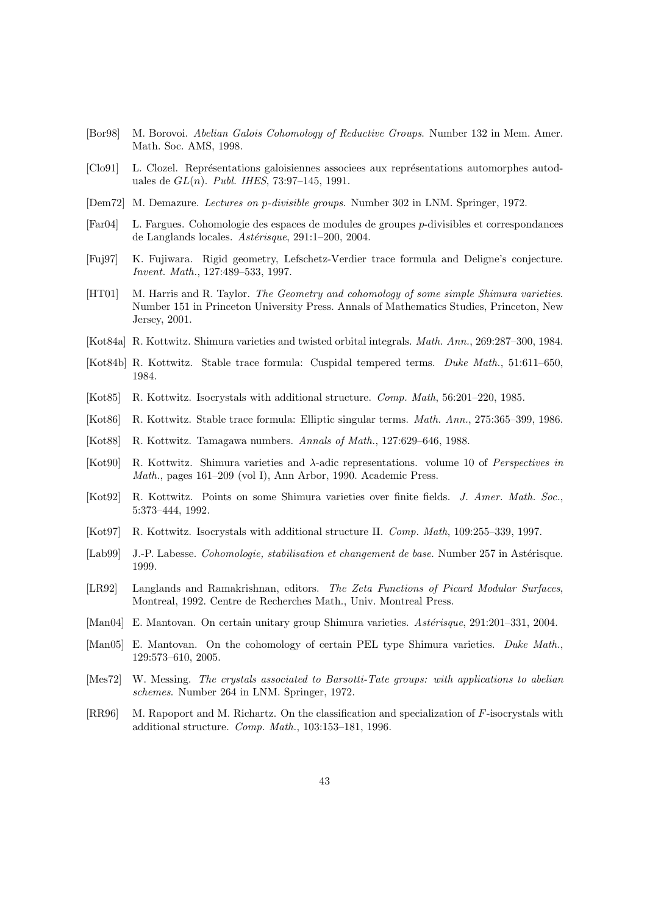[Bor98] M. Borovoi. *Abelian Galois Cohomology of Reductive Groups*. Number 132 in Mem. Amer. Math. Soc. AMS, 1998.

[Clo91] L. Clozel. Représentations galoisiennes associees aux représentations automorphes autoduales de $GL(n)$. *Publ. IHES*, 73:97–145, 1991.

[Dem72] M. Demazure. *Lectures on p-divisible groups*. Number 302 in LNM. Springer, 1972.

[Far04] L. Fargues. Cohomologie des espaces de modules de groupes $p$-divisibles et correspondances de Langlands locales. *Astérisque*, 291:1–200, 2004.

[Fuj97] K. Fujiwara. Rigid geometry, Lefschetz-Verdier trace formula and Deligne's conjecture. *Invent. Math.*, 127:489–533, 1997.

[HT01] M. Harris and R. Taylor. *The Geometry and cohomology of some simple Shimura varieties*. Number 151 in Princeton University Press. Annals of Mathematics Studies, Princeton, New Jersey, 2001.

[Kot84a] R. Kottwitz. Shimura varieties and twisted orbital integrals. *Math. Ann.*, 269:287–300, 1984.

[Kot84b] R. Kottwitz. Stable trace formula: Cuspidal tempered terms. *Duke Math.*, 51:611–650, 1984.

[Kot85] R. Kottwitz. Isocrystals with additional structure. *Comp. Math*, 56:201–220, 1985.

[Kot86] R. Kottwitz. Stable trace formula: Elliptic singular terms. *Math. Ann.*, 275:365–399, 1986.

[Kot88] R. Kottwitz. Tamagawa numbers. *Annals of Math.*, 127:629–646, 1988.

[Kot90] R. Kottwitz. Shimura varieties and $\lambda$-adic representations. volume 10 of *Perspectives in Math.*, pages 161–209 (vol I), Ann Arbor, 1990. Academic Press.

[Kot92] R. Kottwitz. Points on some Shimura varieties over finite fields. *J. Amer. Math. Soc.*, 5:373–444, 1992.

[Kot97] R. Kottwitz. Isocrystals with additional structure II. *Comp. Math*, 109:255–339, 1997.

[Lab99] J.-P. Labesse. *Cohomologie, stabilisation et changement de base*. Number 257 in Astérisque. 1999.

[LR92] Langlands and Ramakrishnan, editors. *The Zeta Functions of Picard Modular Surfaces*, Montreal, 1992. Centre de Recherches Math., Univ. Montreal Press.

[Man04] E. Mantovan. On certain unitary group Shimura varieties. *Astérisque*, 291:201–331, 2004.

[Man05] E. Mantovan. On the cohomology of certain PEL type Shimura varieties. *Duke Math.*, 129:573–610, 2005.

[Mes72] W. Messing. *The crystals associated to Barsotti-Tate groups: with applications to abelian schemes*. Number 264 in LNM. Springer, 1972.

[RR96] M. Rapoport and M. Richartz. On the classification and specialization of $F$-isocrystals with additional structure. *Comp. Math.*, 103:153–181, 1996.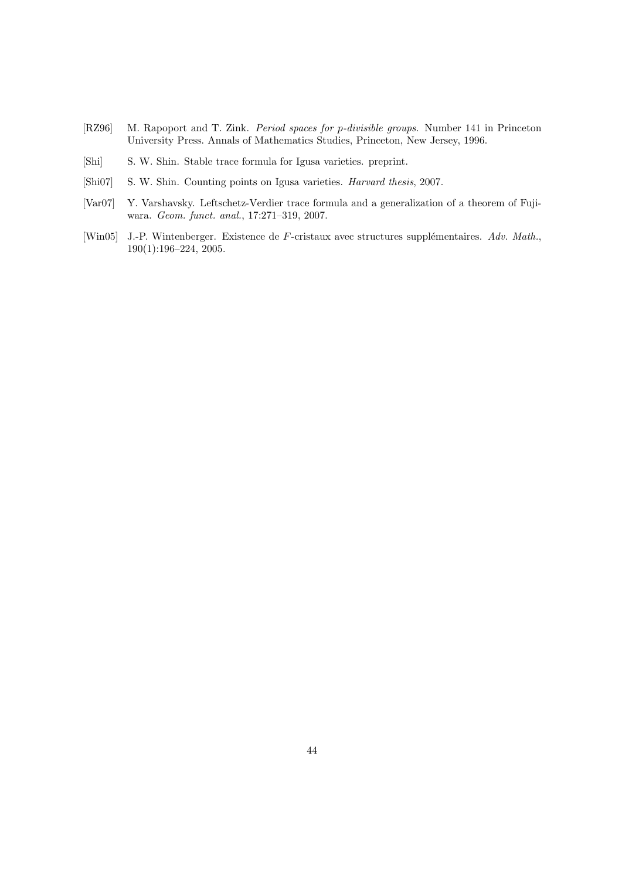[RZ96] M. Rapoport and T. Zink. *Period spaces for $p$-divisible groups.* Number 141 in Princeton University Press. Annals of Mathematics Studies, Princeton, New Jersey, 1996.

[Shi] S. W. Shin. Stable trace formula for Igusa varieties. preprint.

[Shi07] S. W. Shin. Counting points on Igusa varieties. *Harvard thesis*, 2007.

[Var07] Y. Varshavsky. Leftschetz-Verdier trace formula and a generalization of a theorem of Fujiwara. *Geom. funct. anal.*, 17:271–319, 2007.

[Win05] J.-P. Wintenberger. Existence de $F$-cristaux avec structures supplémentaires. *Adv. Math.*, 190(1):196–224, 2005.